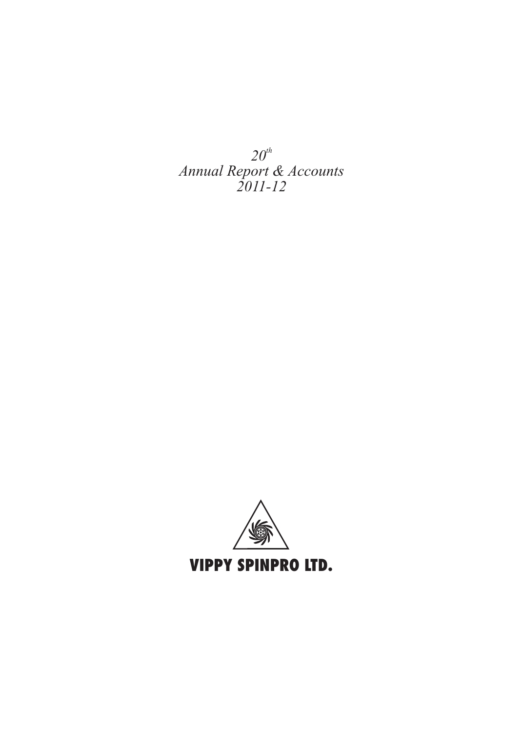*20th*
*Annual Report & Accounts*
*2011-12*

**VIPPY SPINPRO LTD.**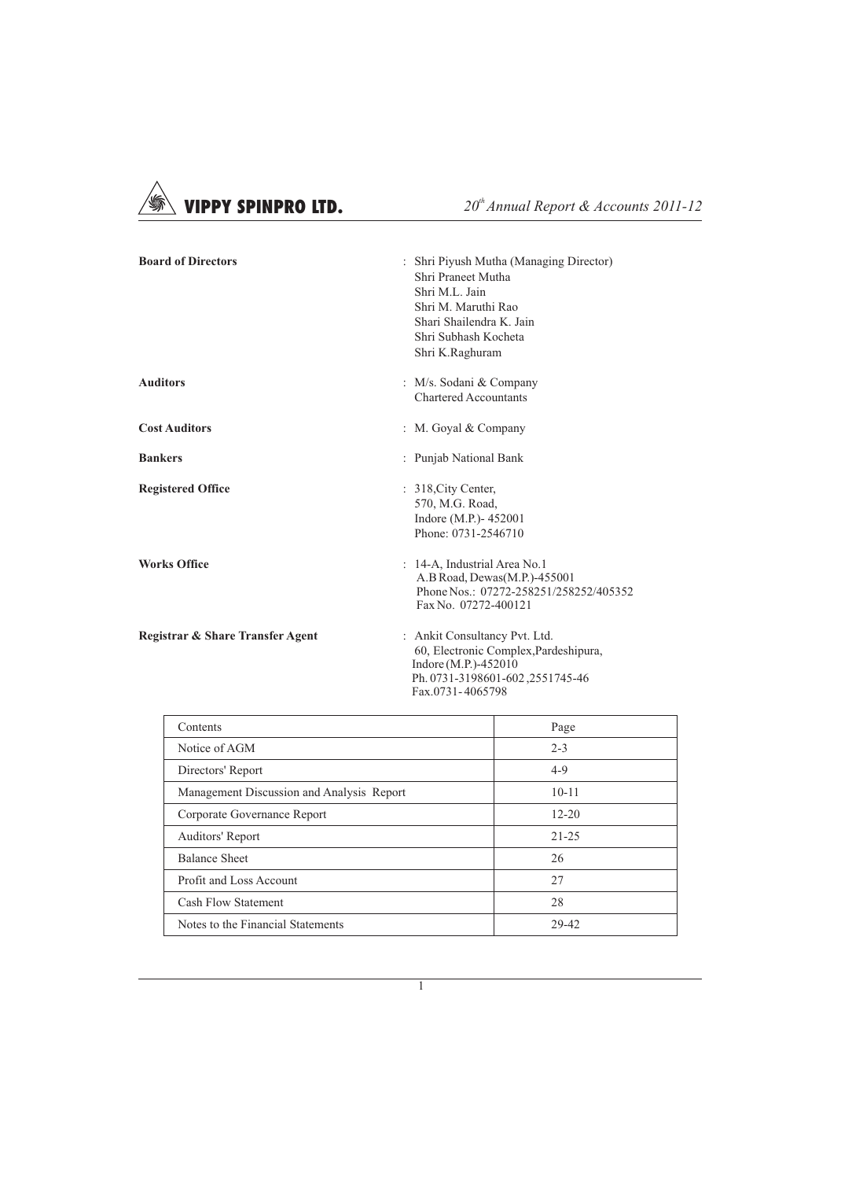| | |
|---|---|
| **Board of Directors** | : Shri Piyush Mutha (Managing Director)<br>Shri Praneet Mutha<br>Shri M.L. Jain<br>Shri M. Maruthi Rao<br>Shari Shailendra K. Jain<br>Shri Subhash Kocheta<br>Shri K.Raghuram |
| **Auditors** | : M/s. Sodani & Company<br>Chartered Accountants |
| **Cost Auditors** | : M. Goyal & Company |
| **Bankers** | : Punjab National Bank |
| **Registered Office** | : 318,City Center,<br>570, M.G. Road,<br>Indore (M.P.)- 452001<br>Phone: 0731-2546710 |
| **Works Office** | : 14-A, Industrial Area No.1<br>A.B Road, Dewas(M.P.)-455001<br>Phone Nos.: 07272-258251/258252/405352<br>Fax No. 07272-400121 |
| **Registrar & Share Transfer Agent** | : Ankit Consultancy Pvt. Ltd.<br>60, Electronic Complex,Pardeshipura,<br>Indore (M.P.)-452010<br>Ph. 0731-3198601-602 ,2551745-46<br>Fax.0731- 4065798 |

| Contents | Page |
|---|---|
| Notice of AGM | 2-3 |
| Directors' Report | 4-9 |
| Management Discussion and Analysis Report | 10-11 |
| Corporate Governance Report | 12-20 |
| Auditors' Report | 21-25 |
| Balance Sheet | 26 |
| Profit and Loss Account | 27 |
| Cash Flow Statement | 28 |
| Notes to the Financial Statements | 29-42 |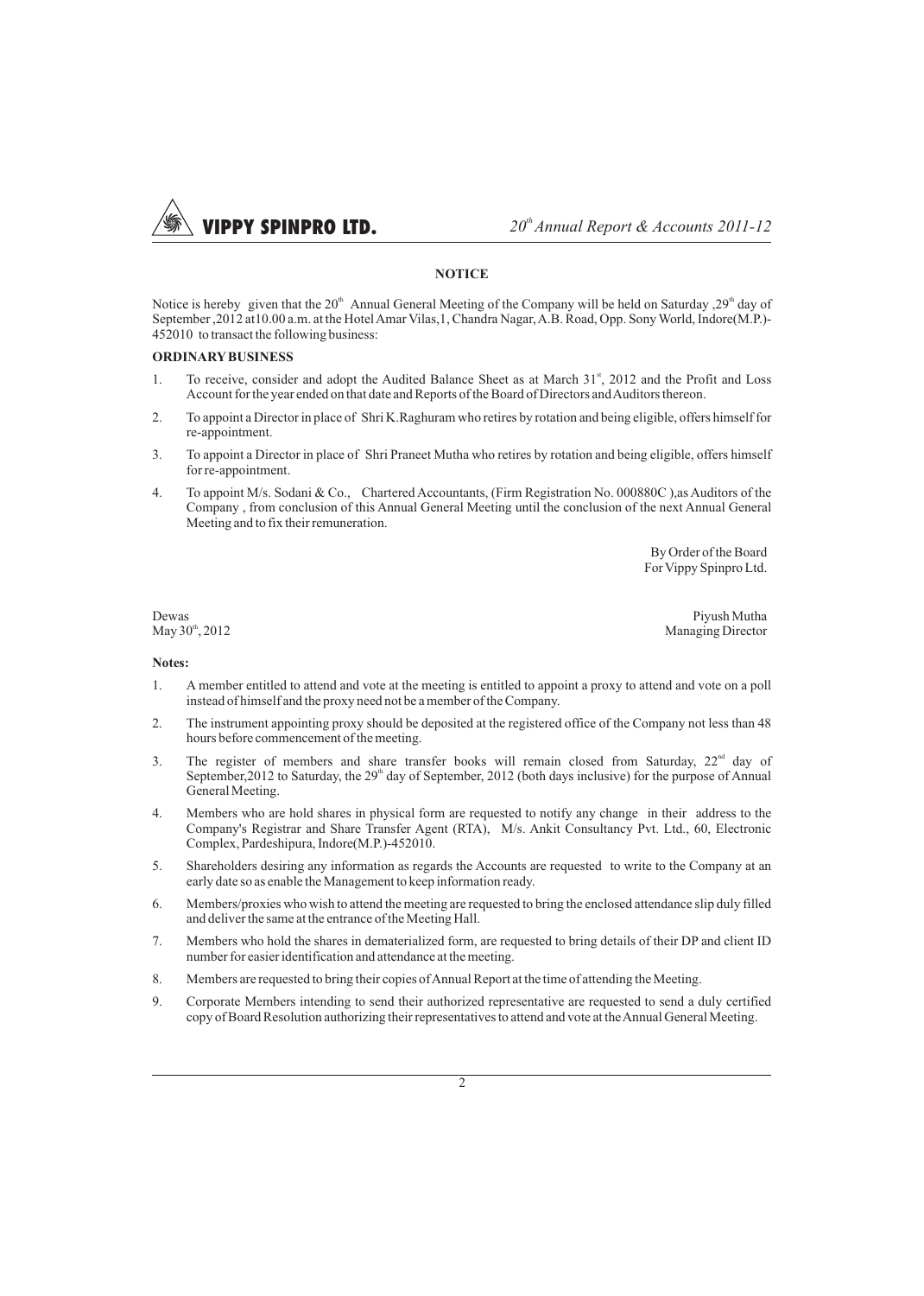## NOTICE

Notice is hereby given that the 20th Annual General Meeting of the Company will be held on Saturday ,29th day of September ,2012 at10.00 a.m. at the Hotel Amar Vilas,1, Chandra Nagar, A.B. Road, Opp. Sony World, Indore(M.P.)-452010 to transact the following business:

### ORDINARY BUSINESS

1. To receive, consider and adopt the Audited Balance Sheet as at March 31st, 2012 and the Profit and Loss Account for the year ended on that date and Reports of the Board of Directors and Auditors thereon.
2. To appoint a Director in place of Shri K.Raghuram who retires by rotation and being eligible, offers himself for re-appointment.
3. To appoint a Director in place of Shri Praneet Mutha who retires by rotation and being eligible, offers himself for re-appointment.
4. To appoint M/s. Sodani & Co., Chartered Accountants, (Firm Registration No. 000880C ),as Auditors of the Company , from conclusion of this Annual General Meeting until the conclusion of the next Annual General Meeting and to fix their remuneration.

By Order of the Board
For Vippy Spinpro Ltd.

Dewas
May 30th, 2012

Piyush Mutha
Managing Director

**Notes:**

1. A member entitled to attend and vote at the meeting is entitled to appoint a proxy to attend and vote on a poll instead of himself and the proxy need not be a member of the Company.
2. The instrument appointing proxy should be deposited at the registered office of the Company not less than 48 hours before commencement of the meeting.
3. The register of members and share transfer books will remain closed from Saturday, 22nd day of September,2012 to Saturday, the 29th day of September, 2012 (both days inclusive) for the purpose of Annual General Meeting.
4. Members who are hold shares in physical form are requested to notify any change in their address to the Company's Registrar and Share Transfer Agent (RTA), M/s. Ankit Consultancy Pvt. Ltd., 60, Electronic Complex, Pardeshipura, Indore(M.P.)-452010.
5. Shareholders desiring any information as regards the Accounts are requested to write to the Company at an early date so as enable the Management to keep information ready.
6. Members/proxies who wish to attend the meeting are requested to bring the enclosed attendance slip duly filled and deliver the same at the entrance of the Meeting Hall.
7. Members who hold the shares in dematerialized form, are requested to bring details of their DP and client ID number for easier identification and attendance at the meeting.
8. Members are requested to bring their copies of Annual Report at the time of attending the Meeting.
9. Corporate Members intending to send their authorized representative are requested to send a duly certified copy of Board Resolution authorizing their representatives to attend and vote at the Annual General Meeting.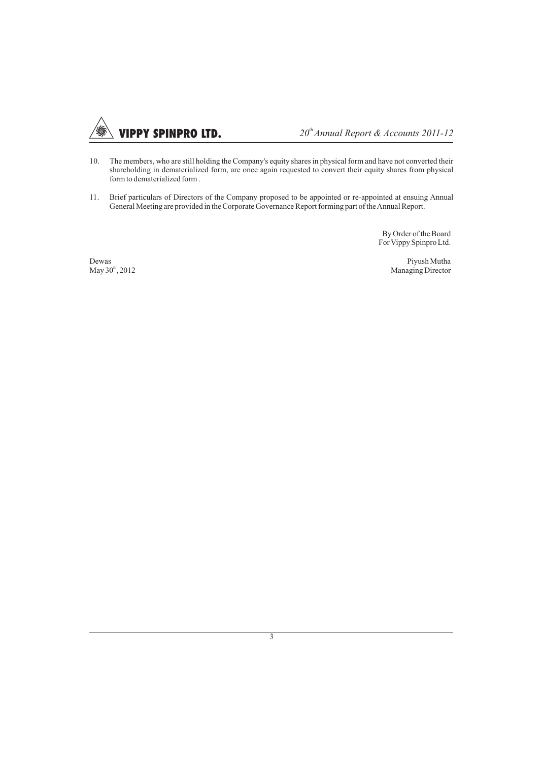10. The members, who are still holding the Company's equity shares in physical form and have not converted their shareholding in dematerialized form, are once again requested to convert their equity shares from physical form to dematerialized form .

11. Brief particulars of Directors of the Company proposed to be appointed or re-appointed at ensuing Annual General Meeting are provided in the Corporate Governance Report forming part of the Annual Report.

By Order of the Board
For Vippy Spinpro Ltd.

Dewas
May 30th, 2012

Piyush Mutha
Managing Director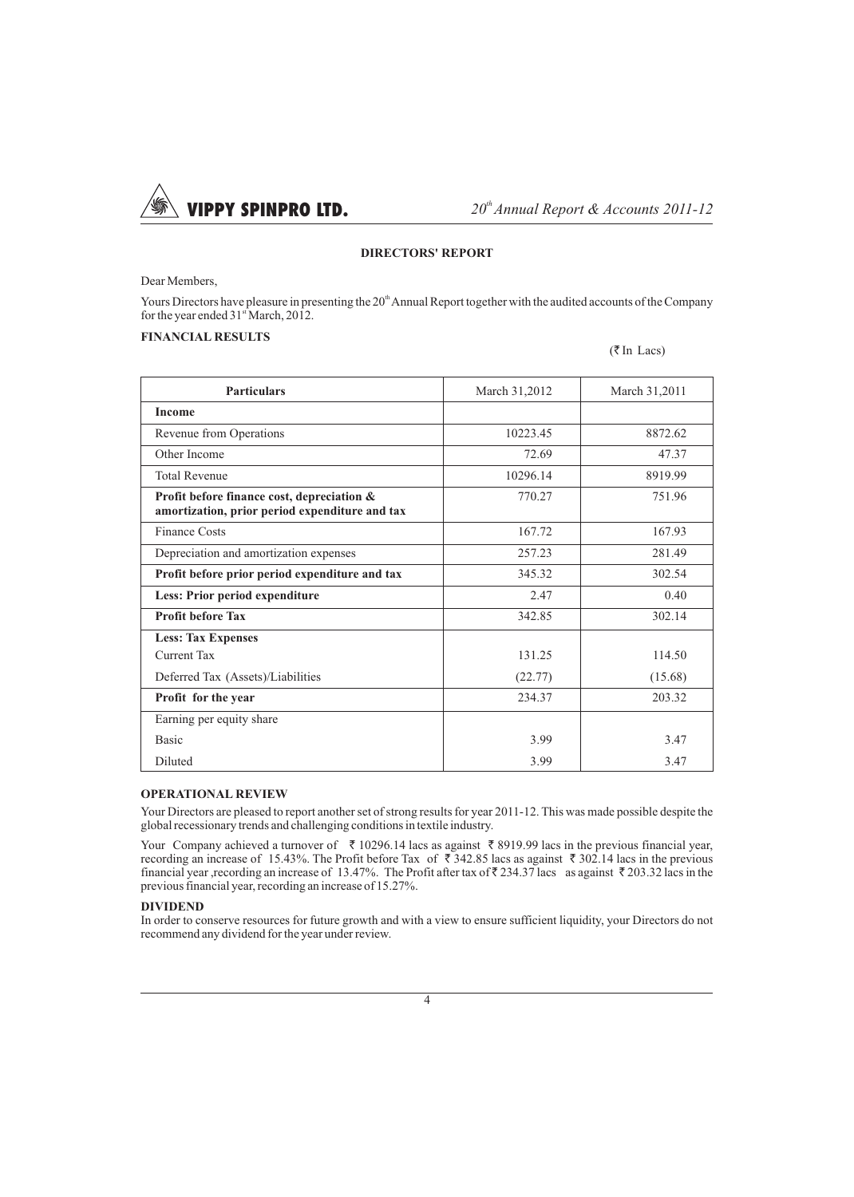## DIRECTORS' REPORT

Dear Members,

Yours Directors have pleasure in presenting the 20th Annual Report together with the audited accounts of the Company for the year ended 31st March, 2012.

### FINANCIAL RESULTS

(₹ In Lacs)

| Particulars | March 31,2012 | March 31,2011 |
|---|---|---|
| **Income** | | |
| Revenue from Operations | 10223.45 | 8872.62 |
| Other Income | 72.69 | 47.37 |
| Total Revenue | 10296.14 | 8919.99 |
| **Profit before finance cost, depreciation & amortization, prior period expenditure and tax** | 770.27 | 751.96 |
| Finance Costs | 167.72 | 167.93 |
| Depreciation and amortization expenses | 257.23 | 281.49 |
| **Profit before prior period expenditure and tax** | 345.32 | 302.54 |
| **Less: Prior period expenditure** | 2.47 | 0.40 |
| **Profit before Tax** | 342.85 | 302.14 |
| **Less: Tax Expenses** | | |
| Current Tax | 131.25 | 114.50 |
| Deferred Tax (Assets)/Liabilities | (22.77) | (15.68) |
| **Profit for the year** | 234.37 | 203.32 |
| Earning per equity share | | |
| Basic | 3.99 | 3.47 |
| Diluted | 3.99 | 3.47 |

### OPERATIONAL REVIEW

Your Directors are pleased to report another set of strong results for year 2011-12. This was made possible despite the global recessionary trends and challenging conditions in textile industry.

Your Company achieved a turnover of ₹ 10296.14 lacs as against ₹ 8919.99 lacs in the previous financial year, recording an increase of 15.43%. The Profit before Tax of ₹ 342.85 lacs as against ₹ 302.14 lacs in the previous financial year ,recording an increase of 13.47%. The Profit after tax of ₹ 234.37 lacs as against ₹ 203.32 lacs in the previous financial year, recording an increase of 15.27%.

### DIVIDEND

In order to conserve resources for future growth and with a view to ensure sufficient liquidity, your Directors do not recommend any dividend for the year under review.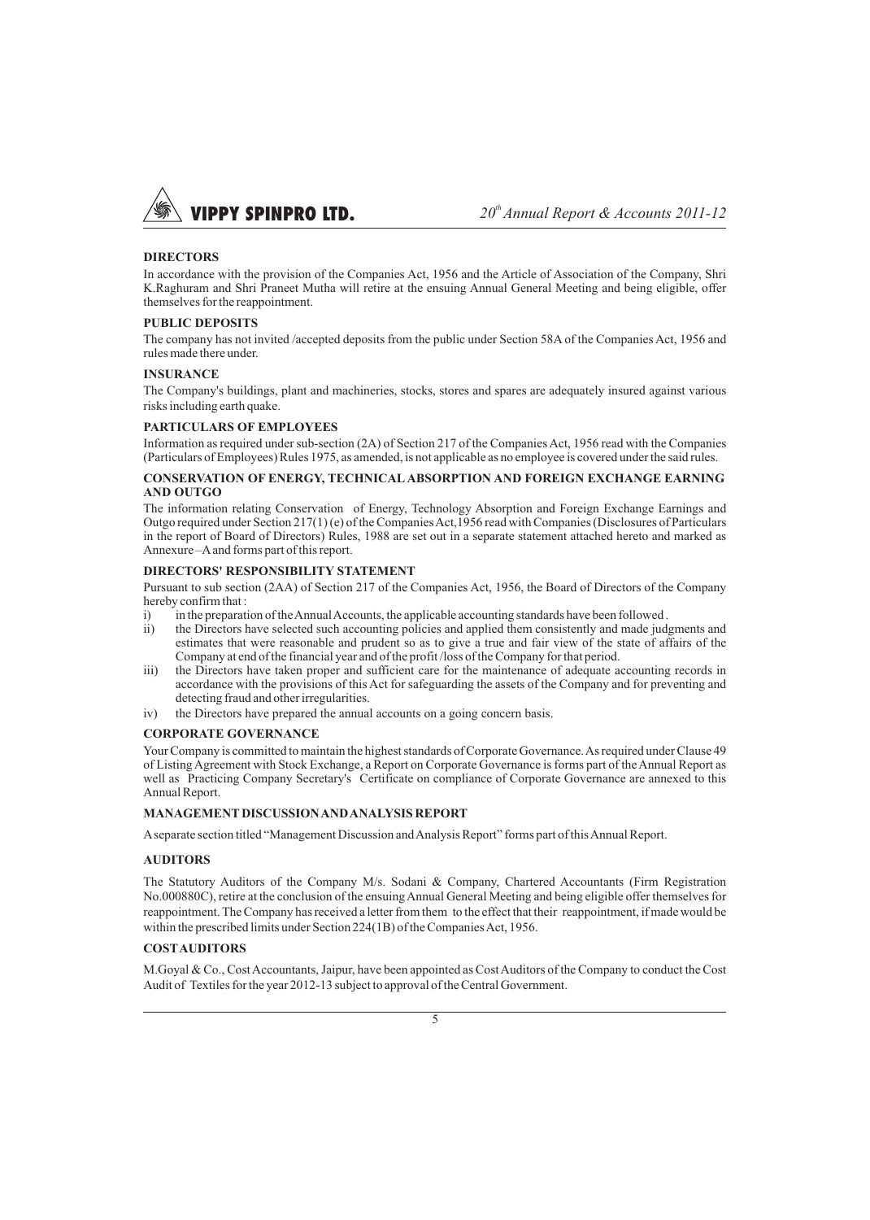## DIRECTORS

In accordance with the provision of the Companies Act, 1956 and the Article of Association of the Company, Shri K.Raghuram and Shri Praneet Mutha will retire at the ensuing Annual General Meeting and being eligible, offer themselves for the reappointment.

## PUBLIC DEPOSITS

The company has not invited /accepted deposits from the public under Section 58A of the Companies Act, 1956 and rules made there under.

## INSURANCE

The Company's buildings, plant and machineries, stocks, stores and spares are adequately insured against various risks including earth quake.

## PARTICULARS OF EMPLOYEES

Information as required under sub-section (2A) of Section 217 of the Companies Act, 1956 read with the Companies (Particulars of Employees) Rules 1975, as amended, is not applicable as no employee is covered under the said rules.

## CONSERVATION OF ENERGY, TECHNICAL ABSORPTION AND FOREIGN EXCHANGE EARNING AND OUTGO

The information relating Conservation of Energy, Technology Absorption and Foreign Exchange Earnings and Outgo required under Section 217(1) (e) of the Companies Act,1956 read with Companies (Disclosures of Particulars in the report of Board of Directors) Rules, 1988 are set out in a separate statement attached hereto and marked as Annexure –A and forms part of this report.

## DIRECTORS' RESPONSIBILITY STATEMENT

Pursuant to sub section (2AA) of Section 217 of the Companies Act, 1956, the Board of Directors of the Company hereby confirm that :

i) in the preparation of the Annual Accounts, the applicable accounting standards have been followed .

ii) the Directors have selected such accounting policies and applied them consistently and made judgments and estimates that were reasonable and prudent so as to give a true and fair view of the state of affairs of the Company at end of the financial year and of the profit /loss of the Company for that period.

iii) the Directors have taken proper and sufficient care for the maintenance of adequate accounting records in accordance with the provisions of this Act for safeguarding the assets of the Company and for preventing and detecting fraud and other irregularities.

iv) the Directors have prepared the annual accounts on a going concern basis.

## CORPORATE GOVERNANCE

Your Company is committed to maintain the highest standards of Corporate Governance. As required under Clause 49 of Listing Agreement with Stock Exchange, a Report on Corporate Governance is forms part of the Annual Report as well as Practicing Company Secretary's Certificate on compliance of Corporate Governance are annexed to this Annual Report.

## MANAGEMENT DISCUSSION AND ANALYSIS REPORT

A separate section titled "Management Discussion and Analysis Report" forms part of this Annual Report.

## AUDITORS

The Statutory Auditors of the Company M/s. Sodani & Company, Chartered Accountants (Firm Registration No.000880C), retire at the conclusion of the ensuing Annual General Meeting and being eligible offer themselves for reappointment. The Company has received a letter from them to the effect that their reappointment, if made would be within the prescribed limits under Section 224(1B) of the Companies Act, 1956.

## COST AUDITORS

M.Goyal & Co., Cost Accountants, Jaipur, have been appointed as Cost Auditors of the Company to conduct the Cost Audit of Textiles for the year 2012-13 subject to approval of the Central Government.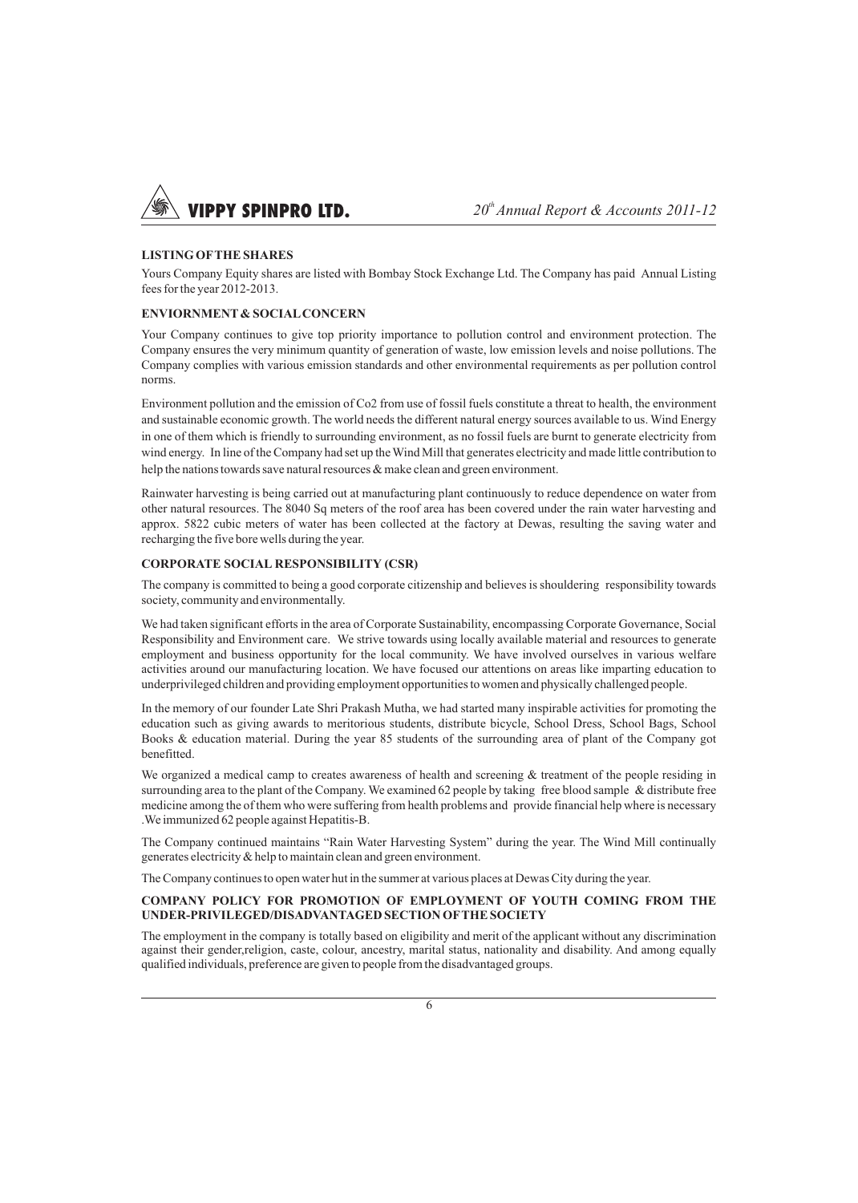## LISTING OF THE SHARES

Yours Company Equity shares are listed with Bombay Stock Exchange Ltd. The Company has paid Annual Listing fees for the year 2012-2013.

## ENVIORNMENT & SOCIAL CONCERN

Your Company continues to give top priority importance to pollution control and environment protection. The Company ensures the very minimum quantity of generation of waste, low emission levels and noise pollutions. The Company complies with various emission standards and other environmental requirements as per pollution control norms.

Environment pollution and the emission of Co2 from use of fossil fuels constitute a threat to health, the environment and sustainable economic growth. The world needs the different natural energy sources available to us. Wind Energy in one of them which is friendly to surrounding environment, as no fossil fuels are burnt to generate electricity from wind energy. In line of the Company had set up the Wind Mill that generates electricity and made little contribution to help the nations towards save natural resources & make clean and green environment.

Rainwater harvesting is being carried out at manufacturing plant continuously to reduce dependence on water from other natural resources. The 8040 Sq meters of the roof area has been covered under the rain water harvesting and approx. 5822 cubic meters of water has been collected at the factory at Dewas, resulting the saving water and recharging the five bore wells during the year.

## CORPORATE SOCIAL RESPONSIBILITY (CSR)

The company is committed to being a good corporate citizenship and believes is shouldering responsibility towards society, community and environmentally.

We had taken significant efforts in the area of Corporate Sustainability, encompassing Corporate Governance, Social Responsibility and Environment care. We strive towards using locally available material and resources to generate employment and business opportunity for the local community. We have involved ourselves in various welfare activities around our manufacturing location. We have focused our attentions on areas like imparting education to underprivileged children and providing employment opportunities to women and physically challenged people.

In the memory of our founder Late Shri Prakash Mutha, we had started many inspirable activities for promoting the education such as giving awards to meritorious students, distribute bicycle, School Dress, School Bags, School Books & education material. During the year 85 students of the surrounding area of plant of the Company got benefitted.

We organized a medical camp to creates awareness of health and screening & treatment of the people residing in surrounding area to the plant of the Company. We examined 62 people by taking free blood sample & distribute free medicine among the of them who were suffering from health problems and provide financial help where is necessary .We immunized 62 people against Hepatitis-B.

The Company continued maintains "Rain Water Harvesting System" during the year. The Wind Mill continually generates electricity & help to maintain clean and green environment.

The Company continues to open water hut in the summer at various places at Dewas City during the year.

## COMPANY POLICY FOR PROMOTION OF EMPLOYMENT OF YOUTH COMING FROM THE UNDER-PRIVILEGED/DISADVANTAGED SECTION OF THE SOCIETY

The employment in the company is totally based on eligibility and merit of the applicant without any discrimination against their gender,religion, caste, colour, ancestry, marital status, nationality and disability. And among equally qualified individuals, preference are given to people from the disadvantaged groups.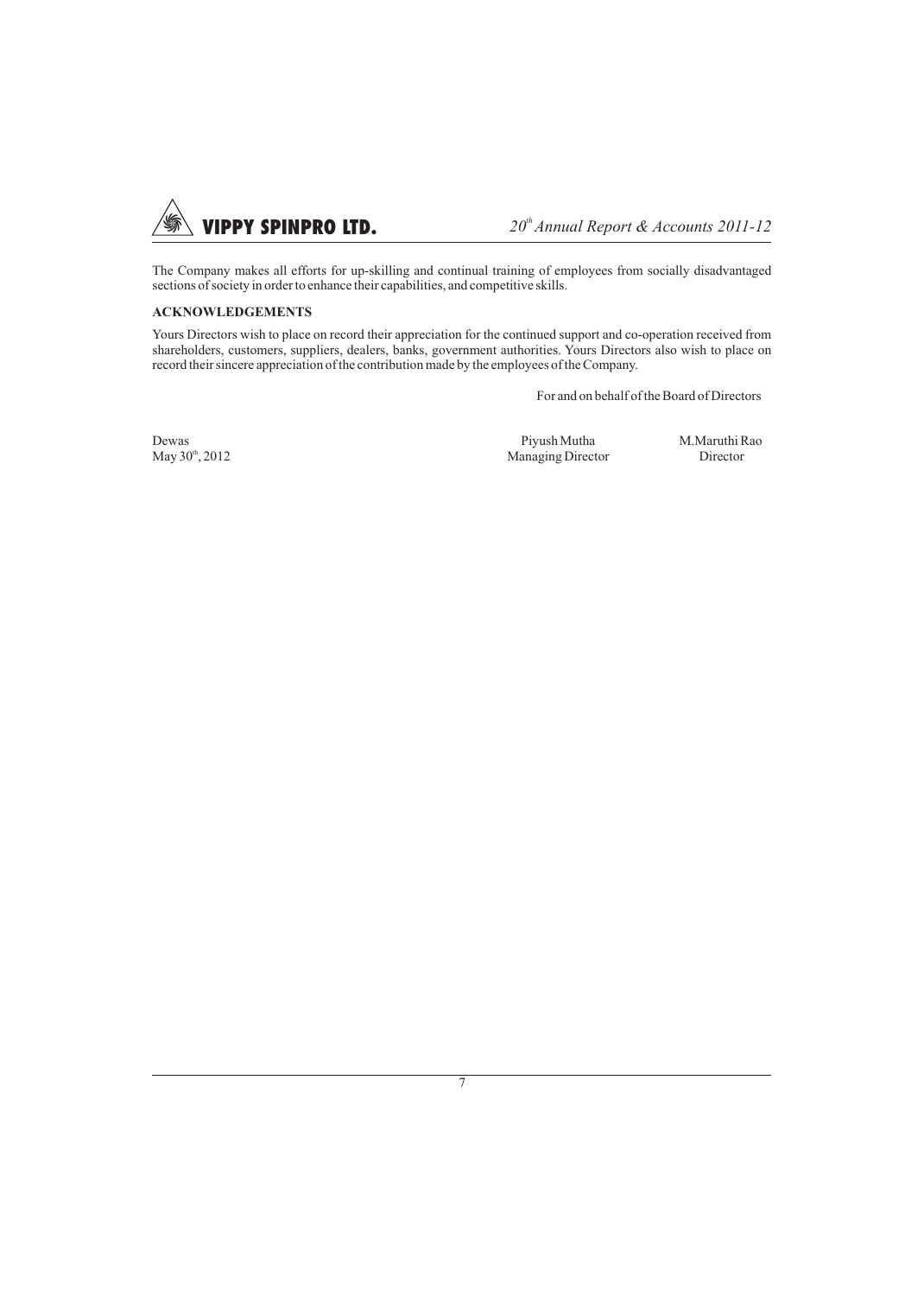The Company makes all efforts for up-skilling and continual training of employees from socially disadvantaged sections of society in order to enhance their capabilities, and competitive skills.

**ACKNOWLEDGEMENTS**

Yours Directors wish to place on record their appreciation for the continued support and co-operation received from shareholders, customers, suppliers, dealers, banks, government authorities. Yours Directors also wish to place on record their sincere appreciation of the contribution made by the employees of the Company.

For and on behalf of the Board of Directors

| | | |
|---|---|---|
| Dewas | Piyush Mutha | M.Maruthi Rao |
| May 30th, 2012 | Managing Director | Director |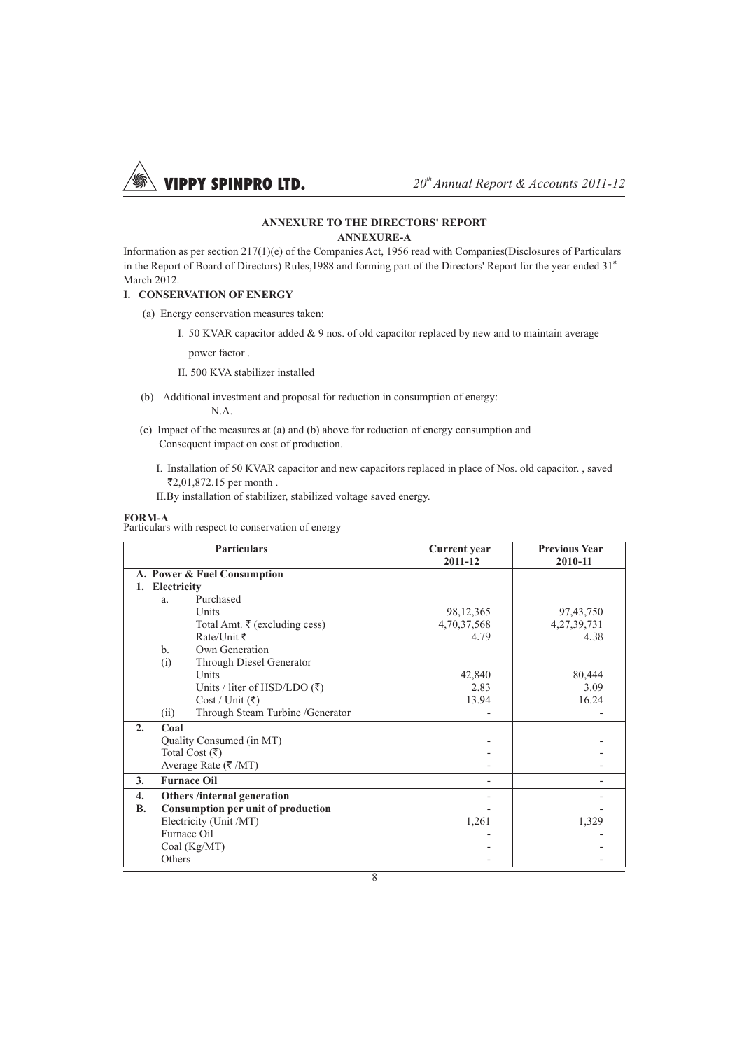## ANNEXURE TO THE DIRECTORS' REPORT

### ANNEXURE-A

Information as per section 217(1)(e) of the Companies Act, 1956 read with Companies(Disclosures of Particulars in the Report of Board of Directors) Rules,1988 and forming part of the Directors' Report for the year ended 31[st] March 2012.

### I. CONSERVATION OF ENERGY

(a) Energy conservation measures taken:

I. 50 KVAR capacitor added & 9 nos. of old capacitor replaced by new and to maintain average power factor .

II. 500 KVA stabilizer installed

(b) Additional investment and proposal for reduction in consumption of energy:
N.A.

(c) Impact of the measures at (a) and (b) above for reduction of energy consumption and Consequent impact on cost of production.

I. Installation of 50 KVAR capacitor and new capacitors replaced in place of Nos. old capacitor. , saved ₹2,01,872.15 per month .

II.By installation of stabilizer, stabilized voltage saved energy.

**FORM-A**
Particulars with respect to conservation of energy

| Particulars | Current year 2011-12 | Previous Year 2010-11 |
|---|---|---|
| **A. Power & Fuel Consumption** | | |
| **1. Electricity** | | |
| a. Purchased | | |
| Units | 98,12,365 | 97,43,750 |
| Total Amt. ₹ (excluding cess) | 4,70,37,568 | 4,27,39,731 |
| Rate/Unit ₹ | 4.79 | 4.38 |
| b. Own Generation | | |
| (i) Through Diesel Generator | | |
| Units | 42,840 | 80,444 |
| Units / liter of HSD/LDO (₹) | 2.83 | 3.09 |
| Cost / Unit (₹) | 13.94 | 16.24 |
| (ii) Through Steam Turbine /Generator | - | - |
| **2. Coal** | | |
| Quality Consumed (in MT) | - | - |
| Total Cost (₹) | - | - |
| Average Rate (₹ /MT) | - | - |
| **3. Furnace Oil** | - | - |
| **4. Others /internal generation** | - | - |
| **B. Consumption per unit of production** | - | - |
| Electricity (Unit /MT) | 1,261 | 1,329 |
| Furnace Oil | - | - |
| Coal (Kg/MT) | - | - |
| Others | - | - |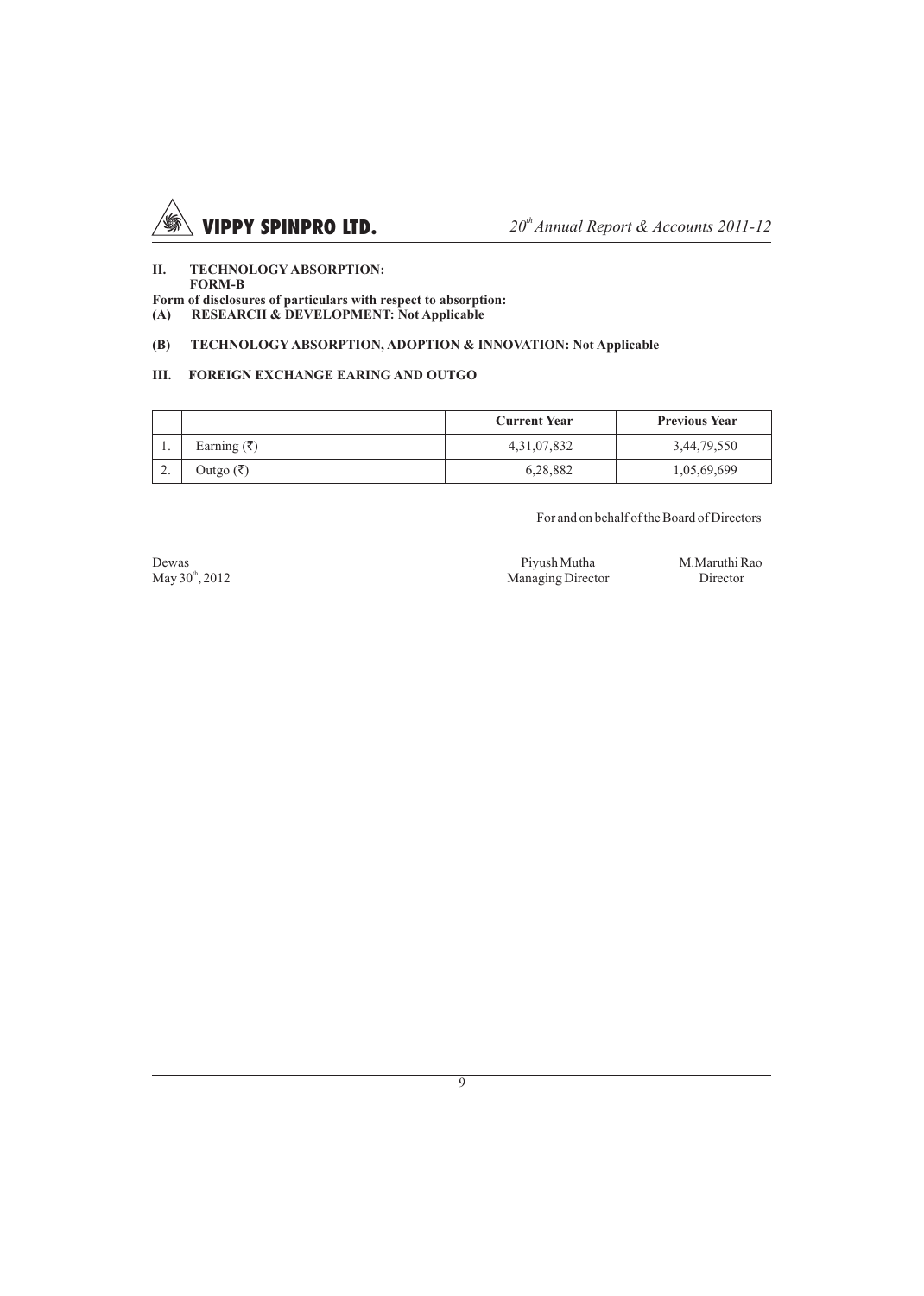## II. TECHNOLOGY ABSORPTION:

**FORM-B**

**Form of disclosures of particulars with respect to absorption:**

**(A) RESEARCH & DEVELOPMENT: Not Applicable**

**(B) TECHNOLOGY ABSORPTION, ADOPTION & INNOVATION: Not Applicable**

## III. FOREIGN EXCHANGE EARING AND OUTGO

| | | Current Year | Previous Year |
|---|---|---|---|
| 1. | Earning (₹) | 4,31,07,832 | 3,44,79,550 |
| 2. | Outgo (₹) | 6,28,882 | 1,05,69,699 |

For and on behalf of the Board of Directors

Dewas
May 30th, 2012

Piyush Mutha
Managing Director

M.Maruthi Rao
Director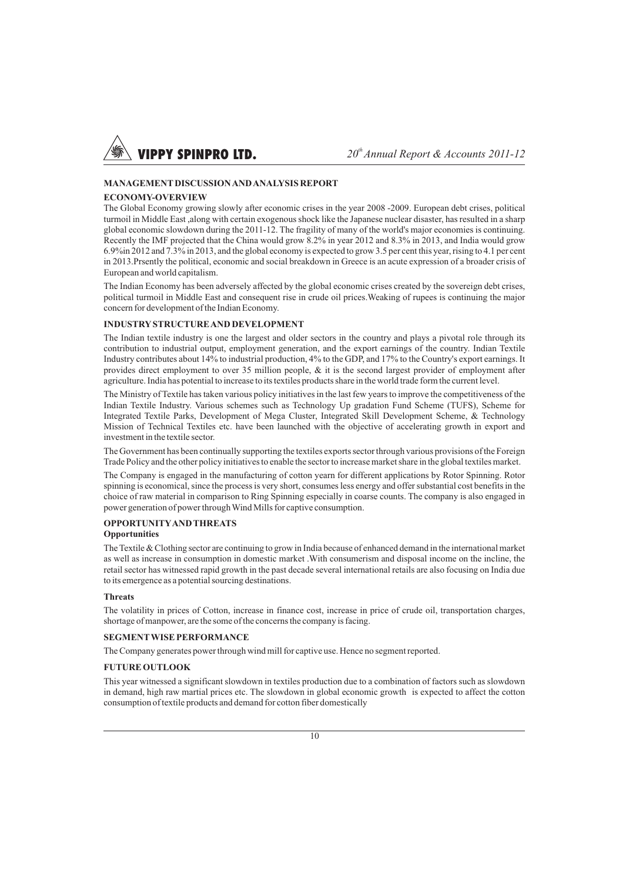## MANAGEMENT DISCUSSION AND ANALYSIS REPORT

### ECONOMY-OVERVIEW

The Global Economy growing slowly after economic crises in the year 2008 -2009. European debt crises, political turmoil in Middle East ,along with certain exogenous shock like the Japanese nuclear disaster, has resulted in a sharp global economic slowdown during the 2011-12. The fragility of many of the world's major economies is continuing. Recently the IMF projected that the China would grow 8.2% in year 2012 and 8.3% in 2013, and India would grow 6.9%in 2012 and 7.3% in 2013, and the global economy is expected to grow 3.5 per cent this year, rising to 4.1 per cent in 2013.Prsently the political, economic and social breakdown in Greece is an acute expression of a broader crisis of European and world capitalism.

The Indian Economy has been adversely affected by the global economic crises created by the sovereign debt crises, political turmoil in Middle East and consequent rise in crude oil prices.Weaking of rupees is continuing the major concern for development of the Indian Economy.

### INDUSTRY STRUCTURE AND DEVELOPMENT

The Indian textile industry is one the largest and older sectors in the country and plays a pivotal role through its contribution to industrial output, employment generation, and the export earnings of the country. Indian Textile Industry contributes about 14% to industrial production, 4% to the GDP, and 17% to the Country's export earnings. It provides direct employment to over 35 million people, & it is the second largest provider of employment after agriculture. India has potential to increase to its textiles products share in the world trade form the current level.

The Ministry of Textile has taken various policy initiatives in the last few years to improve the competitiveness of the Indian Textile Industry. Various schemes such as Technology Up gradation Fund Scheme (TUFS), Scheme for Integrated Textile Parks, Development of Mega Cluster, Integrated Skill Development Scheme, & Technology Mission of Technical Textiles etc. have been launched with the objective of accelerating growth in export and investment in the textile sector.

The Government has been continually supporting the textiles exports sector through various provisions of the Foreign Trade Policy and the other policy initiatives to enable the sector to increase market share in the global textiles market.

The Company is engaged in the manufacturing of cotton yearn for different applications by Rotor Spinning. Rotor spinning is economical, since the process is very short, consumes less energy and offer substantial cost benefits in the choice of raw material in comparison to Ring Spinning especially in coarse counts. The company is also engaged in power generation of power through Wind Mills for captive consumption.

### OPPORTUNITY AND THREATS

**Opportunities**

The Textile & Clothing sector are continuing to grow in India because of enhanced demand in the international market as well as increase in consumption in domestic market .With consumerism and disposal income on the incline, the retail sector has witnessed rapid growth in the past decade several international retails are also focusing on India due to its emergence as a potential sourcing destinations.

**Threats**

The volatility in prices of Cotton, increase in finance cost, increase in price of crude oil, transportation charges, shortage of manpower, are the some of the concerns the company is facing.

### SEGMENT WISE PERFORMANCE

The Company generates power through wind mill for captive use. Hence no segment reported.

### FUTURE OUTLOOK

This year witnessed a significant slowdown in textiles production due to a combination of factors such as slowdown in demand, high raw martial prices etc. The slowdown in global economic growth is expected to affect the cotton consumption of textile products and demand for cotton fiber domestically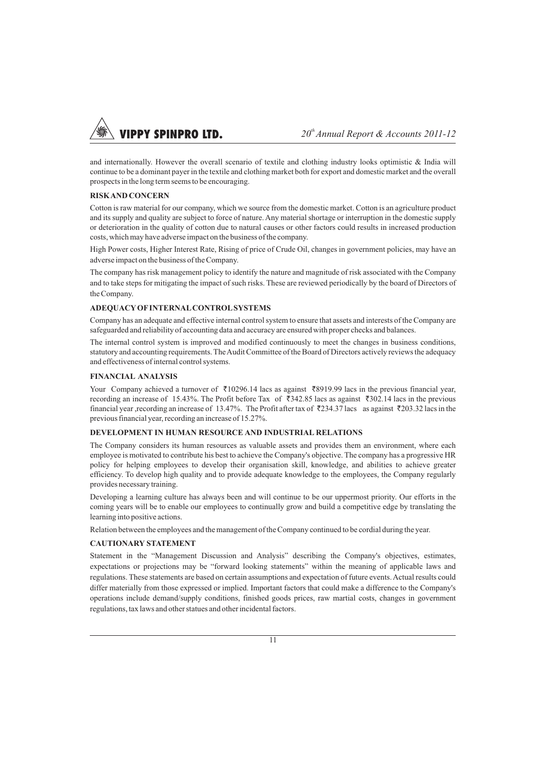and internationally. However the overall scenario of textile and clothing industry looks optimistic & India will continue to be a dominant payer in the textile and clothing market both for export and domestic market and the overall prospects in the long term seems to be encouraging.

**RISK AND CONCERN**

Cotton is raw material for our company, which we source from the domestic market. Cotton is an agriculture product and its supply and quality are subject to force of nature. Any material shortage or interruption in the domestic supply or deterioration in the quality of cotton due to natural causes or other factors could results in increased production costs, which may have adverse impact on the business of the company.

High Power costs, Higher Interest Rate, Rising of price of Crude Oil, changes in government policies, may have an adverse impact on the business of the Company.

The company has risk management policy to identify the nature and magnitude of risk associated with the Company and to take steps for mitigating the impact of such risks. These are reviewed periodically by the board of Directors of the Company.

**ADEQUACY OF INTERNAL CONTROL SYSTEMS**

Company has an adequate and effective internal control system to ensure that assets and interests of the Company are safeguarded and reliability of accounting data and accuracy are ensured with proper checks and balances.

The internal control system is improved and modified continuously to meet the changes in business conditions, statutory and accounting requirements. The Audit Committee of the Board of Directors actively reviews the adequacy and effectiveness of internal control systems.

**FINANCIAL ANALYSIS**

Your Company achieved a turnover of ₹10296.14 lacs as against ₹8919.99 lacs in the previous financial year, recording an increase of 15.43%. The Profit before Tax of ₹342.85 lacs as against ₹302.14 lacs in the previous financial year ,recording an increase of 13.47%. The Profit after tax of ₹234.37 lacs as against ₹203.32 lacs in the previous financial year, recording an increase of 15.27%.

**DEVELOPMENT IN HUMAN RESOURCE AND INDUSTRIAL RELATIONS**

The Company considers its human resources as valuable assets and provides them an environment, where each employee is motivated to contribute his best to achieve the Company's objective. The company has a progressive HR policy for helping employees to develop their organisation skill, knowledge, and abilities to achieve greater efficiency. To develop high quality and to provide adequate knowledge to the employees, the Company regularly provides necessary training.

Developing a learning culture has always been and will continue to be our uppermost priority. Our efforts in the coming years will be to enable our employees to continually grow and build a competitive edge by translating the learning into positive actions.

Relation between the employees and the management of the Company continued to be cordial during the year.

**CAUTIONARY STATEMENT**

Statement in the "Management Discussion and Analysis" describing the Company's objectives, estimates, expectations or projections may be "forward looking statements" within the meaning of applicable laws and regulations. These statements are based on certain assumptions and expectation of future events. Actual results could differ materially from those expressed or implied. Important factors that could make a difference to the Company's operations include demand/supply conditions, finished goods prices, raw martial costs, changes in government regulations, tax laws and other statues and other incidental factors.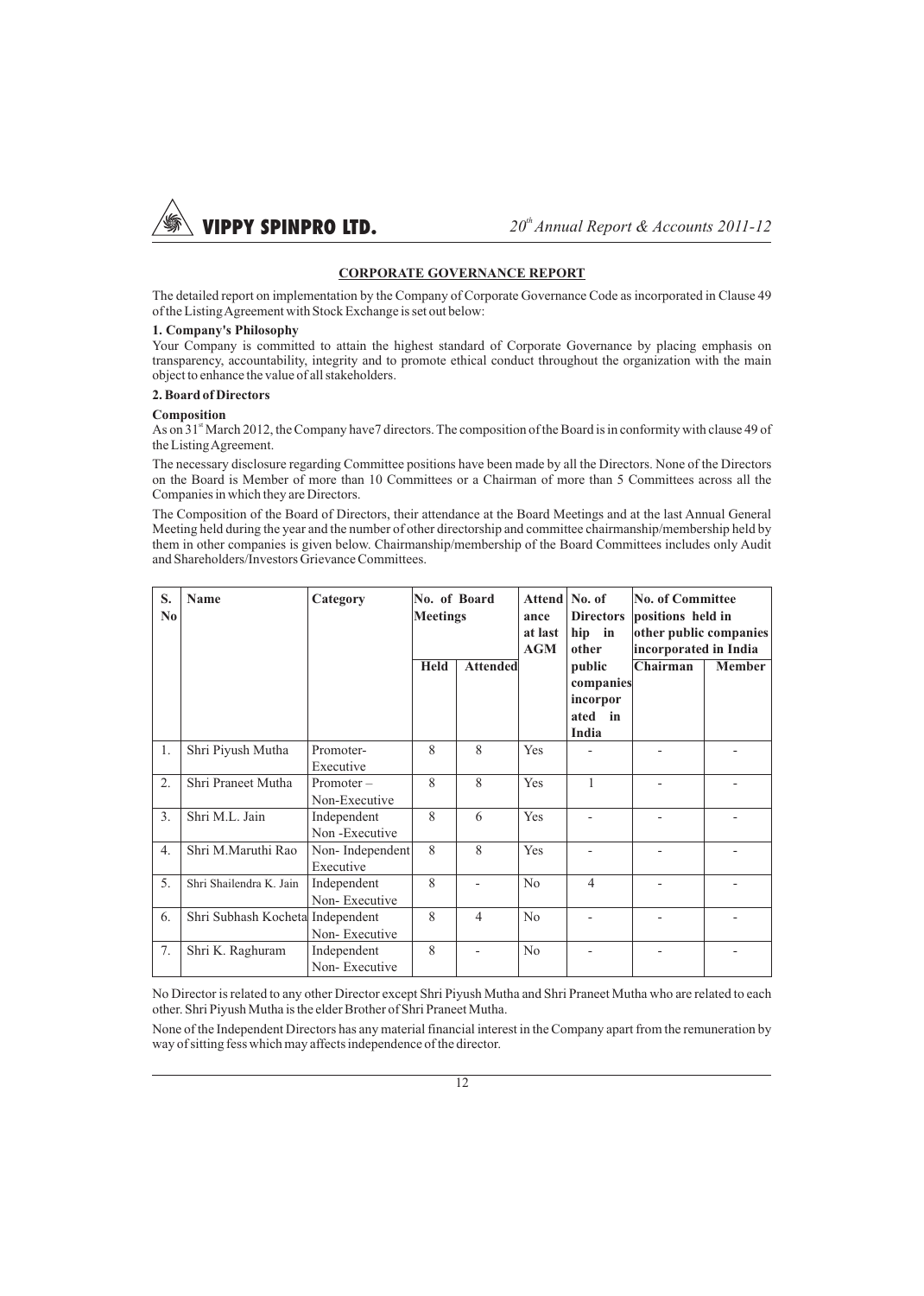## CORPORATE GOVERNANCE REPORT

The detailed report on implementation by the Company of Corporate Governance Code as incorporated in Clause 49 of the Listing Agreement with Stock Exchange is set out below:

### 1. Company's Philosophy

Your Company is committed to attain the highest standard of Corporate Governance by placing emphasis on transparency, accountability, integrity and to promote ethical conduct throughout the organization with the main object to enhance the value of all stakeholders.

### 2. Board of Directors

**Composition**

As on 31st March 2012, the Company have7 directors. The composition of the Board is in conformity with clause 49 of the Listing Agreement.

The necessary disclosure regarding Committee positions have been made by all the Directors. None of the Directors on the Board is Member of more than 10 Committees or a Chairman of more than 5 Committees across all the Companies in which they are Directors.

The Composition of the Board of Directors, their attendance at the Board Meetings and at the last Annual General Meeting held during the year and the number of other directorship and committee chairmanship/membership held by them in other companies is given below. Chairmanship/membership of the Board Committees includes only Audit and Shareholders/Investors Grievance Committees.

| S. No | Name | Category | No. of Board Meetings | | Attendance at last AGM | No. of Directorship in other public companies incorporated in India | No. of Committee positions held in other public companies incorporated in India | |
|---|---|---|---|---|---|---|---|---|
| | | | Held | Attended | | | Chairman | Member |
| 1. | Shri Piyush Mutha | Promoter-Executive | 8 | 8 | Yes | - | - | - |
| 2. | Shri Praneet Mutha | Promoter – Non-Executive | 8 | 8 | Yes | 1 | - | - |
| 3. | Shri M.L. Jain | Independent Non -Executive | 8 | 6 | Yes | - | - | - |
| 4. | Shri M.Maruthi Rao | Non- Independent Executive | 8 | 8 | Yes | - | - | - |
| 5. | Shri Shailendra K. Jain | Independent Non- Executive | 8 | - | No | 4 | - | - |
| 6. | Shri Subhash Kocheta | Independent Non- Executive | 8 | 4 | No | - | - | - |
| 7. | Shri K. Raghuram | Independent Non- Executive | 8 | - | No | - | - | - |

No Director is related to any other Director except Shri Piyush Mutha and Shri Praneet Mutha who are related to each other. Shri Piyush Mutha is the elder Brother of Shri Praneet Mutha.

None of the Independent Directors has any material financial interest in the Company apart from the remuneration by way of sitting fess which may affects independence of the director.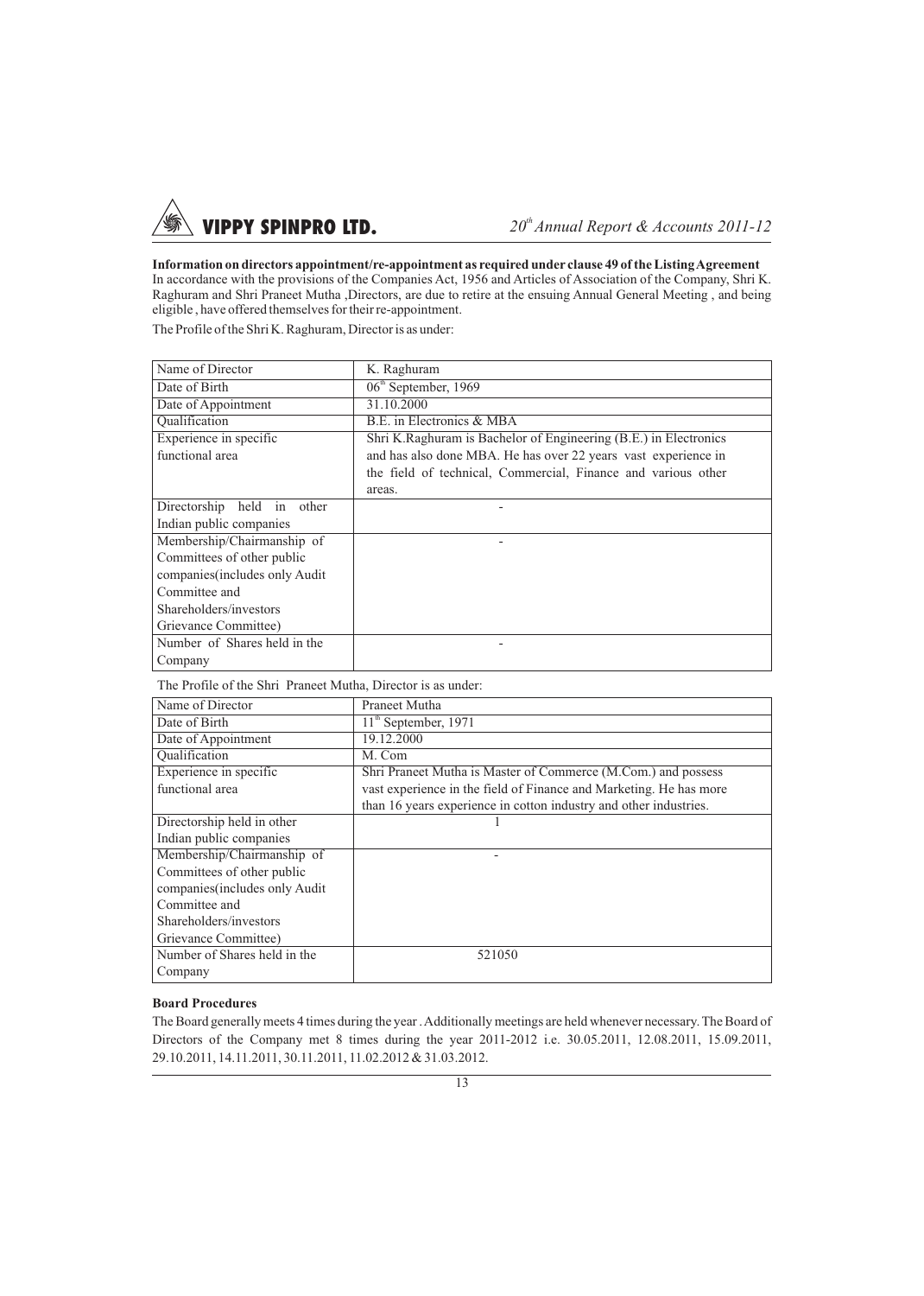**Information on directors appointment/re-appointment as required under clause 49 of the Listing Agreement**

In accordance with the provisions of the Companies Act, 1956 and Articles of Association of the Company, Shri K. Raghuram and Shri Praneet Mutha ,Directors, are due to retire at the ensuing Annual General Meeting , and being eligible , have offered themselves for their re-appointment.

The Profile of the Shri K. Raghuram, Director is as under:

| Name of Director | K. Raghuram |
|---|---|
| Date of Birth | 06th September, 1969 |
| Date of Appointment | 31.10.2000 |
| Qualification | B.E. in Electronics & MBA |
| Experience in specific functional area | Shri K.Raghuram is Bachelor of Engineering (B.E.) in Electronics and has also done MBA. He has over 22 years vast experience in the field of technical, Commercial, Finance and various other areas. |
| Directorship held in other Indian public companies | - |
| Membership/Chairmanship of Committees of other public companies(includes only Audit Committee and Shareholders/investors Grievance Committee) | - |
| Number of Shares held in the Company | - |

The Profile of the Shri Praneet Mutha, Director is as under:

| Name of Director | Praneet Mutha |
|---|---|
| Date of Birth | 11th September, 1971 |
| Date of Appointment | 19.12.2000 |
| Qualification | M. Com |
| Experience in specific functional area | Shri Praneet Mutha is Master of Commerce (M.Com.) and possess vast experience in the field of Finance and Marketing. He has more than 16 years experience in cotton industry and other industries. |
| Directorship held in other Indian public companies | 1 |
| Membership/Chairmanship of Committees of other public companies(includes only Audit Committee and Shareholders/investors Grievance Committee) | - |
| Number of Shares held in the Company | 521050 |

**Board Procedures**

The Board generally meets 4 times during the year . Additionally meetings are held whenever necessary. The Board of Directors of the Company met 8 times during the year 2011-2012 i.e. 30.05.2011, 12.08.2011, 15.09.2011, 29.10.2011, 14.11.2011, 30.11.2011, 11.02.2012 & 31.03.2012.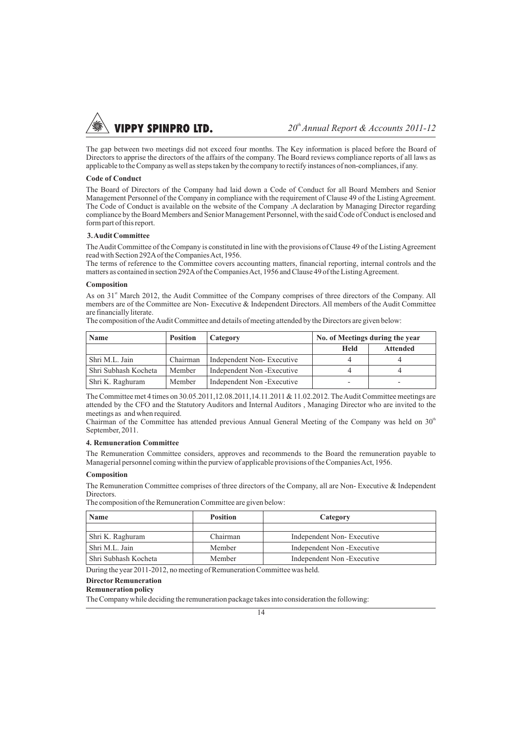The gap between two meetings did not exceed four months. The Key information is placed before the Board of Directors to apprise the directors of the affairs of the company. The Board reviews compliance reports of all laws as applicable to the Company as well as steps taken by the company to rectify instances of non-compliances, if any.

**Code of Conduct**

The Board of Directors of the Company had laid down a Code of Conduct for all Board Members and Senior Management Personnel of the Company in compliance with the requirement of Clause 49 of the Listing Agreement. The Code of Conduct is available on the website of the Company .A declaration by Managing Director regarding compliance by the Board Members and Senior Management Personnel, with the said Code of Conduct is enclosed and form part of this report.

**3. Audit Committee**

The Audit Committee of the Company is constituted in line with the provisions of Clause 49 of the Listing Agreement read with Section 292A of the Companies Act, 1956.

The terms of reference to the Committee covers accounting matters, financial reporting, internal controls and the matters as contained in section 292A of the Companies Act, 1956 and Clause 49 of the Listing Agreement.

**Composition**

As on 31st March 2012, the Audit Committee of the Company comprises of three directors of the Company. All members are of the Committee are Non- Executive & Independent Directors. All members of the Audit Committee are financially literate.

The composition of the Audit Committee and details of meeting attended by the Directors are given below:

| Name | Position | Category | No. of Meetings during the year | |
|---|---|---|---|---|
| | | | Held | Attended |
| Shri M.L. Jain | Chairman | Independent Non- Executive | 4 | 4 |
| Shri Subhash Kocheta | Member | Independent Non -Executive | 4 | 4 |
| Shri K. Raghuram | Member | Independent Non -Executive | - | - |

The Committee met 4 times on 30.05.2011,12.08.2011,14.11.2011 & 11.02.2012. The Audit Committee meetings are attended by the CFO and the Statutory Auditors and Internal Auditors , Managing Director who are invited to the meetings as and when required.

Chairman of the Committee has attended previous Annual General Meeting of the Company was held on 30th September, 2011.

**4. Remuneration Committee**

The Remuneration Committee considers, approves and recommends to the Board the remuneration payable to Managerial personnel coming within the purview of applicable provisions of the Companies Act, 1956.

**Composition**

The Remuneration Committee comprises of three directors of the Company, all are Non- Executive & Independent Directors.

The composition of the Remuneration Committee are given below:

| Name | Position | Category |
|---|---|---|
| | | |
| Shri K. Raghuram | Chairman | Independent Non- Executive |
| Shri M.L. Jain | Member | Independent Non -Executive |
| Shri Subhash Kocheta | Member | Independent Non -Executive |

During the year 2011-2012, no meeting of Remuneration Committee was held.

**Director Remuneration**

**Remuneration policy**

The Company while deciding the remuneration package takes into consideration the following: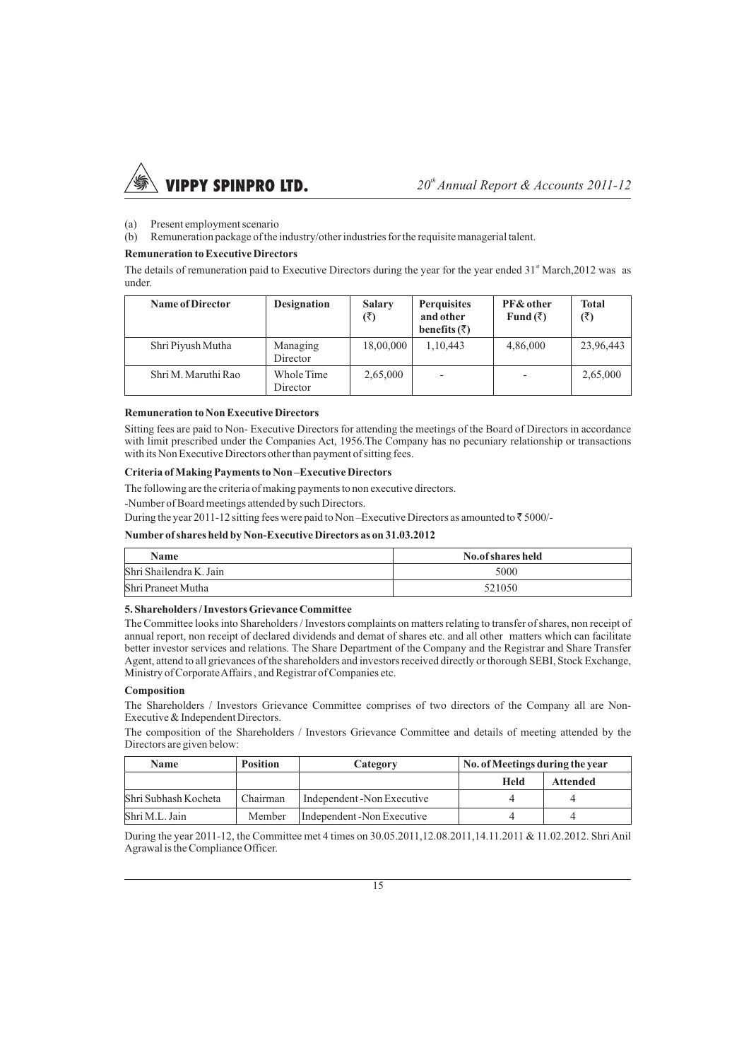(a) Present employment scenario
(b) Remuneration package of the industry/other industries for the requisite managerial talent.

**Remuneration to Executive Directors**

The details of remuneration paid to Executive Directors during the year for the year ended 31st March,2012 was as under.

| Name of Director | Designation | Salary (₹) | Perquisites and other benefits (₹) | PF& other Fund (₹) | Total (₹) |
|---|---|---|---|---|---|
| Shri Piyush Mutha | Managing Director | 18,00,000 | 1,10,443 | 4,86,000 | 23,96,443 |
| Shri M. Maruthi Rao | Whole Time Director | 2,65,000 | - | - | 2,65,000 |

**Remuneration to Non Executive Directors**

Sitting fees are paid to Non- Executive Directors for attending the meetings of the Board of Directors in accordance with limit prescribed under the Companies Act, 1956.The Company has no pecuniary relationship or transactions with its Non Executive Directors other than payment of sitting fees.

**Criteria of Making Payments to Non –Executive Directors**

The following are the criteria of making payments to non executive directors.

-Number of Board meetings attended by such Directors.

During the year 2011-12 sitting fees were paid to Non –Executive Directors as amounted to ₹ 5000/-

**Number of shares held by Non-Executive Directors as on 31.03.2012**

| Name | No.of shares held |
|---|---|
| Shri Shailendra K. Jain | 5000 |
| Shri Praneet Mutha | 521050 |

**5. Shareholders / Investors Grievance Committee**

The Committee looks into Shareholders / Investors complaints on matters relating to transfer of shares, non receipt of annual report, non receipt of declared dividends and demat of shares etc. and all other matters which can facilitate better investor services and relations. The Share Department of the Company and the Registrar and Share Transfer Agent, attend to all grievances of the shareholders and investors received directly or thorough SEBI, Stock Exchange, Ministry of Corporate Affairs , and Registrar of Companies etc.

**Composition**

The Shareholders / Investors Grievance Committee comprises of two directors of the Company all are Non-Executive & Independent Directors.

The composition of the Shareholders / Investors Grievance Committee and details of meeting attended by the Directors are given below:

| Name | Position | Category | No. of Meetings during the year | |
|---|---|---|---|---|
| | | | Held | Attended |
| Shri Subhash Kocheta | Chairman | Independent -Non Executive | 4 | 4 |
| Shri M.L. Jain | Member | Independent -Non Executive | 4 | 4 |

During the year 2011-12, the Committee met 4 times on 30.05.2011,12.08.2011,14.11.2011 & 11.02.2012. Shri Anil Agrawal is the Compliance Officer.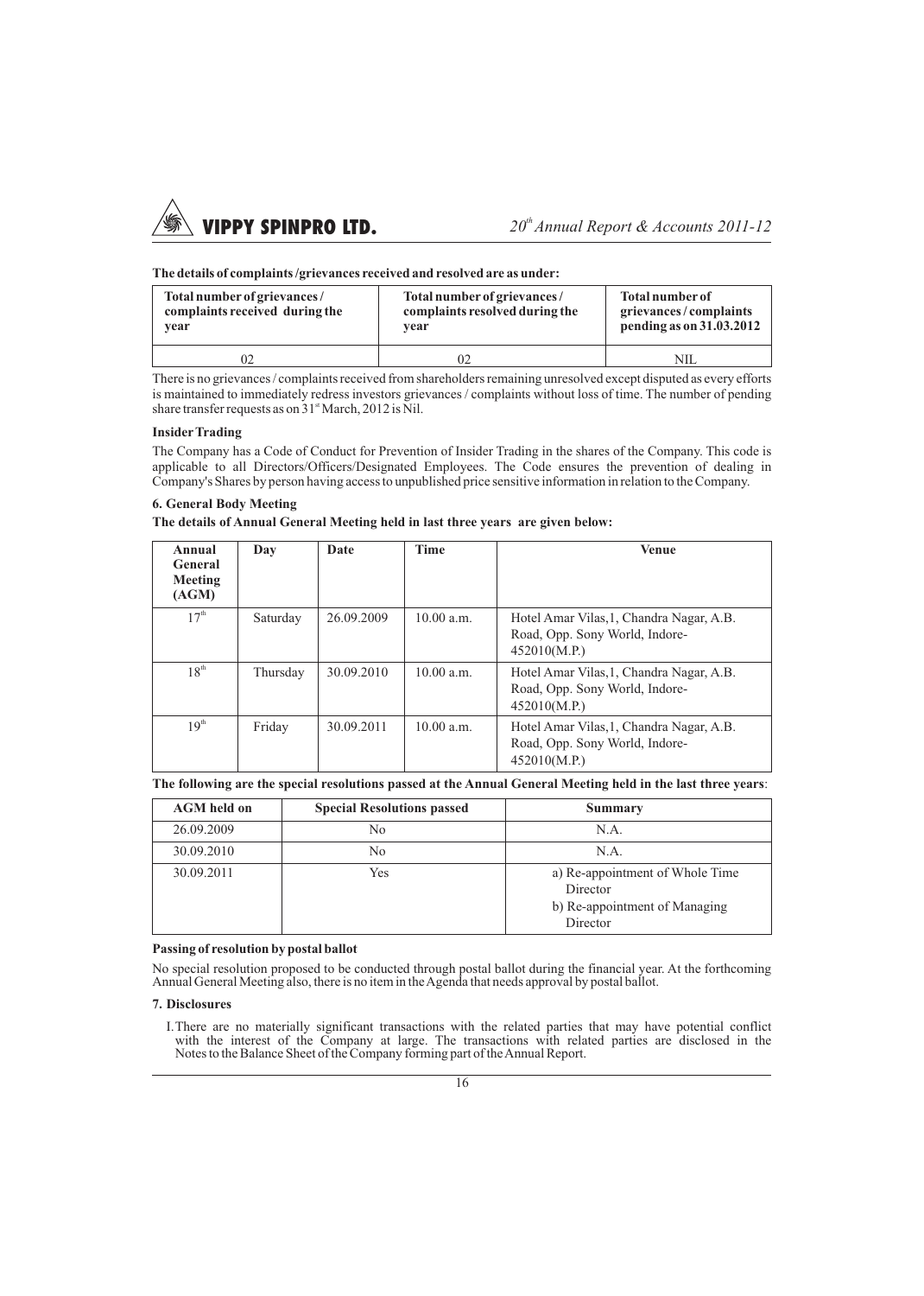**The details of complaints /grievances received and resolved are as under:**

| Total number of grievances / complaints received during the year | Total number of grievances / complaints resolved during the year | Total number of grievances / complaints pending as on 31.03.2012 |
|---|---|---|
| 02 | 02 | NIL |

There is no grievances / complaints received from shareholders remaining unresolved except disputed as every efforts is maintained to immediately redress investors grievances / complaints without loss of time. The number of pending share transfer requests as on 31st March, 2012 is Nil.

**Insider Trading**

The Company has a Code of Conduct for Prevention of Insider Trading in the shares of the Company. This code is applicable to all Directors/Officers/Designated Employees. The Code ensures the prevention of dealing in Company's Shares by person having access to unpublished price sensitive information in relation to the Company.

**6. General Body Meeting**

**The details of Annual General Meeting held in last three years are given below:**

| Annual General Meeting (AGM) | Day | Date | Time | Venue |
|---|---|---|---|---|
| 17th | Saturday | 26.09.2009 | 10.00 a.m. | Hotel Amar Vilas,1, Chandra Nagar, A.B. Road, Opp. Sony World, Indore-452010(M.P.) |
| 18th | Thursday | 30.09.2010 | 10.00 a.m. | Hotel Amar Vilas,1, Chandra Nagar, A.B. Road, Opp. Sony World, Indore-452010(M.P.) |
| 19th | Friday | 30.09.2011 | 10.00 a.m. | Hotel Amar Vilas,1, Chandra Nagar, A.B. Road, Opp. Sony World, Indore-452010(M.P.) |

**The following are the special resolutions passed at the Annual General Meeting held in the last three years**:

| AGM held on | Special Resolutions passed | Summary |
|---|---|---|
| 26.09.2009 | No | N.A. |
| 30.09.2010 | No | N.A. |
| 30.09.2011 | Yes | a) Re-appointment of Whole Time Director<br>b) Re-appointment of Managing Director |

**Passing of resolution by postal ballot**

No special resolution proposed to be conducted through postal ballot during the financial year. At the forthcoming Annual General Meeting also, there is no item in the Agenda that needs approval by postal ballot.

**7. Disclosures**

I. There are no materially significant transactions with the related parties that may have potential conflict with the interest of the Company at large. The transactions with related parties are disclosed in the Notes to the Balance Sheet of the Company forming part of the Annual Report.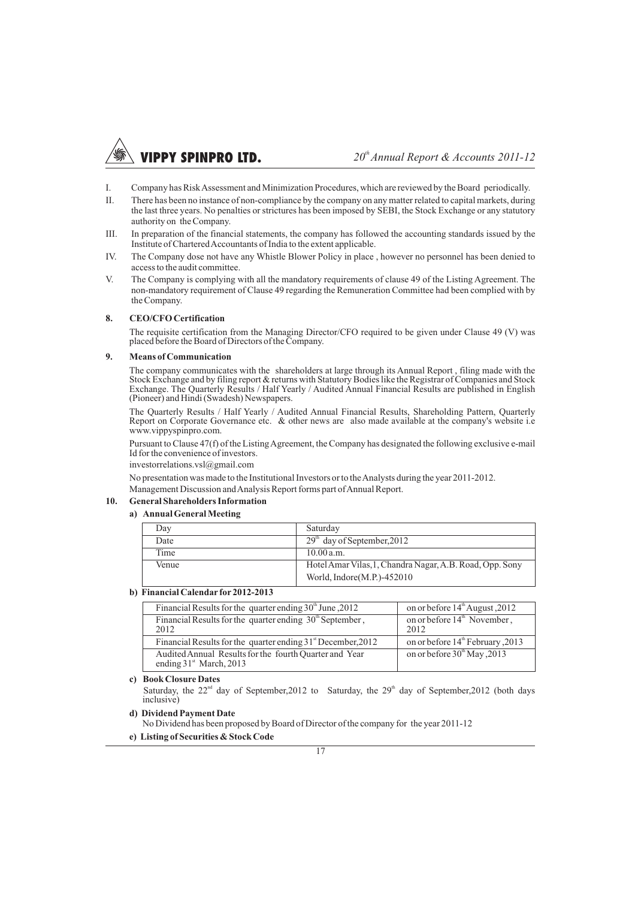I. Company has Risk Assessment and Minimization Procedures, which are reviewed by the Board periodically.

II. There has been no instance of non-compliance by the company on any matter related to capital markets, during the last three years. No penalties or strictures has been imposed by SEBI, the Stock Exchange or any statutory authority on the Company.

III. In preparation of the financial statements, the company has followed the accounting standards issued by the Institute of Chartered Accountants of India to the extent applicable.

IV. The Company dose not have any Whistle Blower Policy in place , however no personnel has been denied to access to the audit committee.

V. The Company is complying with all the mandatory requirements of clause 49 of the Listing Agreement. The non-mandatory requirement of Clause 49 regarding the Remuneration Committee had been complied with by the Company.

**8. CEO/CFO Certification**

The requisite certification from the Managing Director/CFO required to be given under Clause 49 (V) was placed before the Board of Directors of the Company.

**9. Means of Communication**

The company communicates with the shareholders at large through its Annual Report , filing made with the Stock Exchange and by filing report & returns with Statutory Bodies like the Registrar of Companies and Stock Exchange. The Quarterly Results / Half Yearly / Audited Annual Financial Results are published in English (Pioneer) and Hindi (Swadesh) Newspapers.

The Quarterly Results / Half Yearly / Audited Annual Financial Results, Shareholding Pattern, Quarterly Report on Corporate Governance etc. & other news are also made available at the company's website i.e www.vippyspinpro.com.

Pursuant to Clause 47(f) of the Listing Agreement, the Company has designated the following exclusive e-mail Id for the convenience of investors.

investorrelations.vsl@gmail.com

No presentation was made to the Institutional Investors or to the Analysts during the year 2011-2012.

Management Discussion and Analysis Report forms part of Annual Report.

**10. General Shareholders Information**

**a) Annual General Meeting**

| Day | Saturday |
|---|---|
| Date | 29th day of September,2012 |
| Time | 10.00 a.m. |
| Venue | Hotel Amar Vilas,1, Chandra Nagar, A.B. Road, Opp. Sony World, Indore(M.P.)-452010 |

**b) Financial Calendar for 2012-2013**

| Financial Results for the quarter ending 30th June ,2012 | on or before 14th August ,2012 |
|---|---|
| Financial Results for the quarter ending 30th September , 2012 | on or before 14th November , 2012 |
| Financial Results for the quarter ending 31st December,2012 | on or before 14th February ,2013 |
| Audited Annual Results for the fourth Quarter and Year ending 31st March, 2013 | on or before 30th May ,2013 |

**c) Book Closure Dates**

Saturday, the 22nd day of September,2012 to Saturday, the 29th day of September,2012 (both days inclusive)

**d) Dividend Payment Date**

No Dividend has been proposed by Board of Director of the company for the year 2011-12

**e) Listing of Securities & Stock Code**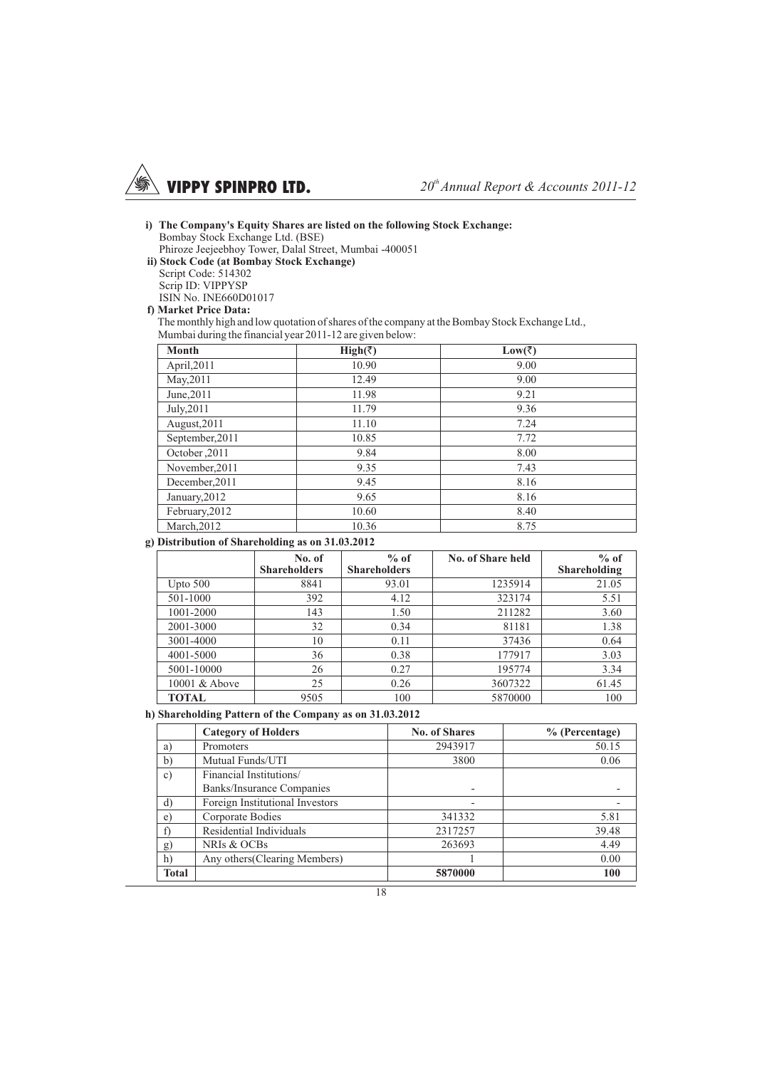**i) The Company's Equity Shares are listed on the following Stock Exchange:**

Bombay Stock Exchange Ltd. (BSE)
Phiroze Jeejeebhoy Tower, Dalal Street, Mumbai -400051

**ii) Stock Code (at Bombay Stock Exchange)**

Script Code: 514302
Scrip ID: VIPPYSP
ISIN No. INE660D01017

**f) Market Price Data:**

The monthly high and low quotation of shares of the company at the Bombay Stock Exchange Ltd., Mumbai during the financial year 2011-12 are given below:

| Month | High(₹) | Low(₹) |
|---|---|---|
| April,2011 | 10.90 | 9.00 |
| May,2011 | 12.49 | 9.00 |
| June,2011 | 11.98 | 9.21 |
| July,2011 | 11.79 | 9.36 |
| August,2011 | 11.10 | 7.24 |
| September,2011 | 10.85 | 7.72 |
| October ,2011 | 9.84 | 8.00 |
| November,2011 | 9.35 | 7.43 |
| December,2011 | 9.45 | 8.16 |
| January,2012 | 9.65 | 8.16 |
| February,2012 | 10.60 | 8.40 |
| March,2012 | 10.36 | 8.75 |

**g) Distribution of Shareholding as on 31.03.2012**

| | No. of Shareholders | % of Shareholders | No. of Share held | % of Shareholding |
|---|---|---|---|---|
| Upto 500 | 8841 | 93.01 | 1235914 | 21.05 |
| 501-1000 | 392 | 4.12 | 323174 | 5.51 |
| 1001-2000 | 143 | 1.50 | 211282 | 3.60 |
| 2001-3000 | 32 | 0.34 | 81181 | 1.38 |
| 3001-4000 | 10 | 0.11 | 37436 | 0.64 |
| 4001-5000 | 36 | 0.38 | 177917 | 3.03 |
| 5001-10000 | 26 | 0.27 | 195774 | 3.34 |
| 10001 & Above | 25 | 0.26 | 3607322 | 61.45 |
| **TOTAL** | 9505 | 100 | 5870000 | 100 |

**h) Shareholding Pattern of the Company as on 31.03.2012**

| | Category of Holders | No. of Shares | % (Percentage) |
|---|---|---|---|
| a) | Promoters | 2943917 | 50.15 |
| b) | Mutual Funds/UTI | 3800 | 0.06 |
| c) | Financial Institutions/ Banks/Insurance Companies | - | - |
| d) | Foreign Institutional Investors | - | - |
| e) | Corporate Bodies | 341332 | 5.81 |
| f) | Residential Individuals | 2317257 | 39.48 |
| g) | NRIs & OCBs | 263693 | 4.49 |
| h) | Any others(Clearing Members) | 1 | 0.00 |
| **Total** | | **5870000** | **100** |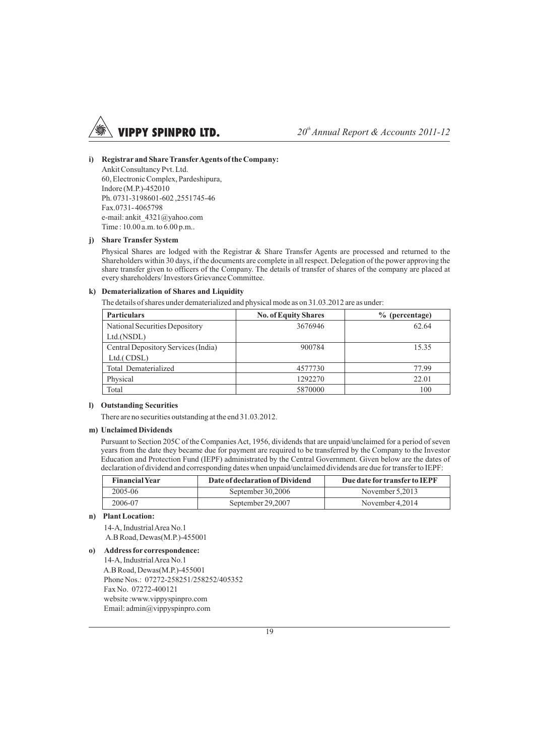**i) Registrar and Share Transfer Agents of the Company:**

Ankit Consultancy Pvt. Ltd.
60, Electronic Complex, Pardeshipura,
Indore (M.P.)-452010
Ph. 0731-3198601-602 ,2551745-46
Fax.0731- 4065798
e-mail: ankit_4321@yahoo.com
Time : 10.00 a.m. to 6.00 p.m..

**j) Share Transfer System**

Physical Shares are lodged with the Registrar & Share Transfer Agents are processed and returned to the Shareholders within 30 days, if the documents are complete in all respect. Delegation of the power approving the share transfer given to officers of the Company. The details of transfer of shares of the company are placed at every shareholders/ Investors Grievance Committee.

**k) Dematerialization of Shares and Liquidity**

The details of shares under dematerialized and physical mode as on 31.03.2012 are as under:

| Particulars | No. of Equity Shares | % (percentage) |
|---|---|---|
| National Securities Depository Ltd.(NSDL) | 3676946 | 62.64 |
| Central Depository Services (India) Ltd.( CDSL) | 900784 | 15.35 |
| Total Dematerialized | 4577730 | 77.99 |
| Physical | 1292270 | 22.01 |
| Total | 5870000 | 100 |

**l) Outstanding Securities**

There are no securities outstanding at the end 31.03.2012.

**m) Unclaimed Dividends**

Pursuant to Section 205C of the Companies Act, 1956, dividends that are unpaid/unclaimed for a period of seven years from the date they became due for payment are required to be transferred by the Company to the Investor Education and Protection Fund (IEPF) administrated by the Central Government. Given below are the dates of declaration of dividend and corresponding dates when unpaid/unclaimed dividends are due for transfer to IEPF:

| Financial Year | Date of declaration of Dividend | Due date for transfer to IEPF |
|---|---|---|
| 2005-06 | September 30,2006 | November 5,2013 |
| 2006-07 | September 29,2007 | November 4,2014 |

**n) Plant Location:**

14-A, Industrial Area No.1
A.B Road, Dewas(M.P.)-455001

**o) Address for correspondence:**

14-A, Industrial Area No.1
A.B Road, Dewas(M.P.)-455001
Phone Nos.: 07272-258251/258252/405352
Fax No. 07272-400121
website :www.vippyspinpro.com
Email: admin@vippyspinpro.com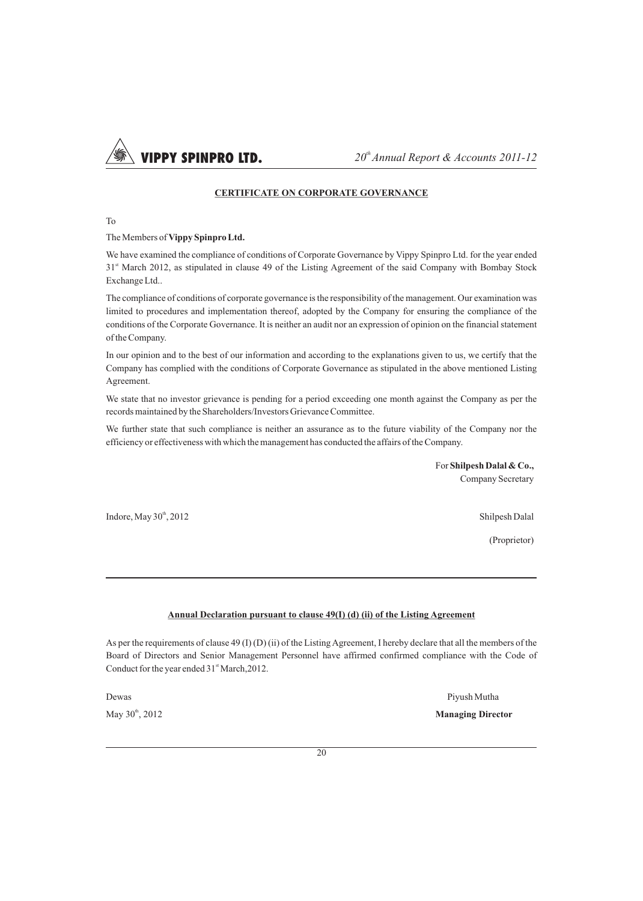## CERTIFICATE ON CORPORATE GOVERNANCE

To

The Members of **Vippy Spinpro Ltd.**

We have examined the compliance of conditions of Corporate Governance by Vippy Spinpro Ltd. for the year ended 31st March 2012, as stipulated in clause 49 of the Listing Agreement of the said Company with Bombay Stock Exchange Ltd..

The compliance of conditions of corporate governance is the responsibility of the management. Our examination was limited to procedures and implementation thereof, adopted by the Company for ensuring the compliance of the conditions of the Corporate Governance. It is neither an audit nor an expression of opinion on the financial statement of the Company.

In our opinion and to the best of our information and according to the explanations given to us, we certify that the Company has complied with the conditions of Corporate Governance as stipulated in the above mentioned Listing Agreement.

We state that no investor grievance is pending for a period exceeding one month against the Company as per the records maintained by the Shareholders/Investors Grievance Committee.

We further state that such compliance is neither an assurance as to the future viability of the Company nor the efficiency or effectiveness with which the management has conducted the affairs of the Company.

For **Shilpesh Dalal & Co.,**
Company Secretary

Indore, May 30th, 2012

Shilpesh Dalal
(Proprietor)

---

## Annual Declaration pursuant to clause 49(I) (d) (ii) of the Listing Agreement

As per the requirements of clause 49 (I) (D) (ii) of the Listing Agreement, I hereby declare that all the members of the Board of Directors and Senior Management Personnel have affirmed confirmed compliance with the Code of Conduct for the year ended 31st March,2012.

Dewas
May 30th, 2012

Piyush Mutha
**Managing Director**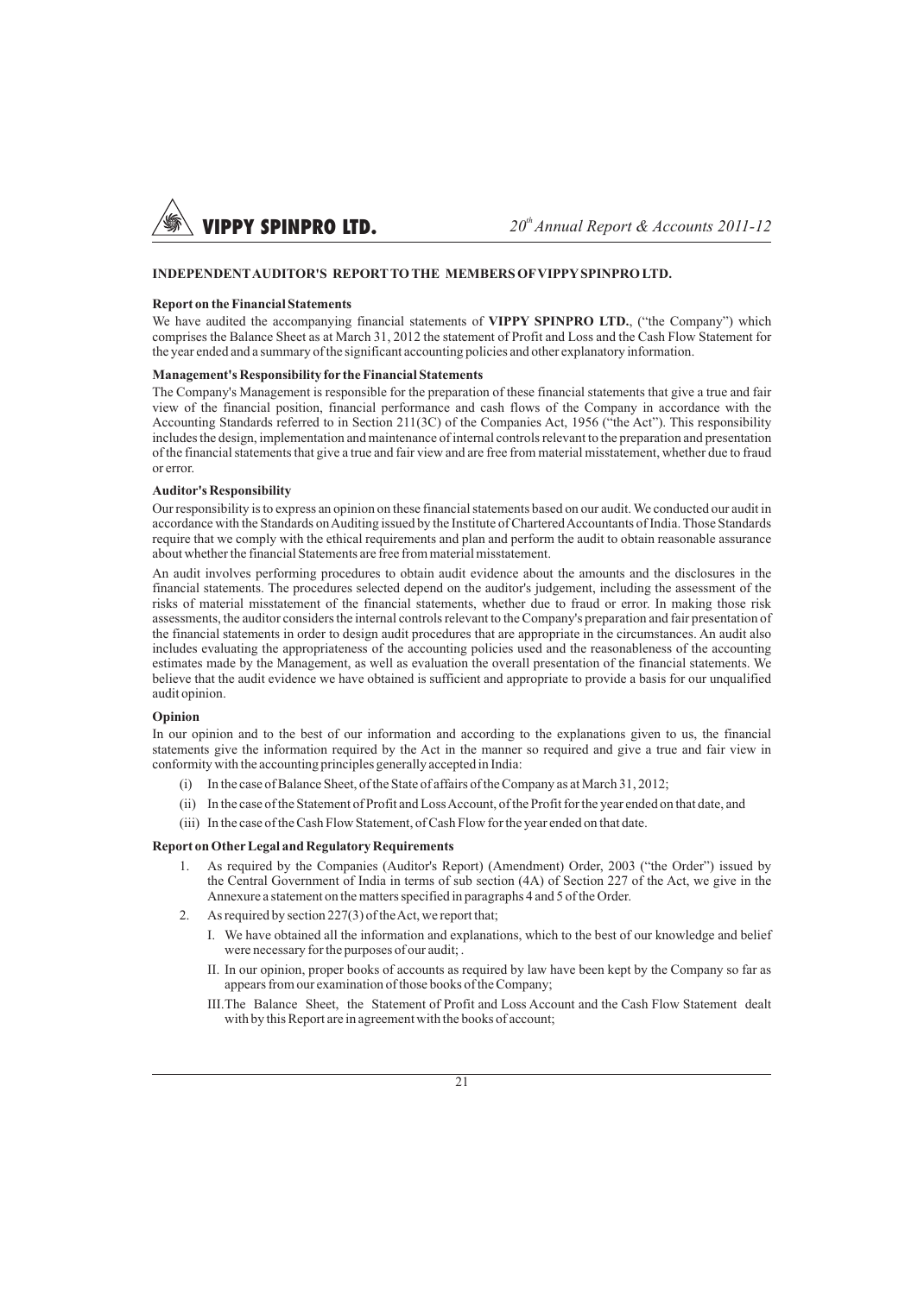## INDEPENDENT AUDITOR'S REPORT TO THE MEMBERS OF VIPPY SPINPRO LTD.

### Report on the Financial Statements

We have audited the accompanying financial statements of **VIPPY SPINPRO LTD.**, ("the Company") which comprises the Balance Sheet as at March 31, 2012 the statement of Profit and Loss and the Cash Flow Statement for the year ended and a summary of the significant accounting policies and other explanatory information.

### Management's Responsibility for the Financial Statements

The Company's Management is responsible for the preparation of these financial statements that give a true and fair view of the financial position, financial performance and cash flows of the Company in accordance with the Accounting Standards referred to in Section 211(3C) of the Companies Act, 1956 ("the Act"). This responsibility includes the design, implementation and maintenance of internal controls relevant to the preparation and presentation of the financial statements that give a true and fair view and are free from material misstatement, whether due to fraud or error.

### Auditor's Responsibility

Our responsibility is to express an opinion on these financial statements based on our audit. We conducted our audit in accordance with the Standards on Auditing issued by the Institute of Chartered Accountants of India. Those Standards require that we comply with the ethical requirements and plan and perform the audit to obtain reasonable assurance about whether the financial Statements are free from material misstatement.

An audit involves performing procedures to obtain audit evidence about the amounts and the disclosures in the financial statements. The procedures selected depend on the auditor's judgement, including the assessment of the risks of material misstatement of the financial statements, whether due to fraud or error. In making those risk assessments, the auditor considers the internal controls relevant to the Company's preparation and fair presentation of the financial statements in order to design audit procedures that are appropriate in the circumstances. An audit also includes evaluating the appropriateness of the accounting policies used and the reasonableness of the accounting estimates made by the Management, as well as evaluation the overall presentation of the financial statements. We believe that the audit evidence we have obtained is sufficient and appropriate to provide a basis for our unqualified audit opinion.

### Opinion

In our opinion and to the best of our information and according to the explanations given to us, the financial statements give the information required by the Act in the manner so required and give a true and fair view in conformity with the accounting principles generally accepted in India:

(i) In the case of Balance Sheet, of the State of affairs of the Company as at March 31, 2012;

(ii) In the case of the Statement of Profit and Loss Account, of the Profit for the year ended on that date, and

(iii) In the case of the Cash Flow Statement, of Cash Flow for the year ended on that date.

### Report on Other Legal and Regulatory Requirements

1. As required by the Companies (Auditor's Report) (Amendment) Order, 2003 ("the Order") issued by the Central Government of India in terms of sub section (4A) of Section 227 of the Act, we give in the Annexure a statement on the matters specified in paragraphs 4 and 5 of the Order.

2. As required by section 227(3) of the Act, we report that;

   I. We have obtained all the information and explanations, which to the best of our knowledge and belief were necessary for the purposes of our audit; .

   II. In our opinion, proper books of accounts as required by law have been kept by the Company so far as appears from our examination of those books of the Company;

   III. The Balance Sheet, the Statement of Profit and Loss Account and the Cash Flow Statement dealt with by this Report are in agreement with the books of account;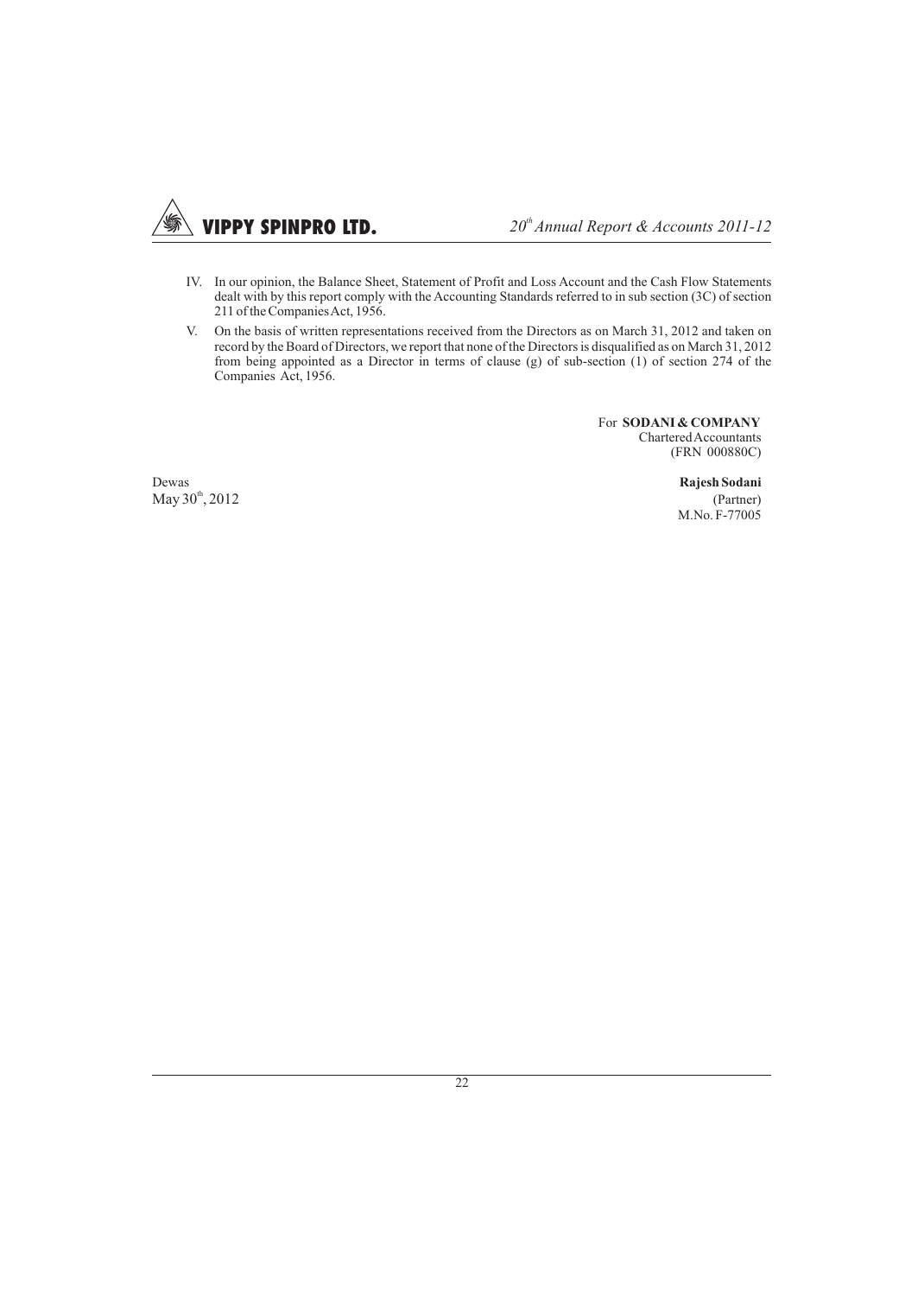IV. In our opinion, the Balance Sheet, Statement of Profit and Loss Account and the Cash Flow Statements dealt with by this report comply with the Accounting Standards referred to in sub section (3C) of section 211 of the Companies Act, 1956.

V. On the basis of written representations received from the Directors as on March 31, 2012 and taken on record by the Board of Directors, we report that none of the Directors is disqualified as on March 31, 2012 from being appointed as a Director in terms of clause (g) of sub-section (1) of section 274 of the Companies Act, 1956.

For **SODANI & COMPANY**
Chartered Accountants
(FRN 000880C)

Dewas
May 30th, 2012

**Rajesh Sodani**
(Partner)
M.No. F-77005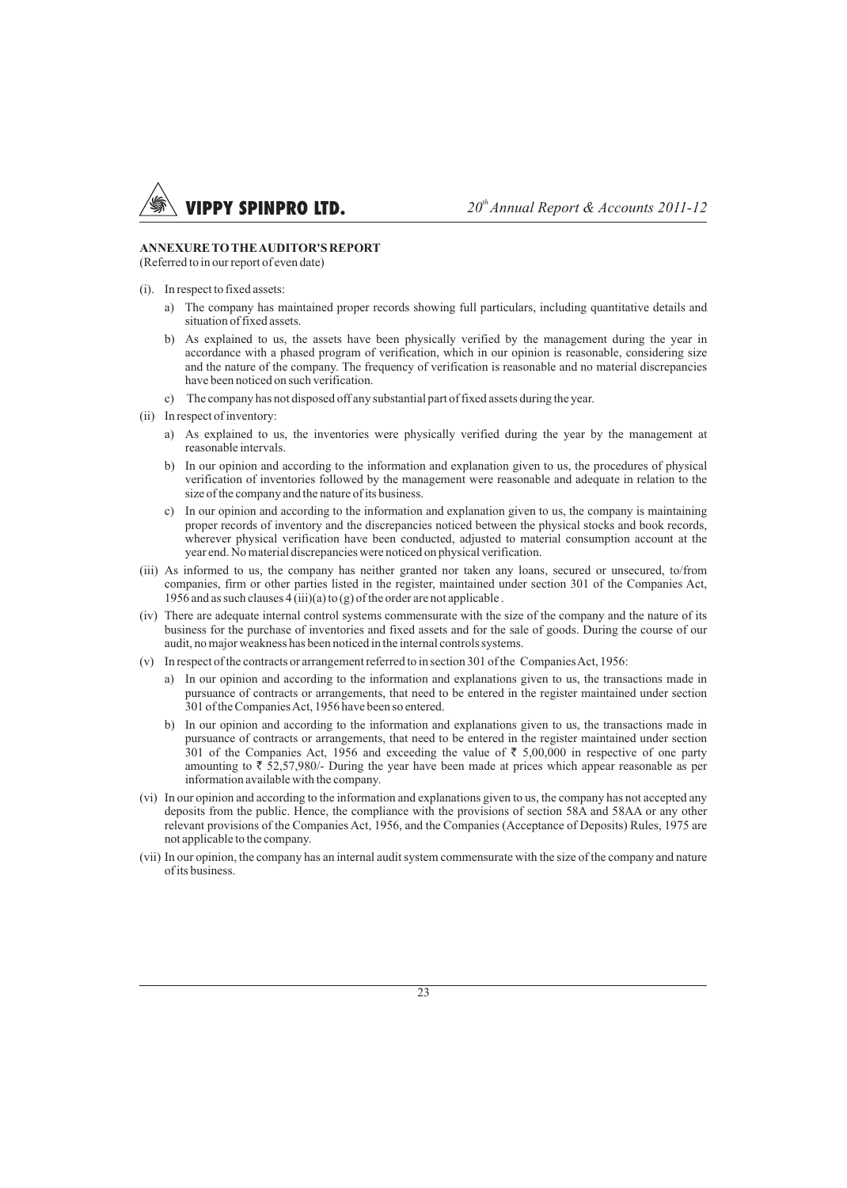## ANNEXURE TO THE AUDITOR'S REPORT

(Referred to in our report of even date)

(i). In respect to fixed assets:

   a) The company has maintained proper records showing full particulars, including quantitative details and situation of fixed assets.

   b) As explained to us, the assets have been physically verified by the management during the year in accordance with a phased program of verification, which in our opinion is reasonable, considering size and the nature of the company. The frequency of verification is reasonable and no material discrepancies have been noticed on such verification.

   c) The company has not disposed off any substantial part of fixed assets during the year.

(ii) In respect of inventory:

   a) As explained to us, the inventories were physically verified during the year by the management at reasonable intervals.

   b) In our opinion and according to the information and explanation given to us, the procedures of physical verification of inventories followed by the management were reasonable and adequate in relation to the size of the company and the nature of its business.

   c) In our opinion and according to the information and explanation given to us, the company is maintaining proper records of inventory and the discrepancies noticed between the physical stocks and book records, wherever physical verification have been conducted, adjusted to material consumption account at the year end. No material discrepancies were noticed on physical verification.

(iii) As informed to us, the company has neither granted nor taken any loans, secured or unsecured, to/from companies, firm or other parties listed in the register, maintained under section 301 of the Companies Act, 1956 and as such clauses 4 (iii)(a) to (g) of the order are not applicable .

(iv) There are adequate internal control systems commensurate with the size of the company and the nature of its business for the purchase of inventories and fixed assets and for the sale of goods. During the course of our audit, no major weakness has been noticed in the internal controls systems.

(v) In respect of the contracts or arrangement referred to in section 301 of the Companies Act, 1956:

   a) In our opinion and according to the information and explanations given to us, the transactions made in pursuance of contracts or arrangements, that need to be entered in the register maintained under section 301 of the Companies Act, 1956 have been so entered.

   b) In our opinion and according to the information and explanations given to us, the transactions made in pursuance of contracts or arrangements, that need to be entered in the register maintained under section 301 of the Companies Act, 1956 and exceeding the value of ₹ 5,00,000 in respective of one party amounting to ₹ 52,57,980/- During the year have been made at prices which appear reasonable as per information available with the company.

(vi) In our opinion and according to the information and explanations given to us, the company has not accepted any deposits from the public. Hence, the compliance with the provisions of section 58A and 58AA or any other relevant provisions of the Companies Act, 1956, and the Companies (Acceptance of Deposits) Rules, 1975 are not applicable to the company.

(vii) In our opinion, the company has an internal audit system commensurate with the size of the company and nature of its business.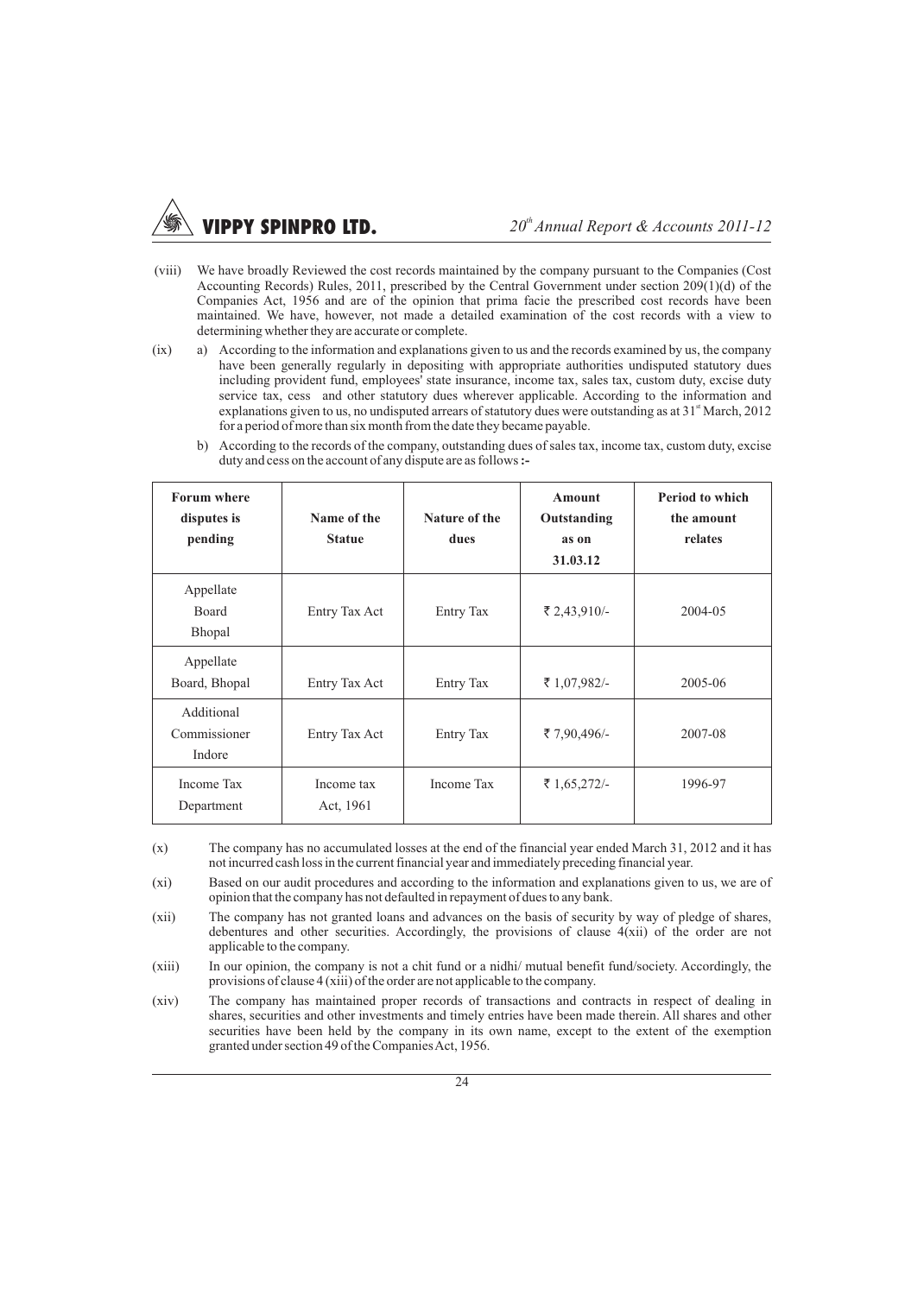(viii) We have broadly Reviewed the cost records maintained by the company pursuant to the Companies (Cost Accounting Records) Rules, 2011, prescribed by the Central Government under section 209(1)(d) of the Companies Act, 1956 and are of the opinion that prima facie the prescribed cost records have been maintained. We have, however, not made a detailed examination of the cost records with a view to determining whether they are accurate or complete.

(ix) a) According to the information and explanations given to us and the records examined by us, the company have been generally regularly in depositing with appropriate authorities undisputed statutory dues including provident fund, employees' state insurance, income tax, sales tax, custom duty, excise duty service tax, cess and other statutory dues wherever applicable. According to the information and explanations given to us, no undisputed arrears of statutory dues were outstanding as at 31st March, 2012 for a period of more than six month from the date they became payable.

b) According to the records of the company, outstanding dues of sales tax, income tax, custom duty, excise duty and cess on the account of any dispute are as follows :-

| Forum where disputes is pending | Name of the Statue | Nature of the dues | Amount Outstanding as on 31.03.12 | Period to which the amount relates |
|---|---|---|---|---|
| Appellate Board Bhopal | Entry Tax Act | Entry Tax | ₹ 2,43,910/- | 2004-05 |
| Appellate Board, Bhopal | Entry Tax Act | Entry Tax | ₹ 1,07,982/- | 2005-06 |
| Additional Commissioner Indore | Entry Tax Act | Entry Tax | ₹ 7,90,496/- | 2007-08 |
| Income Tax Department | Income tax Act, 1961 | Income Tax | ₹ 1,65,272/- | 1996-97 |

(x) The company has no accumulated losses at the end of the financial year ended March 31, 2012 and it has not incurred cash loss in the current financial year and immediately preceding financial year.

(xi) Based on our audit procedures and according to the information and explanations given to us, we are of opinion that the company has not defaulted in repayment of dues to any bank.

(xii) The company has not granted loans and advances on the basis of security by way of pledge of shares, debentures and other securities. Accordingly, the provisions of clause 4(xii) of the order are not applicable to the company.

(xiii) In our opinion, the company is not a chit fund or a nidhi/ mutual benefit fund/society. Accordingly, the provisions of clause 4 (xiii) of the order are not applicable to the company.

(xiv) The company has maintained proper records of transactions and contracts in respect of dealing in shares, securities and other investments and timely entries have been made therein. All shares and other securities have been held by the company in its own name, except to the extent of the exemption granted under section 49 of the Companies Act, 1956.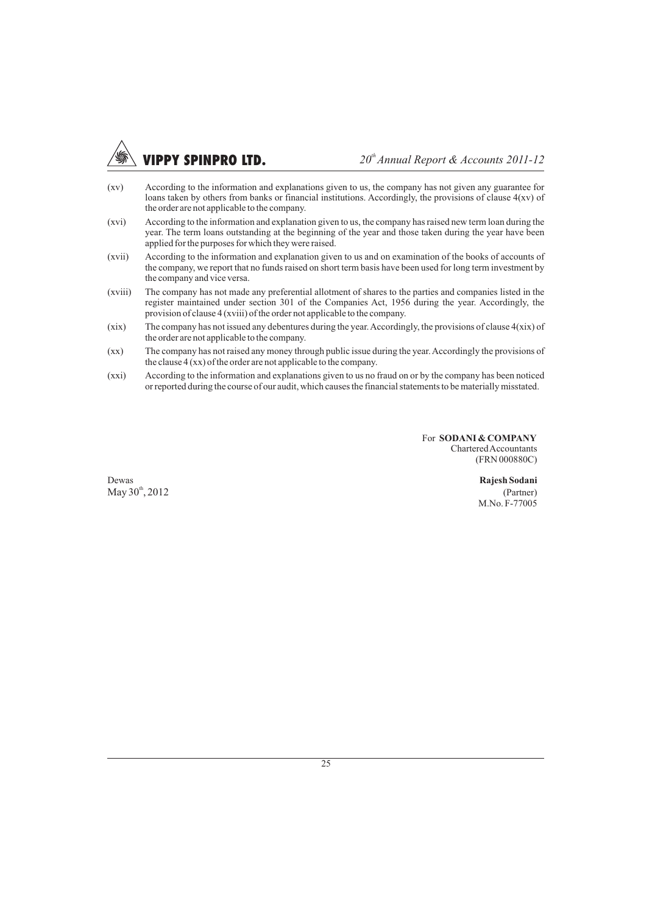(xv) According to the information and explanations given to us, the company has not given any guarantee for loans taken by others from banks or financial institutions. Accordingly, the provisions of clause 4(xv) of the order are not applicable to the company.

(xvi) According to the information and explanation given to us, the company has raised new term loan during the year. The term loans outstanding at the beginning of the year and those taken during the year have been applied for the purposes for which they were raised.

(xvii) According to the information and explanation given to us and on examination of the books of accounts of the company, we report that no funds raised on short term basis have been used for long term investment by the company and vice versa.

(xviii) The company has not made any preferential allotment of shares to the parties and companies listed in the register maintained under section 301 of the Companies Act, 1956 during the year. Accordingly, the provision of clause 4 (xviii) of the order not applicable to the company.

(xix) The company has not issued any debentures during the year. Accordingly, the provisions of clause 4(xix) of the order are not applicable to the company.

(xx) The company has not raised any money through public issue during the year. Accordingly the provisions of the clause 4 (xx) of the order are not applicable to the company.

(xxi) According to the information and explanations given to us no fraud on or by the company has been noticed or reported during the course of our audit, which causes the financial statements to be materially misstated.

For **SODANI & COMPANY**
Chartered Accountants
(FRN 000880C)

Dewas
May 30th, 2012

**Rajesh Sodani**
(Partner)
M.No. F-77005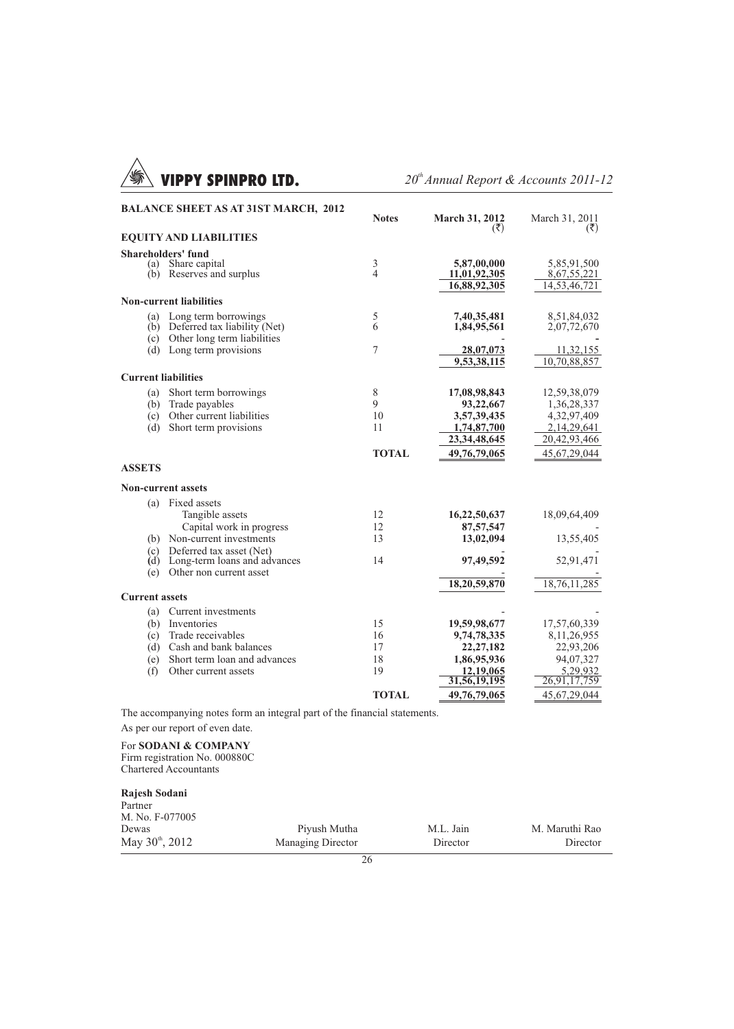## BALANCE SHEET AS AT 31ST MARCH, 2012

| | Notes | March 31, 2012 (₹) | March 31, 2011 (₹) |
|---|---|---|---|
| **EQUITY AND LIABILITIES** | | | |
| **Shareholders' fund** | | | |
| (a) Share capital | 3 | **5,87,00,000** | 5,85,91,500 |
| (b) Reserves and surplus | 4 | **11,01,92,305** | 8,67,55,221 |
| | | **16,88,92,305** | 14,53,46,721 |
| **Non-current liabilities** | | | |
| (a) Long term borrowings | 5 | **7,40,35,481** | 8,51,84,032 |
| (b) Deferred tax liability (Net) | 6 | **1,84,95,561** | 2,07,72,670 |
| (c) Other long term liabilities | | - | - |
| (d) Long term provisions | 7 | **28,07,073** | 11,32,155 |
| | | **9,53,38,115** | 10,70,88,857 |
| **Current liabilities** | | | |
| (a) Short term borrowings | 8 | **17,08,98,843** | 12,59,38,079 |
| (b) Trade payables | 9 | **93,22,667** | 1,36,28,337 |
| (c) Other current liabilities | 10 | **3,57,39,435** | 4,32,97,409 |
| (d) Short term provisions | 11 | **1,74,87,700** | 2,14,29,641 |
| | | **23,34,48,645** | 20,42,93,466 |
| | **TOTAL** | **49,76,79,065** | 45,67,29,044 |
| **ASSETS** | | | |
| **Non-current assets** | | | |
| (a) Fixed assets | | | |
| Tangible assets | 12 | **16,22,50,637** | 18,09,64,409 |
| Capital work in progress | 12 | **87,57,547** | - |
| (b) Non-current investments | 13 | **13,02,094** | 13,55,405 |
| (c) Deferred tax asset (Net) | | - | - |
| (d) Long-term loans and advances | 14 | **97,49,592** | 52,91,471 |
| (e) Other non current asset | | - | - |
| | | **18,20,59,870** | 18,76,11,285 |
| **Current assets** | | | |
| (a) Current investments | | - | - |
| (b) Inventories | 15 | **19,59,98,677** | 17,57,60,339 |
| (c) Trade receivables | 16 | **9,74,78,335** | 8,11,26,955 |
| (d) Cash and bank balances | 17 | **22,27,182** | 22,93,206 |
| (e) Short term loan and advances | 18 | **1,86,95,936** | 94,07,327 |
| (f) Other current assets | 19 | **12,19,065** | 5,29,932 |
| | | **31,56,19,195** | 26,91,17,759 |
| | **TOTAL** | **49,76,79,065** | 45,67,29,044 |

The accompanying notes form an integral part of the financial statements.

As per our report of even date.

For **SODANI & COMPANY**
Firm registration No. 000880C
Chartered Accountants

**Rajesh Sodani**
Partner
M. No. F-077005
Dewas
May 30th, 2012

| Piyush Mutha | M.L. Jain | M. Maruthi Rao |
|---|---|---|
| Managing Director | Director | Director |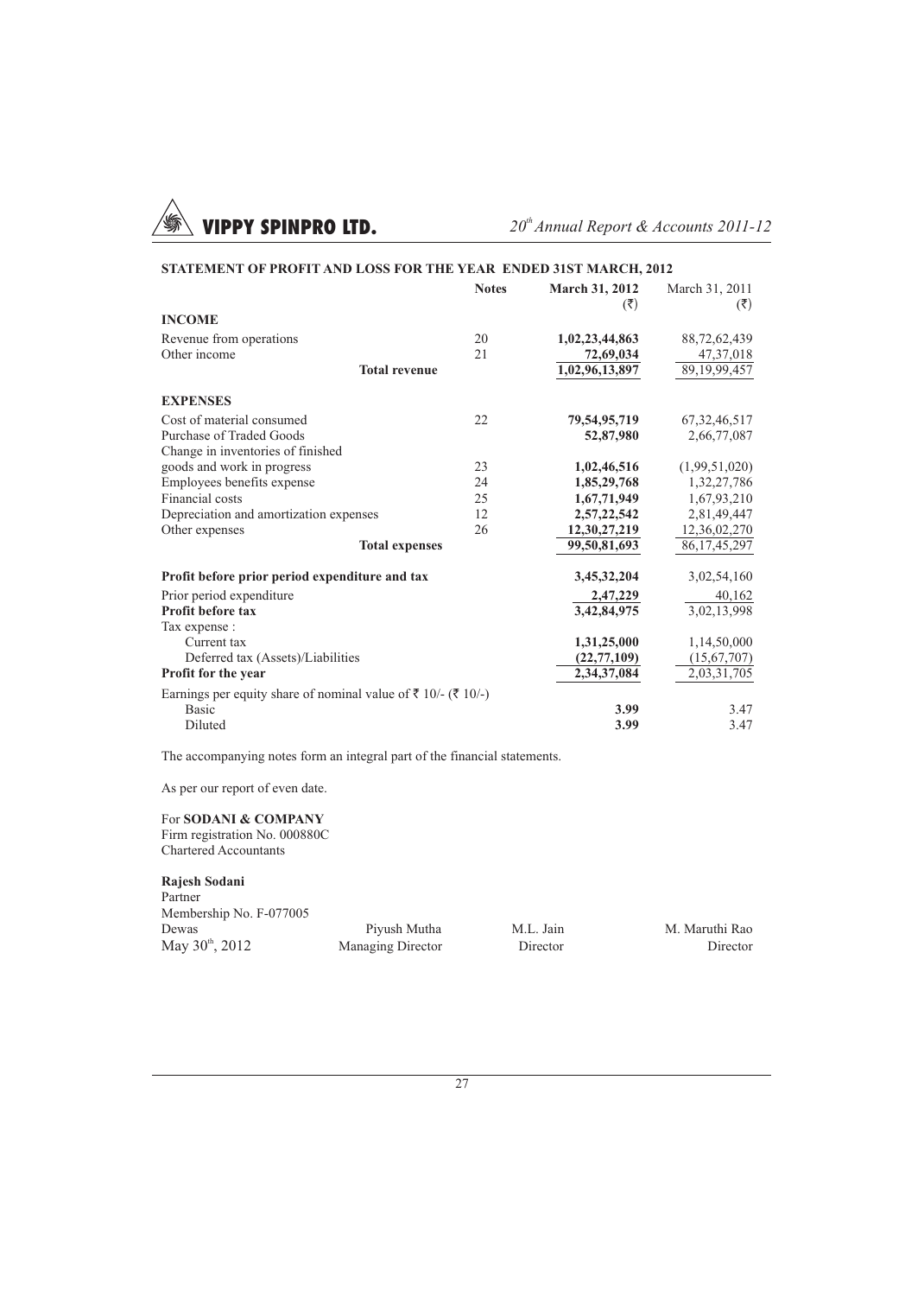## STATEMENT OF PROFIT AND LOSS FOR THE YEAR ENDED 31ST MARCH, 2012

| | Notes | March 31, 2012 (₹) | March 31, 2011 (₹) |
|---|---|---|---|
| **INCOME** | | | |
| Revenue from operations | 20 | **1,02,23,44,863** | 88,72,62,439 |
| Other income | 21 | **72,69,034** | 47,37,018 |
| **Total revenue** | | **1,02,96,13,897** | 89,19,99,457 |
| **EXPENSES** | | | |
| Cost of material consumed | 22 | **79,54,95,719** | 67,32,46,517 |
| Purchase of Traded Goods | | **52,87,980** | 2,66,77,087 |
| Change in inventories of finished goods and work in progress | 23 | **1,02,46,516** | (1,99,51,020) |
| Employees benefits expense | 24 | **1,85,29,768** | 1,32,27,786 |
| Financial costs | 25 | **1,67,71,949** | 1,67,93,210 |
| Depreciation and amortization expenses | 12 | **2,57,22,542** | 2,81,49,447 |
| Other expenses | 26 | **12,30,27,219** | 12,36,02,270 |
| **Total expenses** | | **99,50,81,693** | 86,17,45,297 |
| **Profit before prior period expenditure and tax** | | **3,45,32,204** | 3,02,54,160 |
| Prior period expenditure | | **2,47,229** | 40,162 |
| **Profit before tax** | | **3,42,84,975** | 3,02,13,998 |
| Tax expense : | | | |
| Current tax | | **1,31,25,000** | 1,14,50,000 |
| Deferred tax (Assets)/Liabilities | | **(22,77,109)** | (15,67,707) |
| **Profit for the year** | | **2,34,37,084** | 2,03,31,705 |
| Earnings per equity share of nominal value of ₹ 10/- (₹ 10/-) | | | |
| Basic | | **3.99** | 3.47 |
| Diluted | | **3.99** | 3.47 |

The accompanying notes form an integral part of the financial statements.

As per our report of even date.

For **SODANI & COMPANY**
Firm registration No. 000880C
Chartered Accountants

**Rajesh Sodani**
Partner
Membership No. F-077005
Dewas
May 30th, 2012

Piyush Mutha
Managing Director

M.L. Jain
Director

M. Maruthi Rao
Director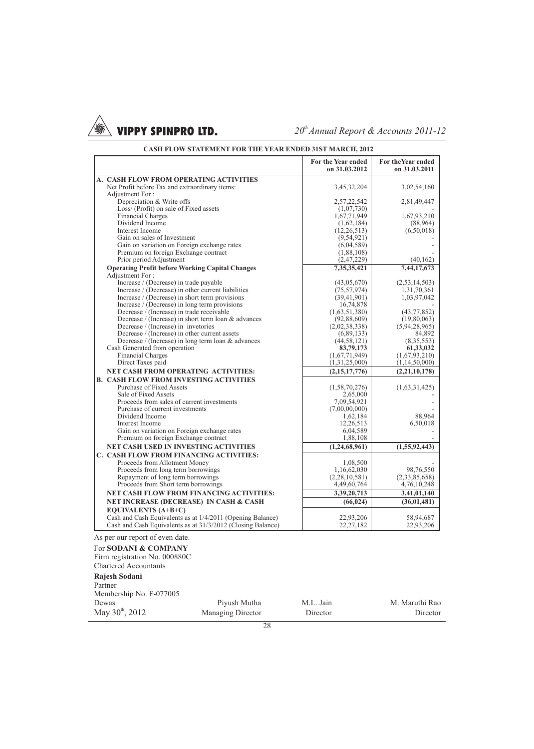## CASH FLOW STATEMENT FOR THE YEAR ENDED 31ST MARCH, 2012

| | For the Year ended on 31.03.2012 | For the Year ended on 31.03.2011 |
|---|---|---|
| **A. CASH FLOW FROM OPERATING ACTIVITIES** | | |
| Net Profit before Tax and extraordinary items: | 3,45,32,204 | 3,02,54,160 |
| Adjustment For : | | |
| Depreciation & Write offs | 2,57,22,542 | 2,81,49,447 |
| Loss/ (Profit) on sale of Fixed assets | (1,07,730) | - |
| Financial Charges | 1,67,71,949 | 1,67,93,210 |
| Dividend Income | (1,62,184) | (88,964) |
| Interest Income | (12,26,513) | (6,50,018) |
| Gain on sales of Investment | (9,54,921) | - |
| Gain on variation on Foreign exchange rates | (6,04,589) | - |
| Premium on foreign Exchange contract | (1,88,108) | - |
| Prior period Adjustment | (2,47,229) | (40,162) |
| **Operating Profit before Working Capital Changes** | **7,35,35,421** | **7,44,17,673** |
| Adjustment For : | | |
| Increase / (Decrease) in trade payable | (43,05,670) | (2,53,14,503) |
| Increase / (Decrease) in other current liabilities | (75,57,974) | 1,31,70,361 |
| Increase / (Decrease) in short term provisions | (39,41,901) | 1,03,97,042 |
| Increase / (Decrease) in long term provisions | 16,74,878 | - |
| Decrease / (Increase) in trade receivable | (1,63,51,380) | (43,77,852) |
| Decrease / (Increase) in short term loan & advances | (92,88,609) | (19,80,063) |
| Decrease / (Increase) in invetories | (2,02,38,338) | (5,94,28,965) |
| Decrease / (Increase) in other current assets | (6,89,133) | 84,892 |
| Decrease / (Increase) in long term loan & advances | (44,58,121) | (8,35,553) |
| Cash Generated from operation | **83,79,173** | **61,33,032** |
| Financial Charges | (1,67,71,949) | (1,67,93,210) |
| Direct Taxes paid | (1,31,25,000) | (1,14,50,000) |
| **NET CASH FROM OPERATING ACTIVITIES:** | **(2,15,17,776)** | **(2,21,10,178)** |
| **B. CASH FLOW FROM INVESTING ACTIVITIES** | | |
| Purchase of Fixed Assets | (1,58,70,276) | (1,63,31,425) |
| Sale of Fixed Assets | 2,65,000 | - |
| Proceeds from sales of current investments | 7,09,54,921 | - |
| Purchase of current investments | (7,00,00,000) | - |
| Dividend Income | 1,62,184 | 88,964 |
| Interest Income | 12,26,513 | 6,50,018 |
| Gain on variation on Foreign exchange rates | 6,04,589 | - |
| Premium on foreign Exchange contract | 1,88,108 | - |
| **NET CASH USED IN INVESTING ACTIVITIES** | **(1,24,68,961)** | **(1,55,92,443)** |
| **C. CASH FLOW FROM FINANCING ACTIVITIES:** | | |
| Proceeds from Allotment Money | 1,08,500 | - |
| Proceeds from long term borrowings | 1,16,62,030 | 98,76,550 |
| Repayment of long term borrowings | (2,28,10,581) | (2,33,85,658) |
| Proceeds from Short term borrowings | 4,49,60,764 | 4,76,10,248 |
| **NET CASH FLOW FROM FINANCING ACTIVITIES:** | **3,39,20,713** | **3,41,01,140** |
| **NET INCREASE (DECREASE) IN CASH & CASH EQUIVALENTS (A+B+C)** | **(66,024)** | **(36,01,481)** |
| Cash and Cash Equivalents as at 1/4/2011 (Opening Balance) | 22,93,206 | 58,94,687 |
| Cash and Cash Equivalents as at 31/3/2012 (Closing Balance) | 22,27,182 | 22,93,206 |

As per our report of even date.

For **SODANI & COMPANY**
Firm registration No. 000880C
Chartered Accountants

**Rajesh Sodani**
Partner
Membership No. F-077005
Dewas
May 30th, 2012

Piyush Mutha, Managing Director

M.L. Jain, Director

M. Maruthi Rao, Director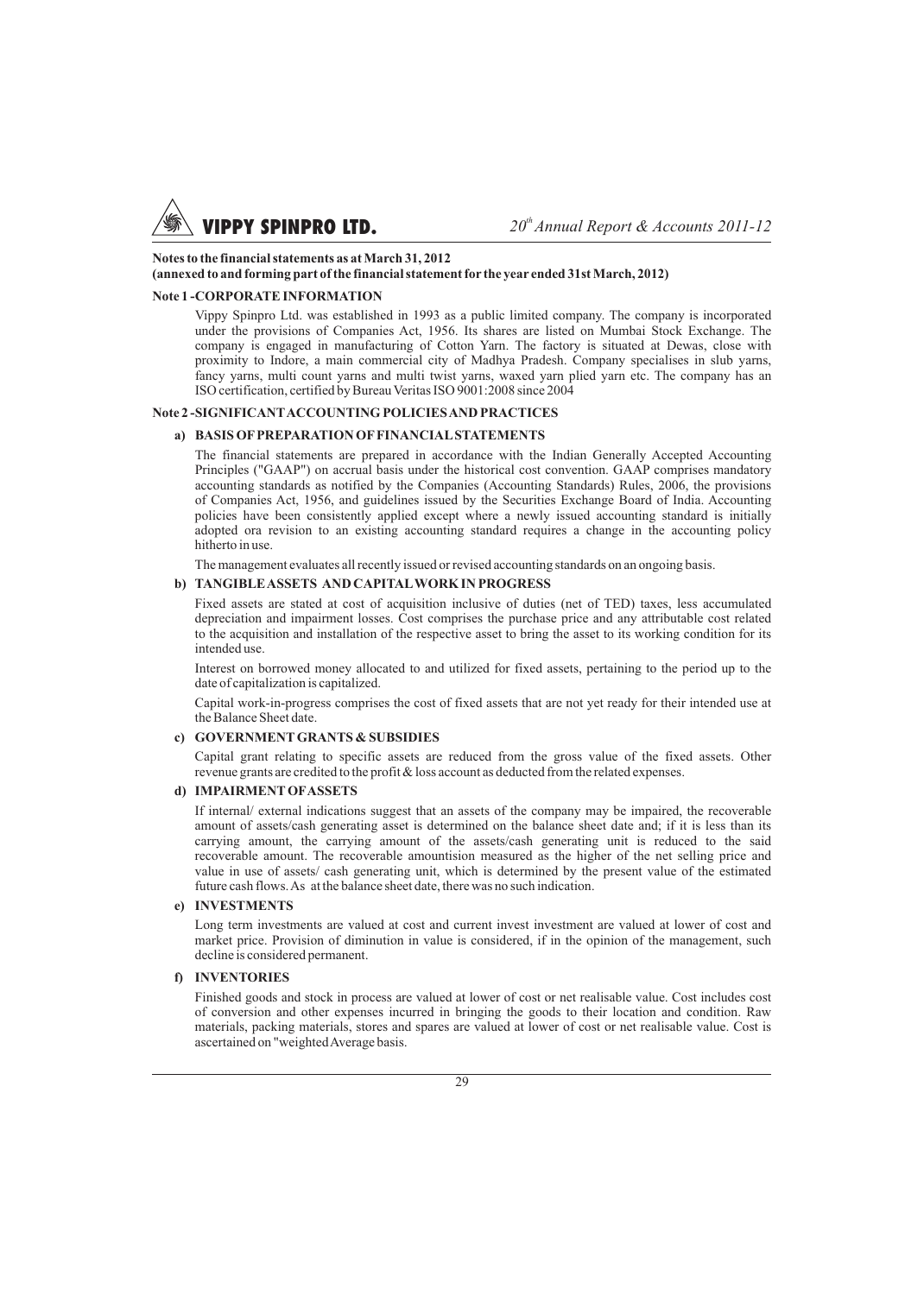**Notes to the financial statements as at March 31, 2012**
**(annexed to and forming part of the financial statement for the year ended 31st March, 2012)**

**Note 1 -CORPORATE INFORMATION**

Vippy Spinpro Ltd. was established in 1993 as a public limited company. The company is incorporated under the provisions of Companies Act, 1956. Its shares are listed on Mumbai Stock Exchange. The company is engaged in manufacturing of Cotton Yarn. The factory is situated at Dewas, close with proximity to Indore, a main commercial city of Madhya Pradesh. Company specialises in slub yarns, fancy yarns, multi count yarns and multi twist yarns, waxed yarn plied yarn etc. The company has an ISO certification, certified by Bureau Veritas ISO 9001:2008 since 2004

**Note 2 -SIGNIFICANT ACCOUNTING POLICIES AND PRACTICES**

**a) BASIS OF PREPARATION OF FINANCIAL STATEMENTS**

The financial statements are prepared in accordance with the Indian Generally Accepted Accounting Principles ("GAAP") on accrual basis under the historical cost convention. GAAP comprises mandatory accounting standards as notified by the Companies (Accounting Standards) Rules, 2006, the provisions of Companies Act, 1956, and guidelines issued by the Securities Exchange Board of India. Accounting policies have been consistently applied except where a newly issued accounting standard is initially adopted ora revision to an existing accounting standard requires a change in the accounting policy hitherto in use.

The management evaluates all recently issued or revised accounting standards on an ongoing basis.

**b) TANGIBLE ASSETS AND CAPITAL WORK IN PROGRESS**

Fixed assets are stated at cost of acquisition inclusive of duties (net of TED) taxes, less accumulated depreciation and impairment losses. Cost comprises the purchase price and any attributable cost related to the acquisition and installation of the respective asset to bring the asset to its working condition for its intended use.

Interest on borrowed money allocated to and utilized for fixed assets, pertaining to the period up to the date of capitalization is capitalized.

Capital work-in-progress comprises the cost of fixed assets that are not yet ready for their intended use at the Balance Sheet date.

**c) GOVERNMENT GRANTS & SUBSIDIES**

Capital grant relating to specific assets are reduced from the gross value of the fixed assets. Other revenue grants are credited to the profit & loss account as deducted from the related expenses.

**d) IMPAIRMENT OF ASSETS**

If internal/ external indications suggest that an assets of the company may be impaired, the recoverable amount of assets/cash generating asset is determined on the balance sheet date and; if it is less than its carrying amount, the carrying amount of the assets/cash generating unit is reduced to the said recoverable amount. The recoverable amountision measured as the higher of the net selling price and value in use of assets/ cash generating unit, which is determined by the present value of the estimated future cash flows. As at the balance sheet date, there was no such indication.

**e) INVESTMENTS**

Long term investments are valued at cost and current invest investment are valued at lower of cost and market price. Provision of diminution in value is considered, if in the opinion of the management, such decline is considered permanent.

**f) INVENTORIES**

Finished goods and stock in process are valued at lower of cost or net realisable value. Cost includes cost of conversion and other expenses incurred in bringing the goods to their location and condition. Raw materials, packing materials, stores and spares are valued at lower of cost or net realisable value. Cost is ascertained on "weighted Average basis.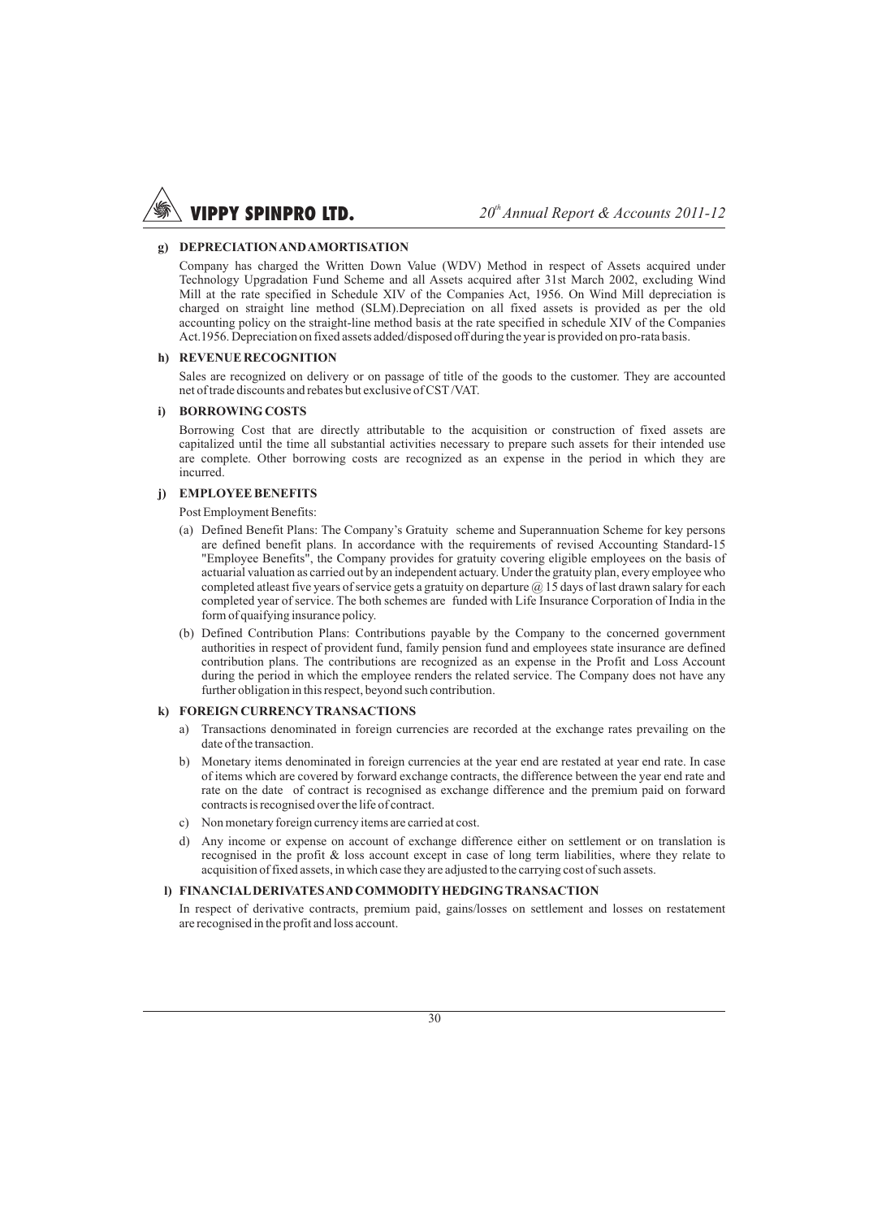**g) DEPRECIATION AND AMORTISATION**

Company has charged the Written Down Value (WDV) Method in respect of Assets acquired under Technology Upgradation Fund Scheme and all Assets acquired after 31st March 2002, excluding Wind Mill at the rate specified in Schedule XIV of the Companies Act, 1956. On Wind Mill depreciation is charged on straight line method (SLM).Depreciation on all fixed assets is provided as per the old accounting policy on the straight-line method basis at the rate specified in schedule XIV of the Companies Act.1956. Depreciation on fixed assets added/disposed off during the year is provided on pro-rata basis.

**h) REVENUE RECOGNITION**

Sales are recognized on delivery or on passage of title of the goods to the customer. They are accounted net of trade discounts and rebates but exclusive of CST /VAT.

**i) BORROWING COSTS**

Borrowing Cost that are directly attributable to the acquisition or construction of fixed assets are capitalized until the time all substantial activities necessary to prepare such assets for their intended use are complete. Other borrowing costs are recognized as an expense in the period in which they are incurred.

**j) EMPLOYEE BENEFITS**

Post Employment Benefits:

(a) Defined Benefit Plans: The Company's Gratuity scheme and Superannuation Scheme for key persons are defined benefit plans. In accordance with the requirements of revised Accounting Standard-15 "Employee Benefits", the Company provides for gratuity covering eligible employees on the basis of actuarial valuation as carried out by an independent actuary. Under the gratuity plan, every employee who completed atleast five years of service gets a gratuity on departure @ 15 days of last drawn salary for each completed year of service. The both schemes are funded with Life Insurance Corporation of India in the form of quaifying insurance policy.

(b) Defined Contribution Plans: Contributions payable by the Company to the concerned government authorities in respect of provident fund, family pension fund and employees state insurance are defined contribution plans. The contributions are recognized as an expense in the Profit and Loss Account during the period in which the employee renders the related service. The Company does not have any further obligation in this respect, beyond such contribution.

**k) FOREIGN CURRENCY TRANSACTIONS**

a) Transactions denominated in foreign currencies are recorded at the exchange rates prevailing on the date of the transaction.

b) Monetary items denominated in foreign currencies at the year end are restated at year end rate. In case of items which are covered by forward exchange contracts, the difference between the year end rate and rate on the date of contract is recognised as exchange difference and the premium paid on forward contracts is recognised over the life of contract.

c) Non monetary foreign currency items are carried at cost.

d) Any income or expense on account of exchange difference either on settlement or on translation is recognised in the profit & loss account except in case of long term liabilities, where they relate to acquisition of fixed assets, in which case they are adjusted to the carrying cost of such assets.

**l) FINANCIAL DERIVATES AND COMMODITY HEDGING TRANSACTION**

In respect of derivative contracts, premium paid, gains/losses on settlement and losses on restatement are recognised in the profit and loss account.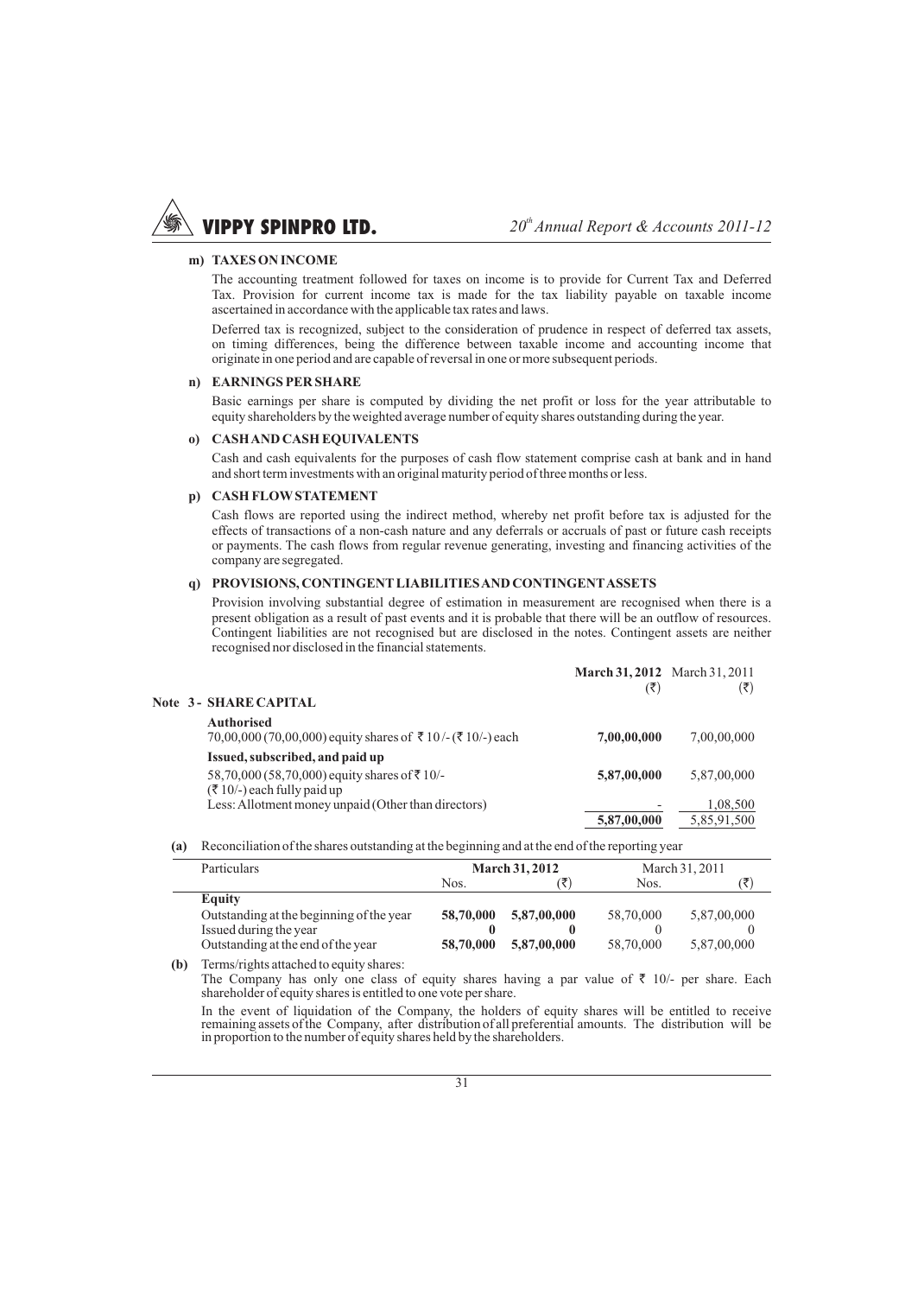**m) TAXES ON INCOME**

The accounting treatment followed for taxes on income is to provide for Current Tax and Deferred Tax. Provision for current income tax is made for the tax liability payable on taxable income ascertained in accordance with the applicable tax rates and laws.

Deferred tax is recognized, subject to the consideration of prudence in respect of deferred tax assets, on timing differences, being the difference between taxable income and accounting income that originate in one period and are capable of reversal in one or more subsequent periods.

**n) EARNINGS PER SHARE**

Basic earnings per share is computed by dividing the net profit or loss for the year attributable to equity shareholders by the weighted average number of equity shares outstanding during the year.

**o) CASH AND CASH EQUIVALENTS**

Cash and cash equivalents for the purposes of cash flow statement comprise cash at bank and in hand and short term investments with an original maturity period of three months or less.

**p) CASH FLOW STATEMENT**

Cash flows are reported using the indirect method, whereby net profit before tax is adjusted for the effects of transactions of a non-cash nature and any deferrals or accruals of past or future cash receipts or payments. The cash flows from regular revenue generating, investing and financing activities of the company are segregated.

**q) PROVISIONS, CONTINGENT LIABILITIES AND CONTINGENT ASSETS**

Provision involving substantial degree of estimation in measurement are recognised when there is a present obligation as a result of past events and it is probable that there will be an outflow of resources. Contingent liabilities are not recognised but are disclosed in the notes. Contingent assets are neither recognised nor disclosed in the financial statements.

| | **March 31, 2012** (₹) | March 31, 2011 (₹) |
|---|---|---|
| **Note 3 - SHARE CAPITAL** | | |
| **Authorised** | | |
| 70,00,000 (70,00,000) equity shares of ₹ 10/- (₹ 10/-) each | **7,00,00,000** | 7,00,00,000 |
| **Issued, subscribed, and paid up** | | |
| 58,70,000 (58,70,000) equity shares of ₹ 10/- (₹ 10/-) each fully paid up | **5,87,00,000** | 5,87,00,000 |
| Less: Allotment money unpaid (Other than directors) | - | 1,08,500 |
| | **5,87,00,000** | 5,85,91,500 |

**(a)** Reconciliation of the shares outstanding at the beginning and at the end of the reporting year

| Particulars | **March 31, 2012** | | March 31, 2011 | |
|---|---|---|---|---|
| | Nos. | (₹) | Nos. | (₹) |
| **Equity** | | | | |
| Outstanding at the beginning of the year | **58,70,000** | **5,87,00,000** | 58,70,000 | 5,87,00,000 |
| Issued during the year | **0** | **0** | 0 | 0 |
| Outstanding at the end of the year | **58,70,000** | **5,87,00,000** | 58,70,000 | 5,87,00,000 |

**(b)** Terms/rights attached to equity shares:

The Company has only one class of equity shares having a par value of ₹ 10/- per share. Each shareholder of equity shares is entitled to one vote per share.

In the event of liquidation of the Company, the holders of equity shares will be entitled to receive remaining assets of the Company, after distribution of all preferential amounts. The distribution will be in proportion to the number of equity shares held by the shareholders.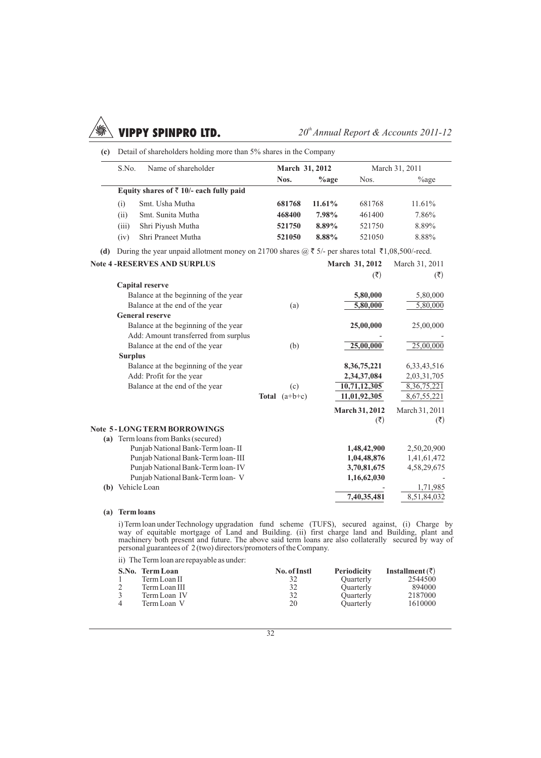**(c)** Detail of shareholders holding more than 5% shares in the Company

| S.No. | Name of shareholder | March 31, 2012 | | March 31, 2011 | |
|---|---|---|---|---|---|
| | | **Nos.** | **%age** | Nos. | %age |
| | **Equity shares of ₹ 10/- each fully paid** | | | | |
| (i) | Smt. Usha Mutha | **681768** | **11.61%** | 681768 | 11.61% |
| (ii) | Smt. Sunita Mutha | **468400** | **7.98%** | 461400 | 7.86% |
| (iii) | Shri Piyush Mutha | **521750** | **8.89%** | 521750 | 8.89% |
| (iv) | Shri Praneet Mutha | **521050** | **8.88%** | 521050 | 8.88% |

**(d)** During the year unpaid allotment money on 21700 shares @ ₹ 5/- per shares total ₹1,08,500/-recd.

## Note 4 - RESERVES AND SURPLUS

| | | March 31, 2012 (₹) | March 31, 2011 (₹) |
|---|---|---|---|
| **Capital reserve** | | | |
| Balance at the beginning of the year | | **5,80,000** | 5,80,000 |
| Balance at the end of the year | (a) | **5,80,000** | 5,80,000 |
| **General reserve** | | | |
| Balance at the beginning of the year | | **25,00,000** | 25,00,000 |
| Add: Amount transferred from surplus | | - | - |
| Balance at the end of the year | (b) | **25,00,000** | 25,00,000 |
| **Surplus** | | | |
| Balance at the beginning of the year | | **8,36,75,221** | 6,33,43,516 |
| Add: Profit for the year | | **2,34,37,084** | 2,03,31,705 |
| Balance at the end of the year | (c) | **10,71,12,305** | 8,36,75,221 |
| | **Total** (a+b+c) | **11,01,92,305** | 8,67,55,221 |

## Note 5 - LONG TERM BORROWINGS

| | March 31, 2012 (₹) | March 31, 2011 (₹) |
|---|---|---|
| **(a)** Term loans from Banks (secured) | | |
| Punjab National Bank-Term loan- II | **1,48,42,900** | 2,50,20,900 |
| Punjab National Bank-Term loan- III | **1,04,48,876** | 1,41,61,472 |
| Punjab National Bank-Term loan- IV | **3,70,81,675** | 4,58,29,675 |
| Punjab National Bank-Term loan- V | **1,16,62,030** | - |
| **(b)** Vehicle Loan | - | 1,71,985 |
| | **7,40,35,481** | 8,51,84,032 |

**(a) Term loans**

i) Term loan under Technology upgradation fund scheme (TUFS), secured against, (i) Charge by way of equitable mortgage of Land and Building. (ii) first charge land and Building, plant and machinery both present and future. The above said term loans are also collaterally secured by way of personal guarantees of 2 (two) directors/promoters of the Company.

ii) The Term loan are repayable as under:

| S.No. | Term Loan | No. of Instl | Periodicity | Installment (₹) |
|---|---|---|---|---|
| 1 | Term Loan II | 32 | Quarterly | 2544500 |
| 2 | Term Loan III | 32 | Quarterly | 894000 |
| 3 | Term Loan IV | 32 | Quarterly | 2187000 |
| 4 | Term Loan V | 20 | Quarterly | 1610000 |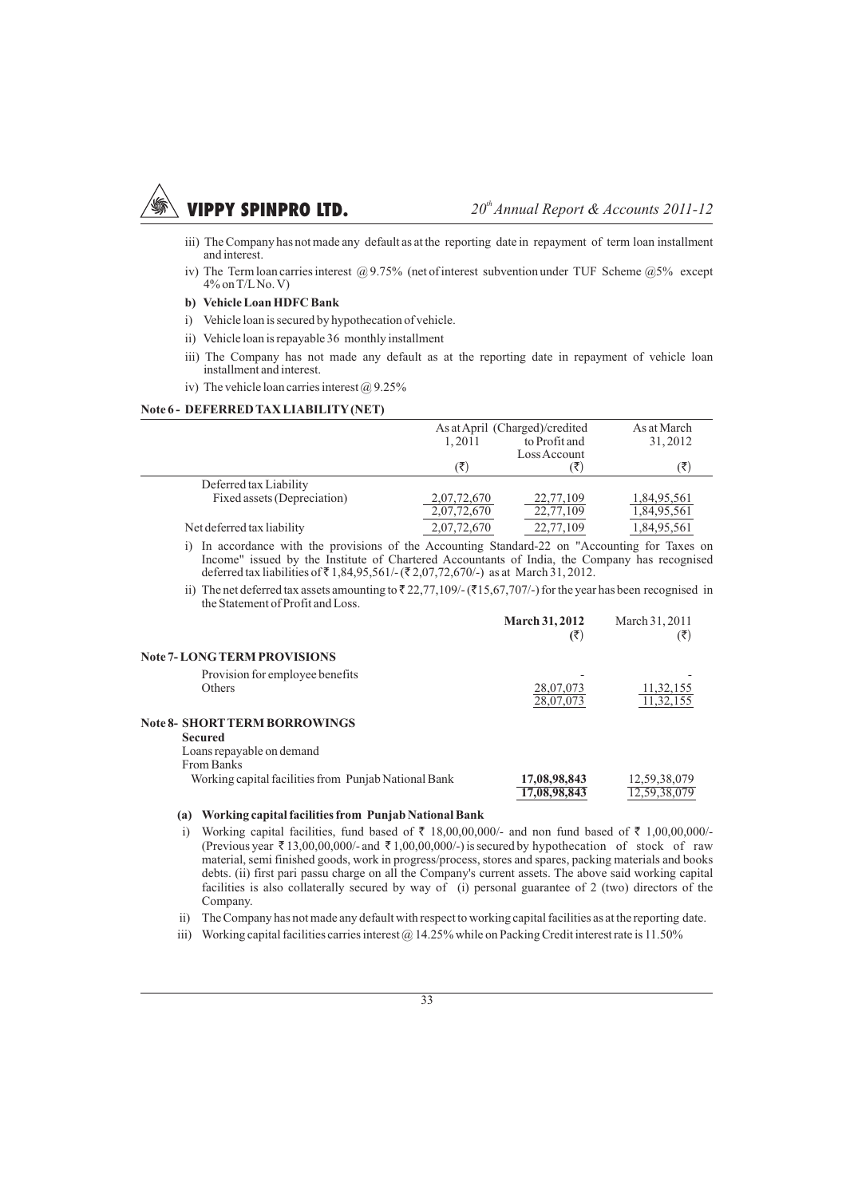iii) The Company has not made any default as at the reporting date in repayment of term loan installment and interest.

iv) The Term loan carries interest @ 9.75% (net of interest subvention under TUF Scheme @5% except 4% on T/L No. V)

**b) Vehicle Loan HDFC Bank**

i) Vehicle loan is secured by hypothecation of vehicle.

ii) Vehicle loan is repayable 36 monthly installment

iii) The Company has not made any default as at the reporting date in repayment of vehicle loan installment and interest.

iv) The vehicle loan carries interest @ 9.25%

**Note 6 - DEFERRED TAX LIABILITY (NET)**

| | As at April 1, 2011 (₹) | (Charged)/credited to Profit and Loss Account (₹) | As at March 31, 2012 (₹) |
|---|---|---|---|
| Deferred tax Liability | | | |
| Fixed assets (Depreciation) | 2,07,72,670 | 22,77,109 | 1,84,95,561 |
| | 2,07,72,670 | 22,77,109 | 1,84,95,561 |
| Net deferred tax liability | 2,07,72,670 | 22,77,109 | 1,84,95,561 |

i) In accordance with the provisions of the Accounting Standard-22 on "Accounting for Taxes on Income" issued by the Institute of Chartered Accountants of India, the Company has recognised deferred tax liabilities of ₹ 1,84,95,561/- (₹ 2,07,72,670/-) as at March 31, 2012.

ii) The net deferred tax assets amounting to ₹ 22,77,109/- (₹15,67,707/-) for the year has been recognised in the Statement of Profit and Loss.

| | **March 31, 2012 (₹)** | March 31, 2011 (₹) |
|---|---|---|
| **Note 7- LONG TERM PROVISIONS** | | |
| Provision for employee benefits | - | - |
| Others | 28,07,073 | 11,32,155 |
| | 28,07,073 | 11,32,155 |
| **Note 8- SHORT TERM BORROWINGS** | | |
| **Secured** | | |
| Loans repayable on demand | | |
| From Banks | | |
| Working capital facilities from Punjab National Bank | **17,08,98,843** | 12,59,38,079 |
| | **17,08,98,843** | 12,59,38,079 |

**(a) Working capital facilities from Punjab National Bank**

i) Working capital facilities, fund based of ₹ 18,00,00,000/- and non fund based of ₹ 1,00,00,000/- (Previous year ₹ 13,00,00,000/- and ₹ 1,00,00,000/-) is secured by hypothecation of stock of raw material, semi finished goods, work in progress/process, stores and spares, packing materials and books debts. (ii) first pari passu charge on all the Company's current assets. The above said working capital facilities is also collaterally secured by way of (i) personal guarantee of 2 (two) directors of the Company.

ii) The Company has not made any default with respect to working capital facilities as at the reporting date.

iii) Working capital facilities carries interest @ 14.25% while on Packing Credit interest rate is 11.50%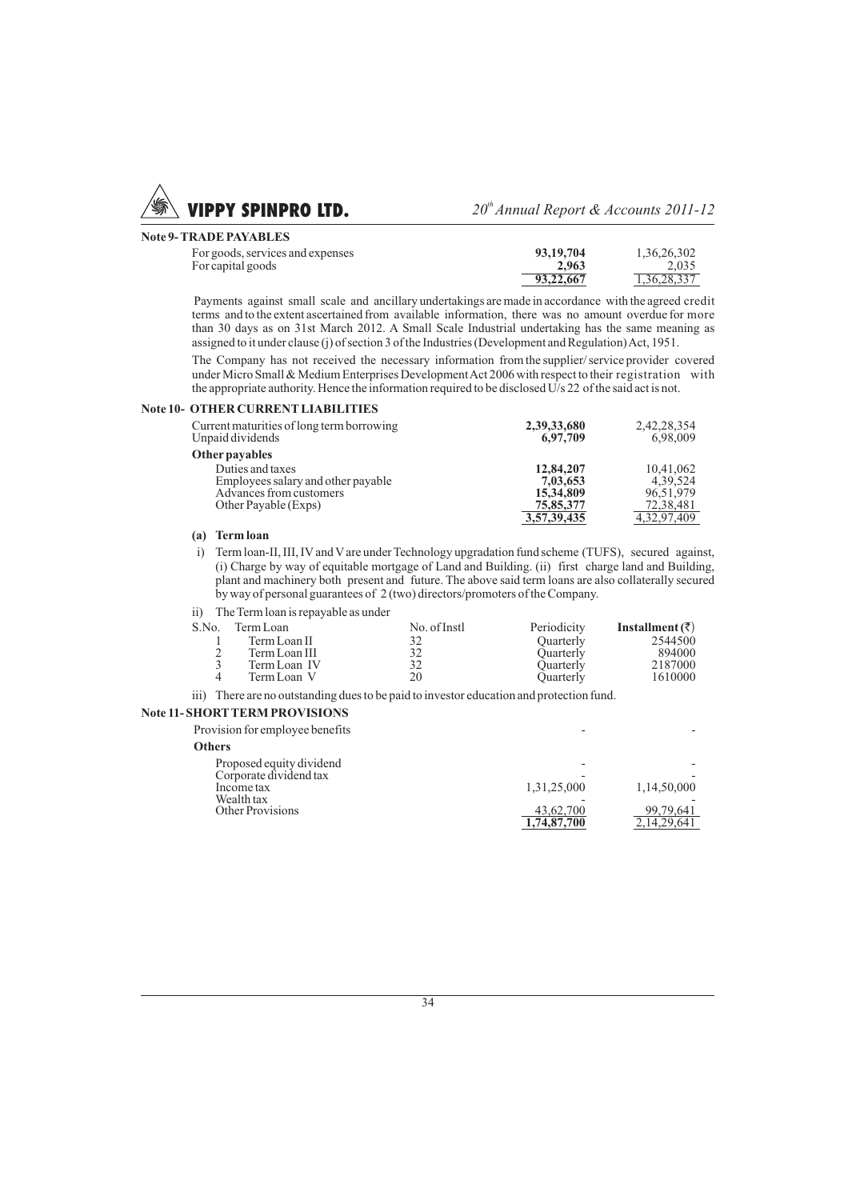### Note 9- TRADE PAYABLES

| | | |
|---|---|---|
| For goods, services and expenses | **93,19,704** | 1,36,26,302 |
| For capital goods | **2,963** | 2,035 |
| | **93,22,667** | 1,36,28,337 |

Payments against small scale and ancillary undertakings are made in accordance with the agreed credit terms and to the extent ascertained from available information, there was no amount overdue for more than 30 days as on 31st March 2012. A Small Scale Industrial undertaking has the same meaning as assigned to it under clause (j) of section 3 of the Industries (Development and Regulation) Act, 1951.

The Company has not received the necessary information from the supplier/ service provider covered under Micro Small & Medium Enterprises Development Act 2006 with respect to their registration with the appropriate authority. Hence the information required to be disclosed U/s 22 of the said act is not.

### Note 10- OTHER CURRENT LIABILITIES

| | | |
|---|---|---|
| Current maturities of long term borrowing | **2,39,33,680** | 2,42,28,354 |
| Unpaid dividends | **6,97,709** | 6,98,009 |
| **Other payables** | | |
| Duties and taxes | **12,84,207** | 10,41,062 |
| Employees salary and other payable | **7,03,653** | 4,39,524 |
| Advances from customers | **15,34,809** | 96,51,979 |
| Other Payable (Exps) | **75,85,377** | 72,38,481 |
| | **3,57,39,435** | 4,32,97,409 |

**(a) Term loan**

i) Term loan-II, III, IV and V are under Technology upgradation fund scheme (TUFS), secured against, (i) Charge by way of equitable mortgage of Land and Building. (ii) first charge land and Building, plant and machinery both present and future. The above said term loans are also collaterally secured by way of personal guarantees of 2 (two) directors/promoters of the Company.

ii) The Term loan is repayable as under

| S.No. | Term Loan | No. of Instl | Periodicity | **Installment (₹)** |
|---|---|---|---|---|
| 1 | Term Loan II | 32 | Quarterly | 2544500 |
| 2 | Term Loan III | 32 | Quarterly | 894000 |
| 3 | Term Loan IV | 32 | Quarterly | 2187000 |
| 4 | Term Loan V | 20 | Quarterly | 1610000 |

iii) There are no outstanding dues to be paid to investor education and protection fund.

### Note 11- SHORT TERM PROVISIONS

| | | |
|---|---|---|
| Provision for employee benefits | - | - |
| **Others** | | |
| Proposed equity dividend | - | - |
| Corporate dividend tax | - | - |
| Income tax | 1,31,25,000 | 1,14,50,000 |
| Wealth tax | - | - |
| Other Provisions | 43,62,700 | 99,79,641 |
| | **1,74,87,700** | 2,14,29,641 |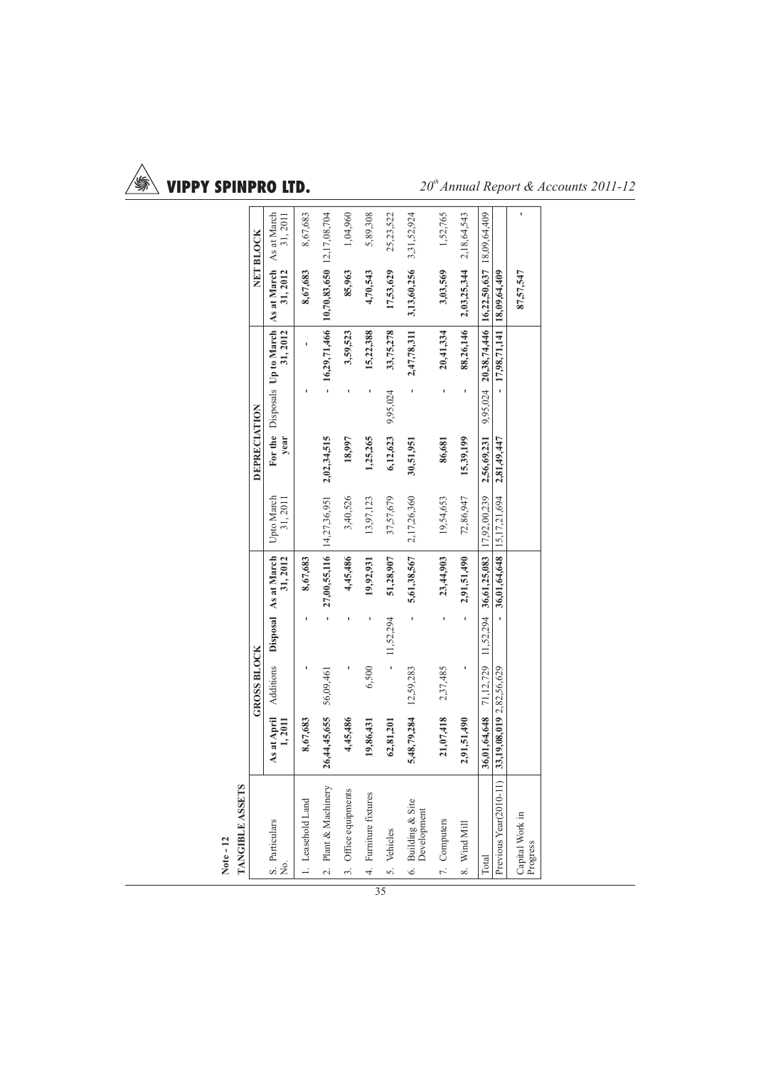**Note - 12**

**TANGIBLE ASSETS**

| S. No. | Particulars | GROSS BLOCK | | | | DEPRECIATION | | | | NET BLOCK | |
|---|---|---|---|---|---|---|---|---|---|---|---|
| | | As at April 1, 2011 | Additions | Disposal | As at March 31, 2012 | Upto March 31, 2011 | For the year | Disposals | Up to March 31, 2012 | As at March 31, 2012 | As at March 31, 2011 |
| 1. | Leasehold Land | 8,67,683 | - | - | 8,67,683 | | | - | - | 8,67,683 | 8,67,683 |
| 2. | Plant & Machinery | 26,44,45,655 | 56,09,461 | - | 27,00,55,116 | 14,27,36,951 | 2,02,34,515 | - | 16,29,71,466 | 10,70,83,650 | 12,17,08,704 |
| 3. | Office equipments | 4,45,486 | - | - | 4,45,486 | 3,40,526 | 18,997 | - | 3,59,523 | 85,963 | 1,04,960 |
| 4. | Furniture fixtures | 19,86,431 | 6,500 | - | 19,92,931 | 13,97,123 | 1,25,265 | - | 15,22,388 | 4,70,543 | 5,89,308 |
| 5. | Vehicles | 62,81,201 | - | 11,52,294 | 51,28,907 | 37,57,679 | 6,12,623 | 9,95,024 | 33,75,278 | 17,53,629 | 25,23,522 |
| 6. | Building & Site Development | 5,48,79,284 | 12,59,283 | - | 5,61,38,567 | 2,17,26,360 | 30,51,951 | - | 2,47,78,311 | 3,13,60,256 | 3,31,52,924 |
| 7. | Computers | 21,07,418 | 2,37,485 | - | 23,44,903 | 19,54,653 | 86,681 | - | 20,41,334 | 3,03,569 | 1,52,765 |
| 8. | Wind Mill | 2,91,51,490 | - | - | 2,91,51,490 | 72,86,947 | 15,39,199 | - | 88,26,146 | 2,03,25,344 | 2,18,64,543 |
| | Total | 36,01,64,648 | 71,12,729 | 11,52,294 | 36,61,25,083 | 17,92,00,239 | 2,56,69,231 | 9,95,024 | 20,38,74,446 | 16,22,50,637 | 18,09,64,409 |
| | Previous Year(2010-11) | 33,19,08,019 | 2,82,56,629 | - | 36,01,64,648 | 15,17,21,694 | 2,81,49,447 | - | 17,98,71,141 | 18,09,64,409 | |
| | Capital Work in Progress | | | | | | | | | 87,57,547 | - |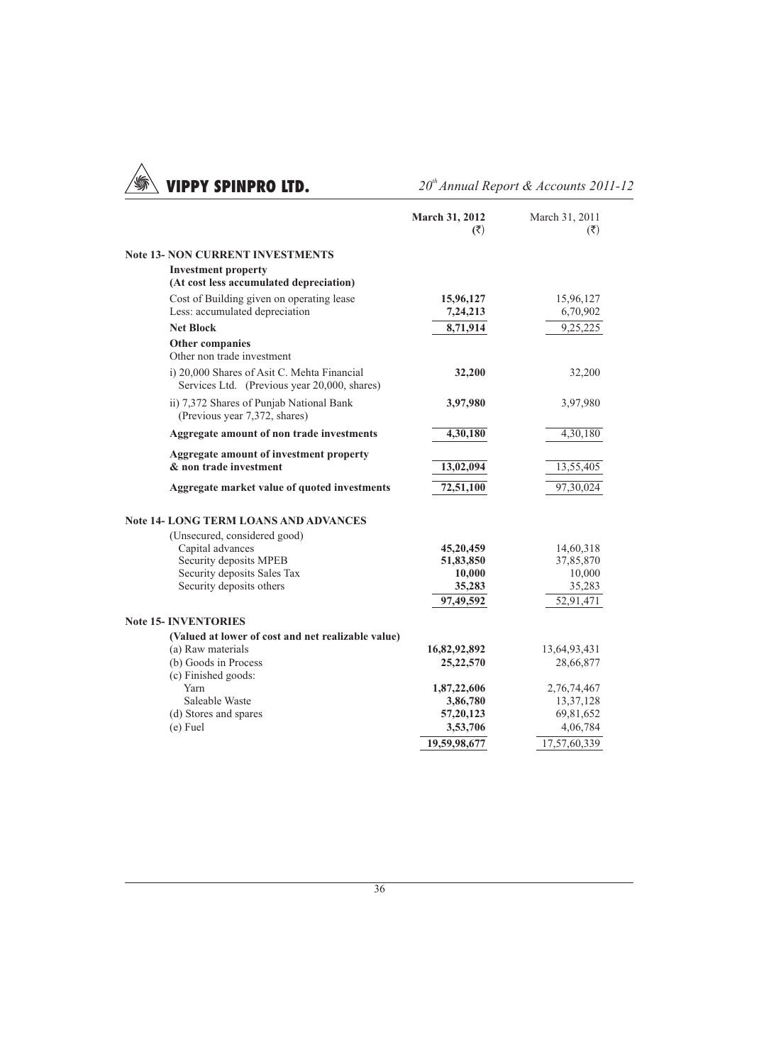| | March 31, 2012 (₹) | March 31, 2011 (₹) |
|---|---|---|
| **Note 13- NON CURRENT INVESTMENTS** | | |
| **Investment property** **(At cost less accumulated depreciation)** | | |
| Cost of Building given on operating lease | **15,96,127** | 15,96,127 |
| Less: accumulated depreciation | **7,24,213** | 6,70,902 |
| **Net Block** | **8,71,914** | 9,25,225 |
| **Other companies** Other non trade investment | | |
| i) 20,000 Shares of Asit C. Mehta Financial Services Ltd. (Previous year 20,000, shares) | **32,200** | 32,200 |
| ii) 7,372 Shares of Punjab National Bank (Previous year 7,372, shares) | **3,97,980** | 3,97,980 |
| **Aggregate amount of non trade investments** | **4,30,180** | 4,30,180 |
| **Aggregate amount of investment property & non trade investment** | **13,02,094** | 13,55,405 |
| **Aggregate market value of quoted investments** | **72,51,100** | 97,30,024 |
| **Note 14- LONG TERM LOANS AND ADVANCES** | | |
| (Unsecured, considered good) | | |
| Capital advances | **45,20,459** | 14,60,318 |
| Security deposits MPEB | **51,83,850** | 37,85,870 |
| Security deposits Sales Tax | **10,000** | 10,000 |
| Security deposits others | **35,283** | 35,283 |
| | **97,49,592** | 52,91,471 |
| **Note 15- INVENTORIES** | | |
| **(Valued at lower of cost and net realizable value)** | | |
| (a) Raw materials | **16,82,92,892** | 13,64,93,431 |
| (b) Goods in Process | **25,22,570** | 28,66,877 |
| (c) Finished goods: | | |
| Yarn | **1,87,22,606** | 2,76,74,467 |
| Saleable Waste | **3,86,780** | 13,37,128 |
| (d) Stores and spares | **57,20,123** | 69,81,652 |
| (e) Fuel | **3,53,706** | 4,06,784 |
| | **19,59,98,677** | 17,57,60,339 |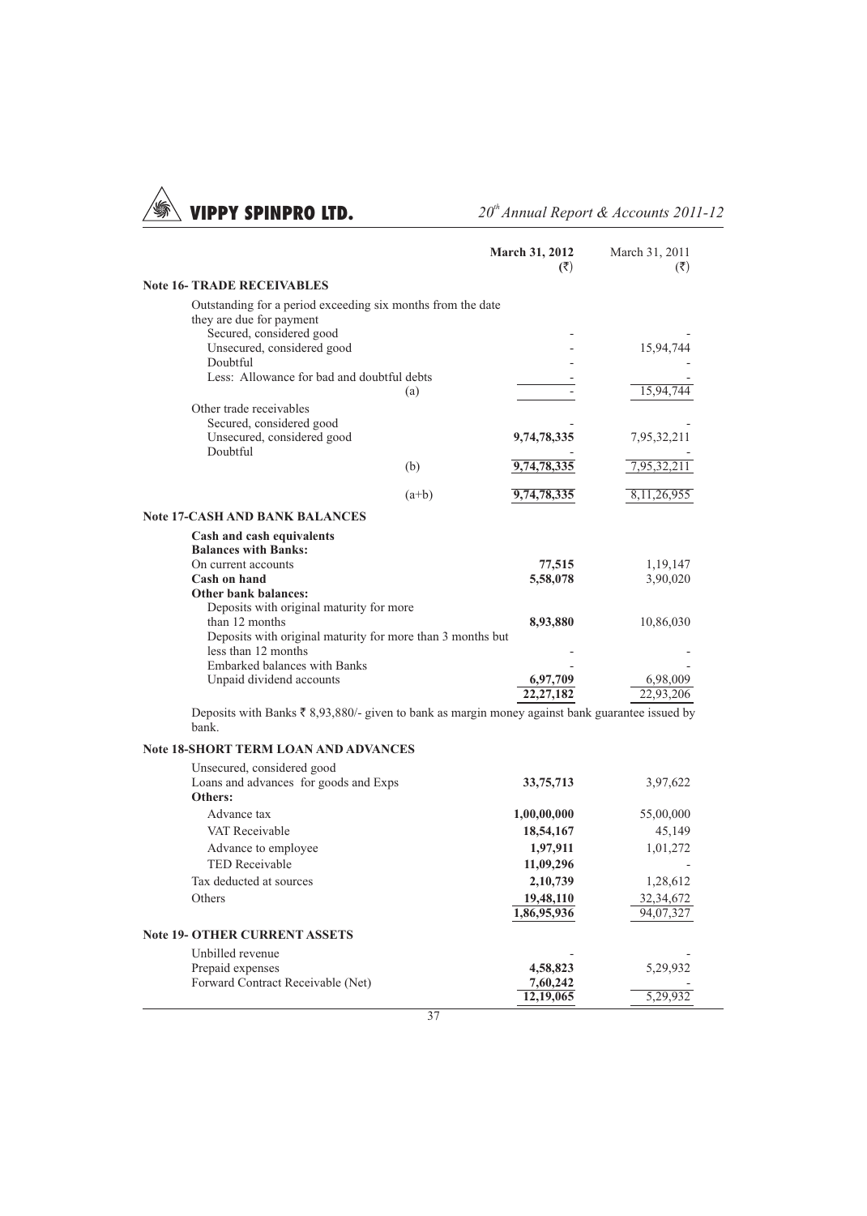| | | March 31, 2012 (₹) | March 31, 2011 (₹) |
|---|---|---|---|
| **Note 16- TRADE RECEIVABLES** | | | |
| Outstanding for a period exceeding six months from the date they are due for payment | | | |
| Secured, considered good | | - | - |
| Unsecured, considered good | | - | 15,94,744 |
| Doubtful | | - | - |
| Less: Allowance for bad and doubtful debts | | - | - |
| | (a) | - | 15,94,744 |
| Other trade receivables | | | |
| Secured, considered good | | - | - |
| Unsecured, considered good | | **9,74,78,335** | 7,95,32,211 |
| Doubtful | | - | - |
| | (b) | **9,74,78,335** | 7,95,32,211 |
| | (a+b) | **9,74,78,335** | 8,11,26,955 |
| **Note 17-CASH AND BANK BALANCES** | | | |
| **Cash and cash equivalents** | | | |
| **Balances with Banks:** | | | |
| On current accounts | | **77,515** | 1,19,147 |
| **Cash on hand** | | **5,58,078** | 3,90,020 |
| **Other bank balances:** | | | |
| Deposits with original maturity for more than 12 months | | **8,93,880** | 10,86,030 |
| Deposits with original maturity for more than 3 months but less than 12 months | | - | - |
| Embarked balances with Banks | | - | - |
| Unpaid dividend accounts | | **6,97,709** | 6,98,009 |
| | | **22,27,182** | 22,93,206 |

Deposits with Banks ₹ 8,93,880/- given to bank as margin money against bank guarantee issued by bank.

| | March 31, 2012 (₹) | March 31, 2011 (₹) |
|---|---|---|
| **Note 18-SHORT TERM LOAN AND ADVANCES** | | |
| Unsecured, considered good | | |
| Loans and advances for goods and Exps | **33,75,713** | 3,97,622 |
| **Others:** | | |
| Advance tax | **1,00,00,000** | 55,00,000 |
| VAT Receivable | **18,54,167** | 45,149 |
| Advance to employee | **1,97,911** | 1,01,272 |
| TED Receivable | **11,09,296** | - |
| Tax deducted at sources | **2,10,739** | 1,28,612 |
| Others | **19,48,110** | 32,34,672 |
| | **1,86,95,936** | 94,07,327 |
| **Note 19- OTHER CURRENT ASSETS** | | |
| Unbilled revenue | - | - |
| Prepaid expenses | **4,58,823** | 5,29,932 |
| Forward Contract Receivable (Net) | **7,60,242** | - |
| | **12,19,065** | 5,29,932 |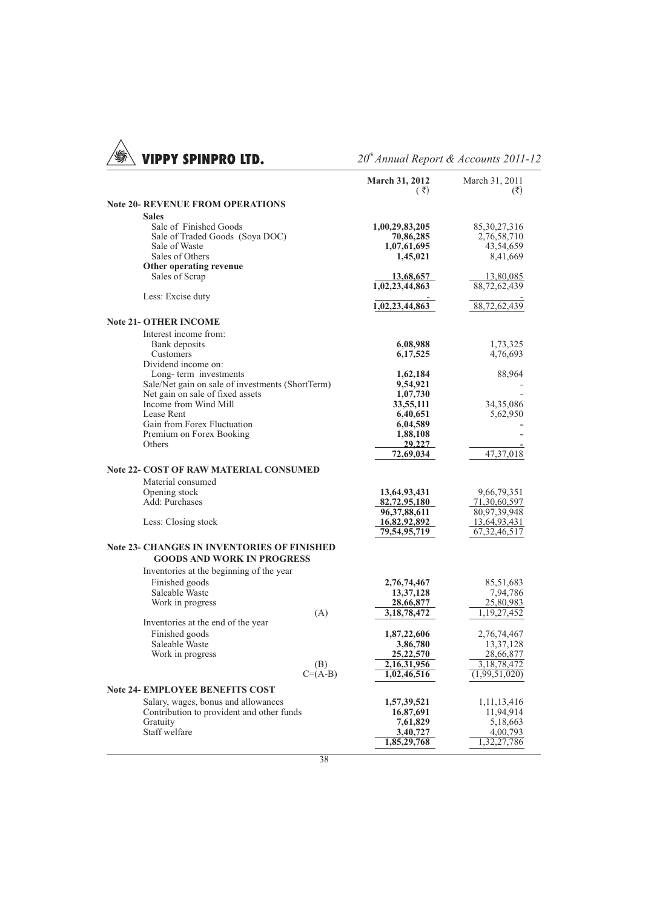| | March 31, 2012 (₹) | March 31, 2011 (₹) |
|---|---|---|
| **Note 20- REVENUE FROM OPERATIONS** | | |
| **Sales** | | |
| Sale of Finished Goods | **1,00,29,83,205** | 85,30,27,316 |
| Sale of Traded Goods (Soya DOC) | **70,86,285** | 2,76,58,710 |
| Sale of Waste | **1,07,61,695** | 43,54,659 |
| Sales of Others | **1,45,021** | 8,41,669 |
| **Other operating revenue** | | |
| Sales of Scrap | **13,68,657** | 13,80,085 |
| | **1,02,23,44,863** | 88,72,62,439 |
| Less: Excise duty | **-** | - |
| | **1,02,23,44,863** | 88,72,62,439 |
| **Note 21- OTHER INCOME** | | |
| Interest income from: | | |
| Bank deposits | **6,08,988** | 1,73,325 |
| Customers | **6,17,525** | 4,76,693 |
| Dividend income on: | | |
| Long- term investments | **1,62,184** | 88,964 |
| Sale/Net gain on sale of investments (ShortTerm) | **9,54,921** | - |
| Net gain on sale of fixed assets | **1,07,730** | - |
| Income from Wind Mill | **33,55,111** | 34,35,086 |
| Lease Rent | **6,40,651** | 5,62,950 |
| Gain from Forex Fluctuation | **6,04,589** | **-** |
| Premium on Forex Booking | **1,88,108** | **-** |
| Others | **29,227** | **-** |
| | **72,69,034** | 47,37,018 |
| **Note 22- COST OF RAW MATERIAL CONSUMED** | | |
| Material consumed | | |
| Opening stock | **13,64,93,431** | 9,66,79,351 |
| Add: Purchases | **82,72,95,180** | 71,30,60,597 |
| | **96,37,88,611** | 80,97,39,948 |
| Less: Closing stock | **16,82,92,892** | 13,64,93,431 |
| | **79,54,95,719** | 67,32,46,517 |
| **Note 23- CHANGES IN INVENTORIES OF FINISHED GOODS AND WORK IN PROGRESS** | | |
| Inventories at the beginning of the year | | |
| Finished goods | **2,76,74,467** | 85,51,683 |
| Saleable Waste | **13,37,128** | 7,94,786 |
| Work in progress | **28,66,877** | 25,80,983 |
| (A) | **3,18,78,472** | 1,19,27,452 |
| Inventories at the end of the year | | |
| Finished goods | **1,87,22,606** | 2,76,74,467 |
| Saleable Waste | **3,86,780** | 13,37,128 |
| Work in progress | **25,22,570** | 28,66,877 |
| (B) | **2,16,31,956** | 3,18,78,472 |
| C=(A-B) | **1,02,46,516** | (1,99,51,020) |
| **Note 24- EMPLOYEE BENEFITS COST** | | |
| Salary, wages, bonus and allowances | **1,57,39,521** | 1,11,13,416 |
| Contribution to provident and other funds | **16,87,691** | 11,94,914 |
| Gratuity | **7,61,829** | 5,18,663 |
| Staff welfare | **3,40,727** | 4,00,793 |
| | **1,85,29,768** | 1,32,27,786 |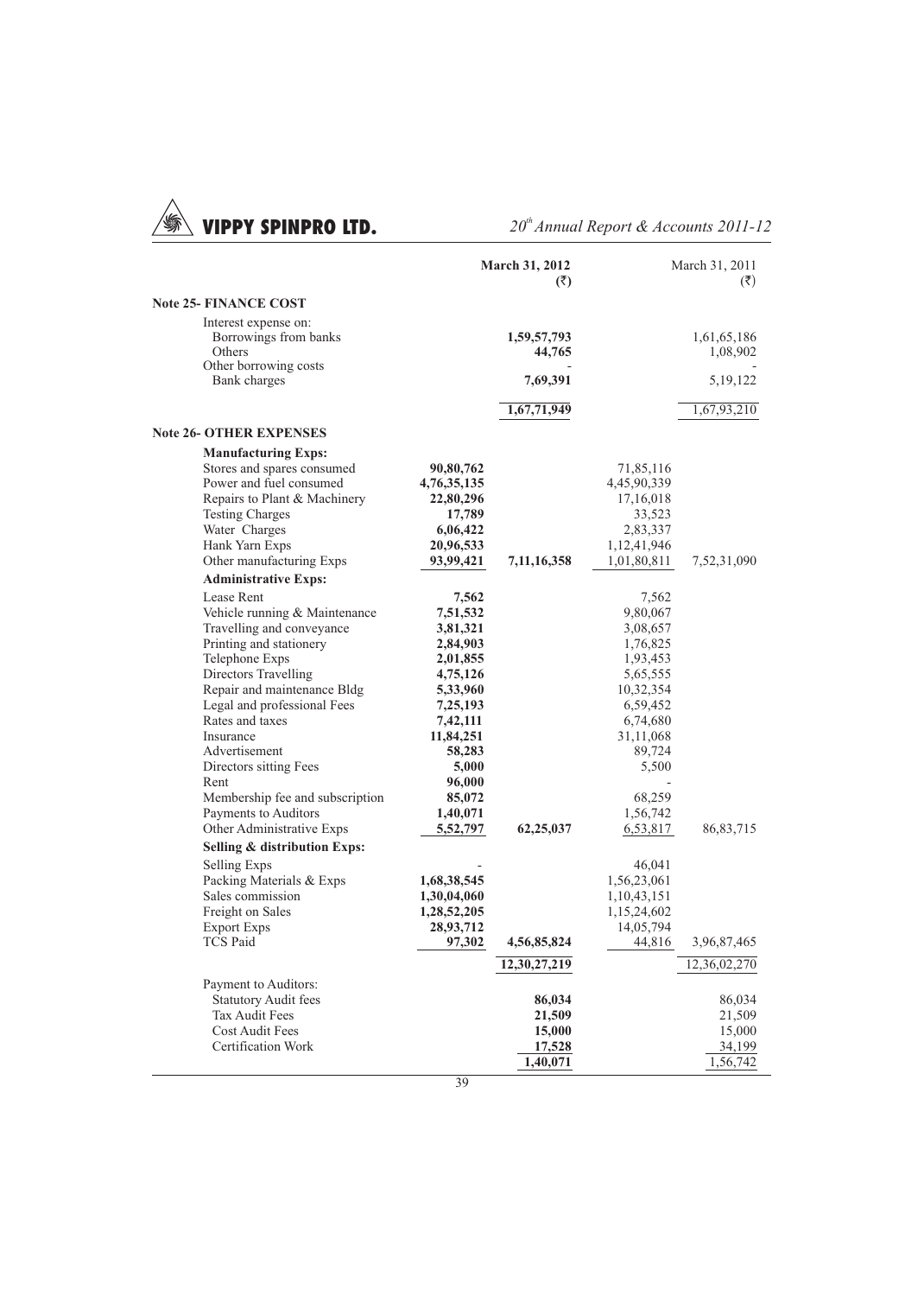| | | March 31, 2012 (₹) | | March 31, 2011 (₹) |
|---|---|---|---|---|
| **Note 25- FINANCE COST** | | | | |
| Interest expense on: | | | | |
| Borrowings from banks | | **1,59,57,793** | | 1,61,65,186 |
| Others | | **44,765** | | 1,08,902 |
| Other borrowing costs | | - | | - |
| Bank charges | | **7,69,391** | | 5,19,122 |
| | | **1,67,71,949** | | 1,67,93,210 |
| **Note 26- OTHER EXPENSES** | | | | |
| **Manufacturing Exps:** | | | | |
| Stores and spares consumed | **90,80,762** | | 71,85,116 | |
| Power and fuel consumed | **4,76,35,135** | | 4,45,90,339 | |
| Repairs to Plant & Machinery | **22,80,296** | | 17,16,018 | |
| Testing Charges | **17,789** | | 33,523 | |
| Water Charges | **6,06,422** | | 2,83,337 | |
| Hank Yarn Exps | **20,96,533** | | 1,12,41,946 | |
| Other manufacturing Exps | **93,99,421** | **7,11,16,358** | 1,01,80,811 | 7,52,31,090 |
| **Administrative Exps:** | | | | |
| Lease Rent | **7,562** | | 7,562 | |
| Vehicle running & Maintenance | **7,51,532** | | 9,80,067 | |
| Travelling and conveyance | **3,81,321** | | 3,08,657 | |
| Printing and stationery | **2,84,903** | | 1,76,825 | |
| Telephone Exps | **2,01,855** | | 1,93,453 | |
| Directors Travelling | **4,75,126** | | 5,65,555 | |
| Repair and maintenance Bldg | **5,33,960** | | 10,32,354 | |
| Legal and professional Fees | **7,25,193** | | 6,59,452 | |
| Rates and taxes | **7,42,111** | | 6,74,680 | |
| Insurance | **11,84,251** | | 31,11,068 | |
| Advertisement | **58,283** | | 89,724 | |
| Directors sitting Fees | **5,000** | | 5,500 | |
| Rent | **96,000** | | - | |
| Membership fee and subscription | **85,072** | | 68,259 | |
| Payments to Auditors | **1,40,071** | | 1,56,742 | |
| Other Administrative Exps | **5,52,797** | **62,25,037** | 6,53,817 | 86,83,715 |
| **Selling & distribution Exps:** | | | | |
| Selling Exps | - | | 46,041 | |
| Packing Materials & Exps | **1,68,38,545** | | 1,56,23,061 | |
| Sales commission | **1,30,04,060** | | 1,10,43,151 | |
| Freight on Sales | **1,28,52,205** | | 1,15,24,602 | |
| Export Exps | **28,93,712** | | 14,05,794 | |
| TCS Paid | **97,302** | **4,56,85,824** | 44,816 | 3,96,87,465 |
| | | **12,30,27,219** | | 12,36,02,270 |
| Payment to Auditors: | | | | |
| Statutory Audit fees | | **86,034** | | 86,034 |
| Tax Audit Fees | | **21,509** | | 21,509 |
| Cost Audit Fees | | **15,000** | | 15,000 |
| Certification Work | | **17,528** | | 34,199 |
| | | **1,40,071** | | 1,56,742 |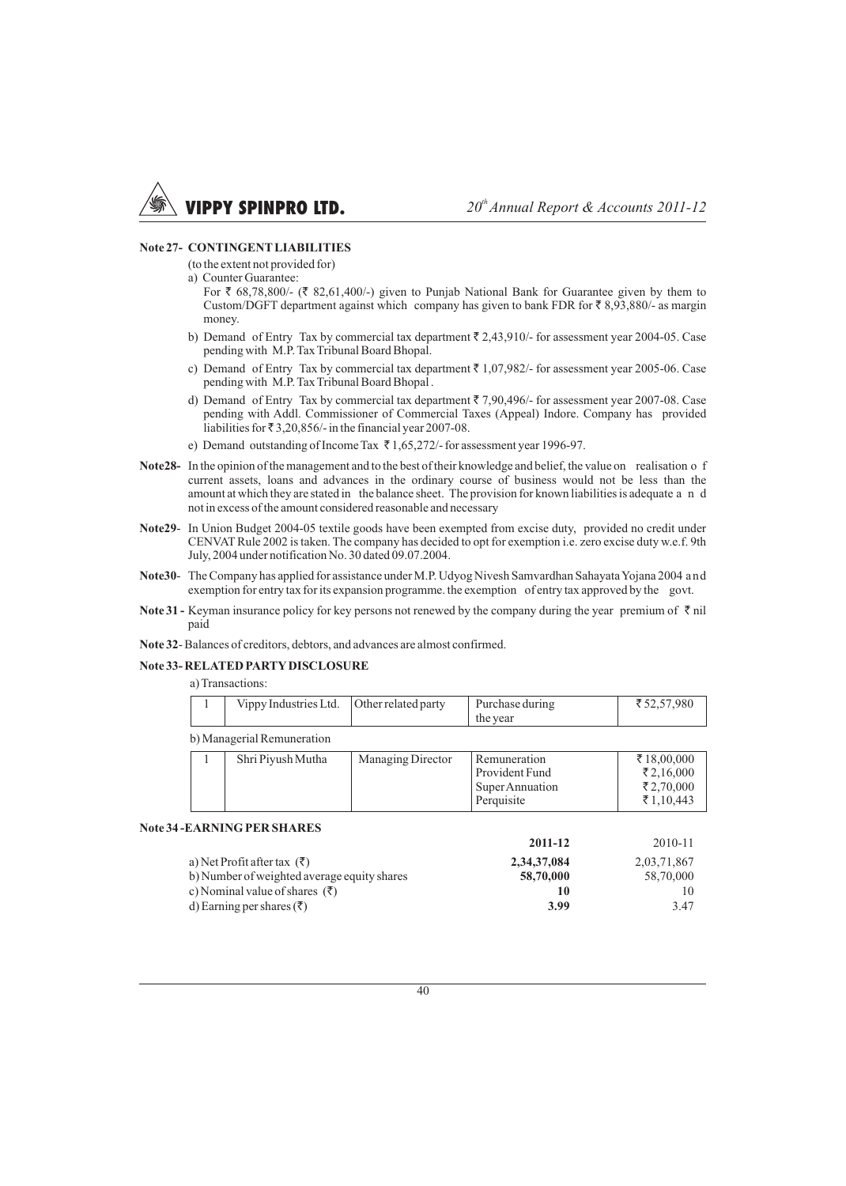### Note 27- CONTINGENT LIABILITIES

(to the extent not provided for)

a) Counter Guarantee:
   For ₹ 68,78,800/- (₹ 82,61,400/-) given to Punjab National Bank for Guarantee given by them to Custom/DGFT department against which company has given to bank FDR for ₹ 8,93,880/- as margin money.

b) Demand of Entry Tax by commercial tax department ₹ 2,43,910/- for assessment year 2004-05. Case pending with M.P. Tax Tribunal Board Bhopal.

c) Demand of Entry Tax by commercial tax department ₹ 1,07,982/- for assessment year 2005-06. Case pending with M.P. Tax Tribunal Board Bhopal .

d) Demand of Entry Tax by commercial tax department ₹ 7,90,496/- for assessment year 2007-08. Case pending with Addl. Commissioner of Commercial Taxes (Appeal) Indore. Company has provided liabilities for ₹ 3,20,856/- in the financial year 2007-08.

e) Demand outstanding of Income Tax ₹ 1,65,272/- for assessment year 1996-97.

**Note28-** In the opinion of the management and to the best of their knowledge and belief, the value on realisation of current assets, loans and advances in the ordinary course of business would not be less than the amount at which they are stated in the balance sheet. The provision for known liabilities is adequate and not in excess of the amount considered reasonable and necessary

**Note29**- In Union Budget 2004-05 textile goods have been exempted from excise duty, provided no credit under CENVAT Rule 2002 is taken. The company has decided to opt for exemption i.e. zero excise duty w.e.f. 9th July, 2004 under notification No. 30 dated 09.07.2004.

**Note30**- The Company has applied for assistance under M.P. Udyog Nivesh Samvardhan Sahayata Yojana 2004 and exemption for entry tax for its expansion programme. the exemption of entry tax approved by the govt.

**Note 31 -** Keyman insurance policy for key persons not renewed by the company during the year premium of ₹ nil paid

**Note 32**- Balances of creditors, debtors, and advances are almost confirmed.

### Note 33- RELATED PARTY DISCLOSURE

a) Transactions:

| | | | | |
|---|---|---|---|---|
| 1 | Vippy Industries Ltd. | Other related party | Purchase during the year | ₹ 52,57,980 |

b) Managerial Remuneration

| | | | | |
|---|---|---|---|---|
| 1 | Shri Piyush Mutha | Managing Director | Remuneration<br>Provident Fund<br>Super Annuation<br>Perquisite | ₹ 18,00,000<br>₹ 2,16,000<br>₹ 2,70,000<br>₹ 1,10,443 |

### Note 34 -EARNING PER SHARES

| | 2011-12 | 2010-11 |
|---|---|---|
| a) Net Profit after tax (₹) | **2,34,37,084** | 2,03,71,867 |
| b) Number of weighted average equity shares | **58,70,000** | 58,70,000 |
| c) Nominal value of shares (₹) | **10** | 10 |
| d) Earning per shares (₹) | **3.99** | 3.47 |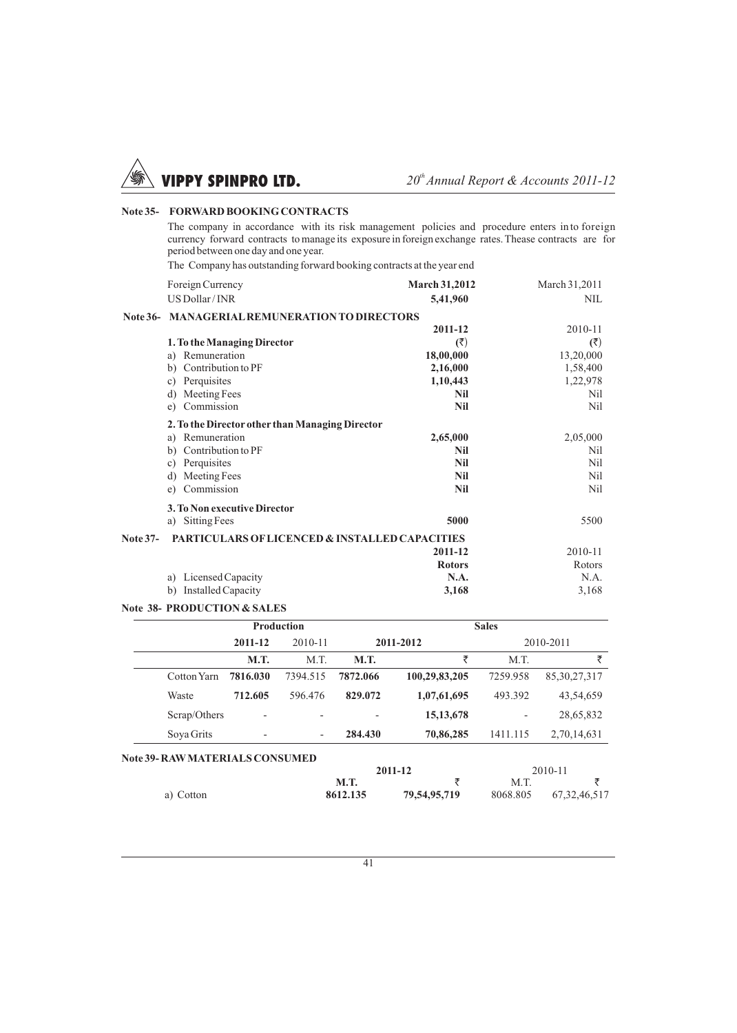**Note 35- FORWARD BOOKING CONTRACTS**

The company in accordance with its risk management policies and procedure enters into foreign currency forward contracts to manage its exposure in foreign exchange rates. Thease contracts are for period between one day and one year.

The Company has outstanding forward booking contracts at the year end

| Foreign Currency | **March 31,2012** | March 31,2011 |
|---|---|---|
| US Dollar / INR | **5,41,960** | NIL |

**Note 36- MANAGERIAL REMUNERATION TO DIRECTORS**

| | **2011-12** | 2010-11 |
|---|---|---|
| **1. To the Managing Director** | **(₹)** | **(₹)** |
| a) Remuneration | **18,00,000** | 13,20,000 |
| b) Contribution to PF | **2,16,000** | 1,58,400 |
| c) Perquisites | **1,10,443** | 1,22,978 |
| d) Meeting Fees | **Nil** | Nil |
| e) Commission | **Nil** | Nil |
| **2. To the Director other than Managing Director** | | |
| a) Remuneration | **2,65,000** | 2,05,000 |
| b) Contribution to PF | **Nil** | Nil |
| c) Perquisites | **Nil** | Nil |
| d) Meeting Fees | **Nil** | Nil |
| e) Commission | **Nil** | Nil |
| **3. To Non executive Director** | | |
| a) Sitting Fees | **5000** | 5500 |

**Note 37- PARTICULARS OF LICENCED & INSTALLED CAPACITIES**

| | **2011-12** | 2010-11 |
|---|---|---|
| | **Rotors** | Rotors |
| a) Licensed Capacity | **N.A.** | N.A. |
| b) Installed Capacity | **3,168** | 3,168 |

**Note 38- PRODUCTION & SALES**

| | **Production** | | **Sales** | | | |
|---|---|---|---|---|---|---|
| | **2011-12** | 2010-11 | **2011-2012** | | 2010-2011 | |
| | **M.T.** | M.T. | **M.T.** | ₹ | M.T. | ₹ |
| Cotton Yarn | **7816.030** | 7394.515 | **7872.066** | **100,29,83,205** | 7259.958 | 85,30,27,317 |
| Waste | **712.605** | 596.476 | **829.072** | **1,07,61,695** | 493.392 | 43,54,659 |
| Scrap/Others | - | - | - | **15,13,678** | - | 28,65,832 |
| Soya Grits | - | - | **284.430** | **70,86,285** | 1411.115 | 2,70,14,631 |

**Note 39- RAW MATERIALS CONSUMED**

| | **2011-12** | | 2010-11 | |
|---|---|---|---|---|
| | **M.T.** | **₹** | M.T. | ₹ |
| a) Cotton | **8612.135** | **79,54,95,719** | 8068.805 | 67,32,46,517 |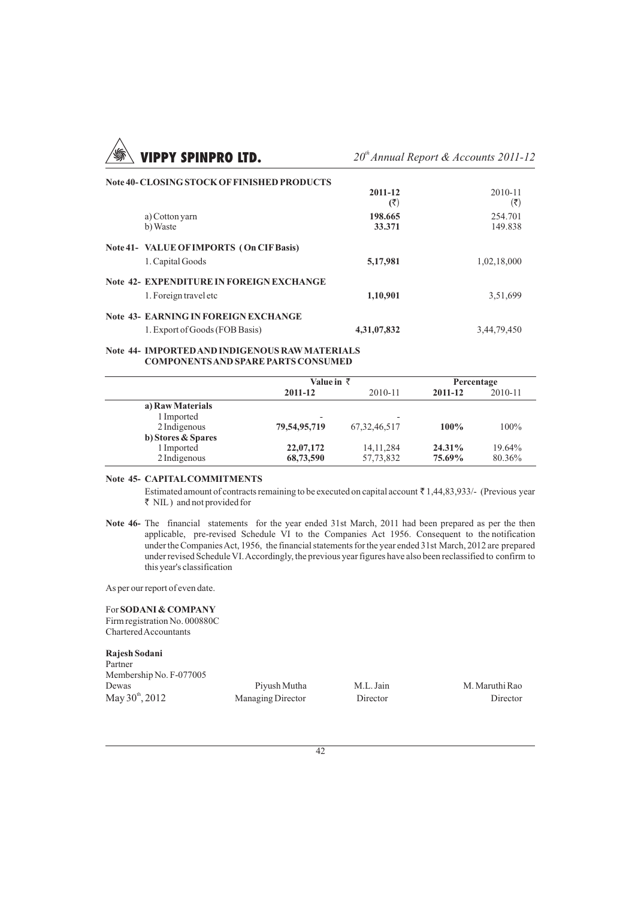**Note 40- CLOSING STOCK OF FINISHED PRODUCTS**

| | 2011-12 (₹) | 2010-11 (₹) |
|---|---|---|
| a) Cotton yarn | **198.665** | 254.701 |
| b) Waste | **33.371** | 149.838 |

**Note 41- VALUE OF IMPORTS ( On CIF Basis)**

| | 2011-12 (₹) | 2010-11 (₹) |
|---|---|---|
| 1. Capital Goods | **5,17,981** | 1,02,18,000 |

**Note 42- EXPENDITURE IN FOREIGN EXCHANGE**

| | 2011-12 (₹) | 2010-11 (₹) |
|---|---|---|
| 1. Foreign travel etc | **1,10,901** | 3,51,699 |

**Note 43- EARNING IN FOREIGN EXCHANGE**

| | 2011-12 (₹) | 2010-11 (₹) |
|---|---|---|
| 1. Export of Goods (FOB Basis) | **4,31,07,832** | 3,44,79,450 |

**Note 44- IMPORTED AND INDIGENOUS RAW MATERIALS COMPONENTS AND SPARE PARTS CONSUMED**

| | Value in ₹ | | Percentage | |
|---|---|---|---|---|
| | **2011-12** | 2010-11 | **2011-12** | 2010-11 |
| **a) Raw Materials** | | | | |
| 1 Imported | - | - | | |
| 2 Indigenous | **79,54,95,719** | 67,32,46,517 | **100%** | 100% |
| **b) Stores & Spares** | | | | |
| 1 Imported | **22,07,172** | 14,11,284 | **24.31%** | 19.64% |
| 2 Indigenous | **68,73,590** | 57,73,832 | **75.69%** | 80.36% |

**Note 45- CAPITAL COMMITMENTS**

Estimated amount of contracts remaining to be executed on capital account ₹ 1,44,83,933/- (Previous year ₹ NIL ) and not provided for

**Note 46-** The financial statements for the year ended 31st March, 2011 had been prepared as per the then applicable, pre-revised Schedule VI to the Companies Act 1956. Consequent to the notification under the Companies Act, 1956, the financial statements for the year ended 31st March, 2012 are prepared under revised Schedule VI. Accordingly, the previous year figures have also been reclassified to confirm to this year's classification

As per our report of even date.

For **SODANI & COMPANY**
Firm registration No. 000880C
Chartered Accountants

**Rajesh Sodani**
Partner
Membership No. F-077005
Dewas
May 30th, 2012

| Piyush Mutha | M.L. Jain | M. Maruthi Rao |
|---|---|---|
| Managing Director | Director | Director |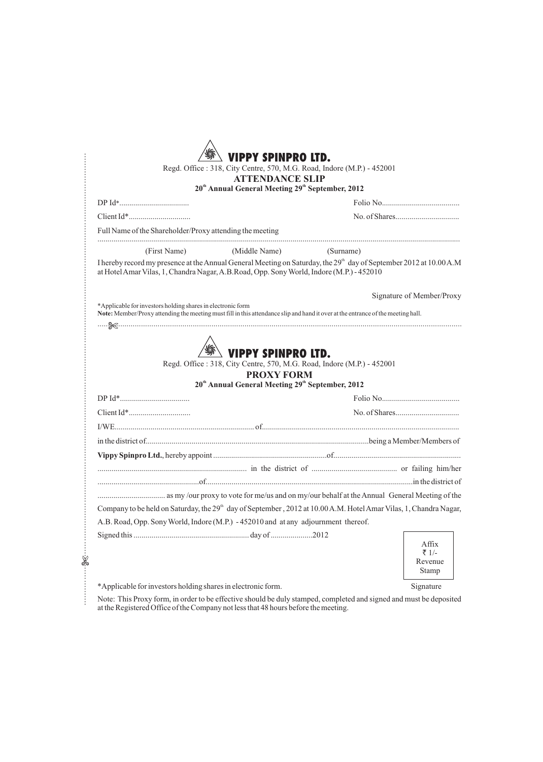# VIPPY SPINPRO LTD.

Regd. Office : 318, City Centre, 570, M.G. Road, Indore (M.P.) - 452001

## ATTENDANCE SLIP

**20th Annual General Meeting 29th September, 2012**

DP Id*.................................. Folio No......................................

Client Id*.............................. No. of Shares...............................

Full Name of the Shareholder/Proxy attending the meeting

.......................................................................................................................................................

(First Name) (Middle Name) (Surname)

I hereby record my presence at the Annual General Meeting on Saturday, the 29th day of September 2012 at 10.00 A.M at Hotel Amar Vilas, 1, Chandra Nagar, A.B.Road, Opp. Sony World, Indore (M.P.) - 452010

Signature of Member/Proxy

*Applicable for investors holding shares in electronic form

**Note:** Member/Proxy attending the meeting must fill in this attendance slip and hand it over at the entrance of the meeting hall.

.......................................................................................................................................................

# VIPPY SPINPRO LTD.

Regd. Office : 318, City Centre, 570, M.G. Road, Indore (M.P.) - 452001

## PROXY FORM

**20th Annual General Meeting 29th September, 2012**

DP Id*.................................. Folio No......................................

Client Id*.............................. No. of Shares...............................

I/WE...................................................................... of..................................................................................................

in the district of...............................................................................................................being a Member/Members of

**Vippy Spinpro Ltd.**, hereby appoint ..........................................................of.............................................................

......................................................................... in the district of .......................................... or failing him/her

...................................................of.........................................................................................................in the district of

.................................. as my /our proxy to vote for me/us and on my/our behalf at the Annual General Meeting of the Company to be held on Saturday, the 29th day of September , 2012 at 10.00 A.M. Hotel Amar Vilas, 1, Chandra Nagar, A.B. Road, Opp. Sony World, Indore (M.P.) - 452010 and at any adjournment thereof.

Signed this ......................................................... day of .....................2012

Affix ₹ 1/- Revenue Stamp

*Applicable for investors holding shares in electronic form. Signature

Note: This Proxy form, in order to be effective should be duly stamped, completed and signed and must be deposited at the Registered Office of the Company not less that 48 hours before the meeting.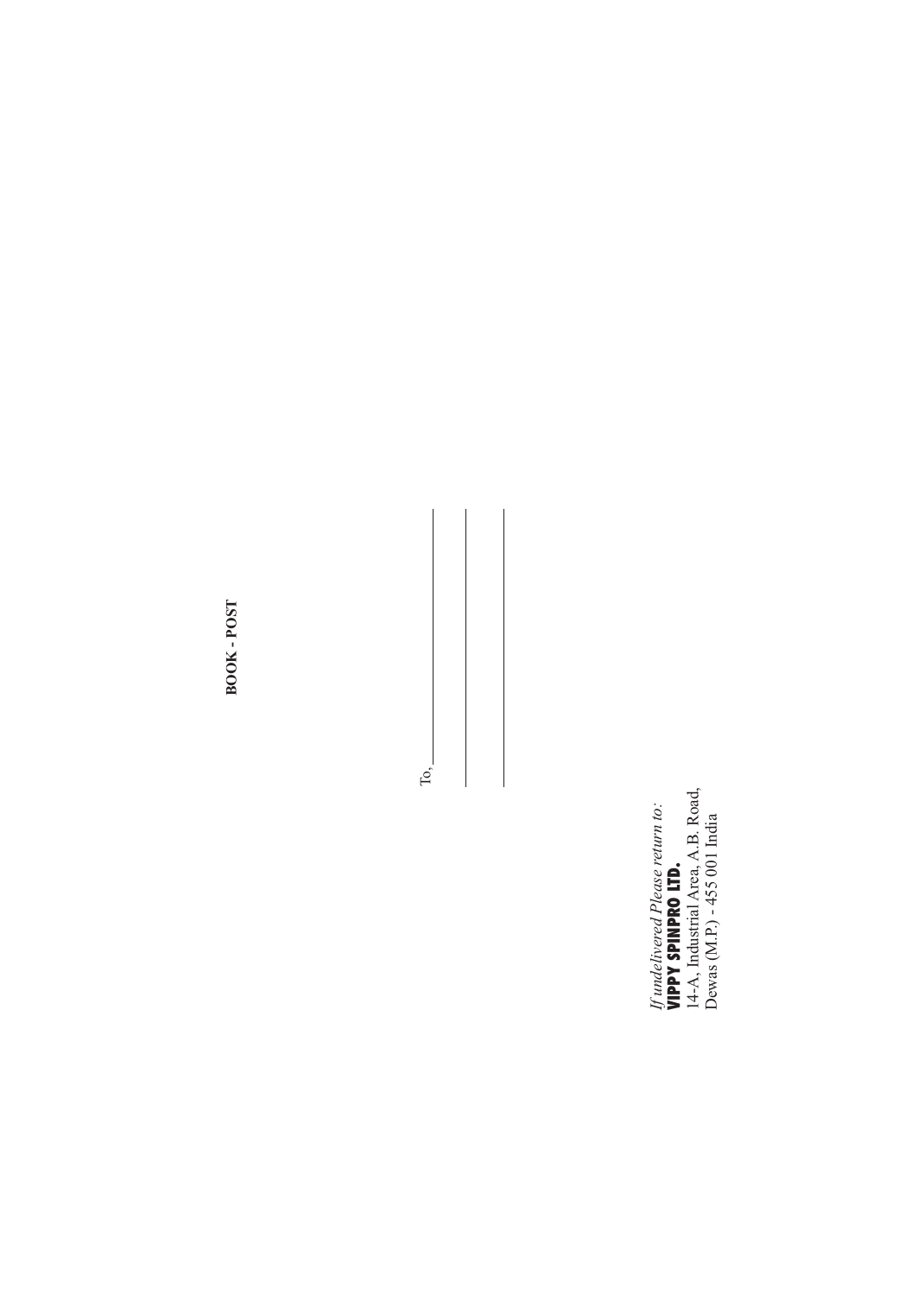**BOOK - POST**

To, \_\_\_\_\_\_\_\_\_\_\_\_\_\_\_\_\_\_\_\_\_\_\_\_\_\_\_\_

\_\_\_\_\_\_\_\_\_\_\_\_\_\_\_\_\_\_\_\_\_\_\_\_\_\_\_\_\_\_\_\_

\_\_\_\_\_\_\_\_\_\_\_\_\_\_\_\_\_\_\_\_\_\_\_\_\_\_\_\_\_\_\_\_

*If undelivered Please return to:*
**VIPPY SPINPRO LTD.**
14-A, Industrial Area, A.B. Road,
Dewas (M.P.) - 455 001 India